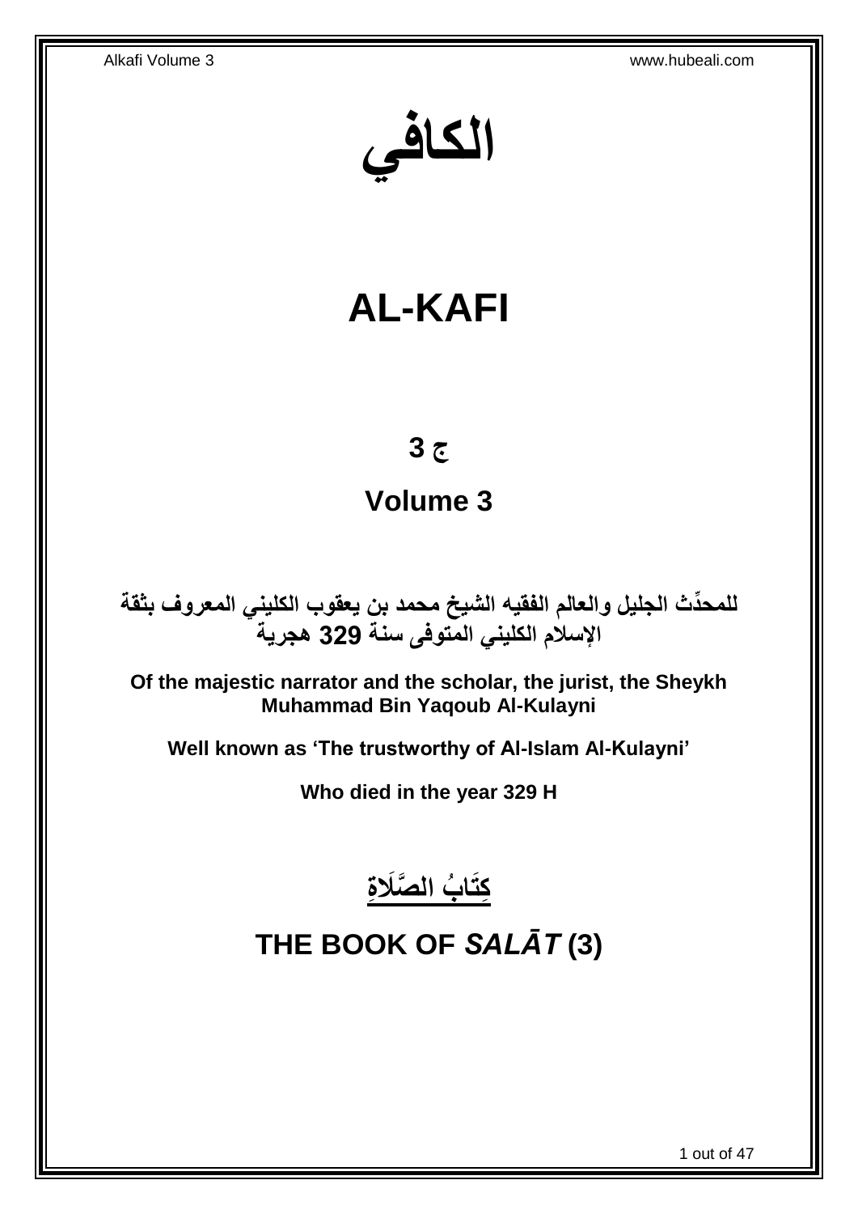# الكافي

# AL-KAFI

## ج 3

## Volume 3

**للمحدِّث الجليل والعالم الفقيه الشيخ محمد بن يعقوب الكليني المعروف بثقة الإسلام الكليني المتوفى سنة 329 هجرية**

**Of the majestic narrator and the scholar, the jurist, the Sheykh Muhammad Bin Yaqoub Al-Kulayni**

**Well known as 'The trustworthy of Al-Islam Al-Kulayni'**

**Who died in the year 329 H**

# كِتَابُ الصَّلَاةِ

# THE BOOK OF *SALĀT* (3)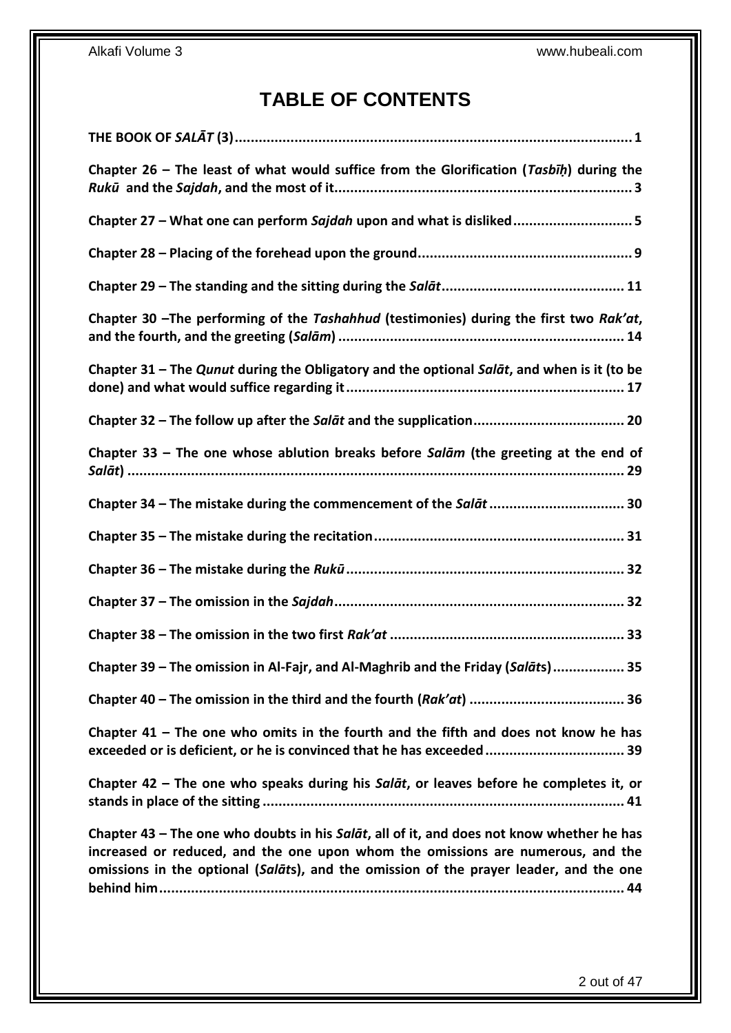# TABLE OF CONTENTS

**THE BOOK OF *SALĀT* (3)....................................................................................................1**

**Chapter 26 – The least of what would suffice from the Glorification (*Tasbīḥ*) during the *Rukū* and the *Sajdah*, and the most of it..........................................................................3**

**Chapter 27 – What one can perform *Sajdah* upon and what is disliked.............................5**

**Chapter 28 – Placing of the forehead upon the ground.....................................................9**

**Chapter 29 – The standing and the sitting during the *Salāt*.............................................11**

**Chapter 30 –The performing of the *Tashahhud* (testimonies) during the first two *Rak'at*, and the fourth, and the greeting (*Salām*) .......................................................................14**

**Chapter 31 – The *Qunut* during the Obligatory and the optional *Salāt*, and when is it (to be done) and what would suffice regarding it.....................................................................17**

**Chapter 32 – The follow up after the *Salāt* and the supplication......................................20**

**Chapter 33 – The one whose ablution breaks before *Salām* (the greeting at the end of *Salāt*) ...........................................................................................................................29**

**Chapter 34 – The mistake during the commencement of the *Salāt* .................................30**

**Chapter 35 – The mistake during the recitation..............................................................31**

**Chapter 36 – The mistake during the *Rukū*....................................................................32**

**Chapter 37 – The omission in the *Sajdah*........................................................................32**

**Chapter 38 – The omission in the two first *Rak'at* ..........................................................33**

**Chapter 39 – The omission in Al-Fajr, and Al-Maghrib and the Friday (*Salāt*s).................35**

**Chapter 40 – The omission in the third and the fourth (*Rak'at*) .......................................36**

**Chapter 41 – The one who omits in the fourth and the fifth and does not know he has exceeded or is deficient, or he is convinced that he has exceeded...................................39**

**Chapter 42 – The one who speaks during his *Salāt*, or leaves before he completes it, or stands in place of the sitting .........................................................................................41**

**Chapter 43 – The one who doubts in his *Salāt*, all of it, and does not know whether he has increased or reduced, and the one upon whom the omissions are numerous, and the omissions in the optional (*Salāt*s), and the omission of the prayer leader, and the one behind him...................................................................................................................44**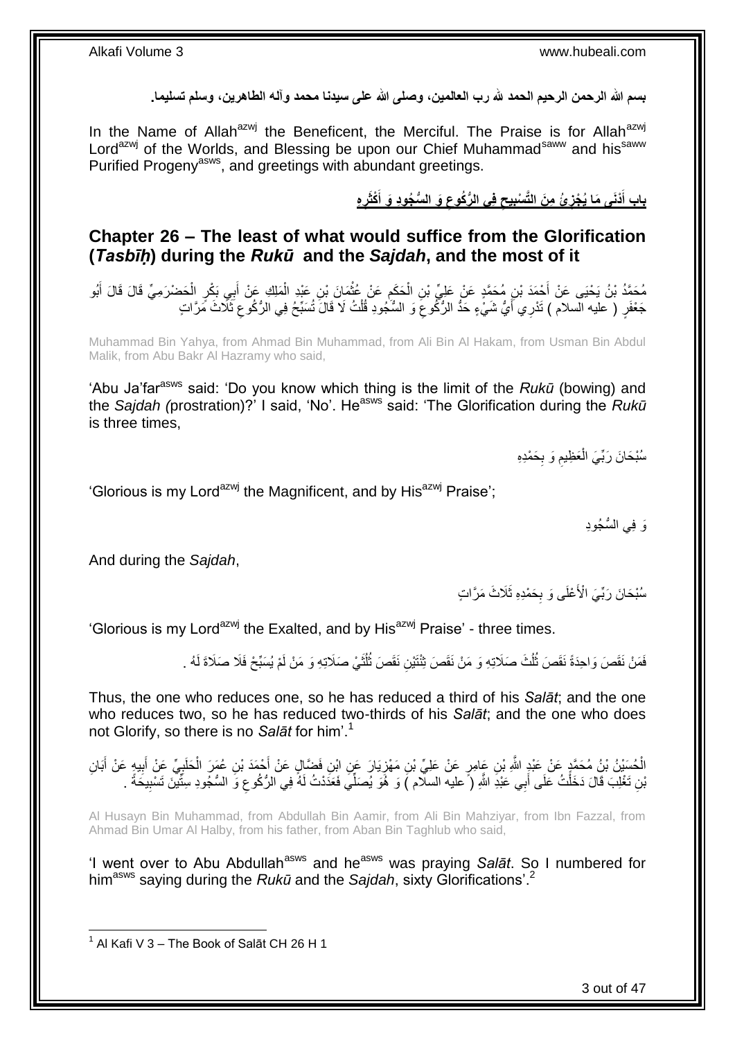**بسم الله الرحمن الرحيم الحمد لله رب العالمين، وصلى الله على سيدنا محمد وآله الطاهرين، وسلم تسليما.**

In the Name of Allah[azwj] the Beneficent, the Merciful. The Praise is for Allah[azwj] Lord[azwj] of the Worlds, and Blessing be upon our Chief Muhammad[saww] and his[saww] Purified Progeny[asws], and greetings with abundant greetings.

## بَابُ أَدْنَى مَا يُجْزِئُ مِنَ التَّسْبِيحِ فِي الرُّكُوعِ وَ السُّجُودِ وَ أَكْثَرِهِ

## Chapter 26 – The least of what would suffice from the Glorification (*Tasbīḥ*) during the *Rukū* and the *Sajdah*, and the most of it

مُحَمَّدُ بْنُ يَحْيَى عَنْ أَحْمَدَ بْنِ مُحَمَّدٍ عَنْ عَلِيِّ بْنِ الْحَكَمِ عَنْ عُثْمَانَ بْنِ عَبْدِ الْمَلِكِ عَنْ أَبِي بَكْرٍ الْحَضْرَمِيِّ قَالَ قَالَ أَبُو جَعْفَرٍ ( عليه السلام ) تَدْرِي أَيُّ شَيْءٍ حَدُّ الرُّكُوعِ وَ السُّجُودِ قُلْتُ لَا قَالَ تُسَبِّحُ فِي الرُّكُوعِ ثَلَاثَ مَرَّاتٍ

Muhammad Bin Yahya, from Ahmad Bin Muhammad, from Ali Bin Al Hakam, from Usman Bin Abdul Malik, from Abu Bakr Al Hazramy who said,

'Abu Ja'far[asws] said: 'Do you know which thing is the limit of the *Rukū* (bowing) and the *Sajdah (*prostration)?' I said, 'No'. He[asws] said: 'The Glorification during the *Rukū* is three times,

سُبْحَانَ رَبِّيَ الْعَظِيمِ وَ بِحَمْدِهِ

'Glorious is my Lord[azwj] the Magnificent, and by His[azwj] Praise';

وَ فِي السُّجُودِ

And during the *Sajdah*,

سُبْحَانَ رَبِّيَ الْأَعْلَى وَ بِحَمْدِهِ ثَلَاثَ مَرَّاتٍ

'Glorious is my Lord[azwj] the Exalted, and by His[azwj] Praise' - three times.

فَمَنْ نَقَصَ وَاحِدَةً نَقَصَ ثُلُثَ صَلَاتِهِ وَ مَنْ نَقَصَ ثِنْتَيْنِ نَقَصَ ثُلُثَيْ صَلَاتِهِ وَ مَنْ لَمْ يُسَبِّحْ فَلَا صَلَاةَ لَهُ .

Thus, the one who reduces one, so he has reduced a third of his *Salāt*; and the one who reduces two, so he has reduced two-thirds of his *Salāt*; and the one who does not Glorify, so there is no *Salāt* for him'.[1]

الْحُسَيْنُ بْنُ مُحَمَّدٍ عَنْ عَبْدِ اللَّهِ بْنِ عَامِرٍ عَنْ عَلِيِّ بْنِ مَهْزِيَارَ عَنِ ابْنِ فَضَّالٍ عَنْ أَحْمَدَ بْنِ عُمَرَ الْحَلَبِيِّ عَنْ أَبِيهِ عَنْ أَبَانِ بْنِ تَغْلِبَ قَالَ دَخَلْتُ عَلَى أَبِي عَبْدِ اللَّهِ ( عليه السلام ) وَ هُوَ يُصَلِّي فَعَدَدْتُ لَهُ فِي الرُّكُوعِ وَ السُّجُودِ سِتِّينَ تَسْبِيحَةً .

Al Husayn Bin Muhammad, from Abdullah Bin Aamir, from Ali Bin Mahziyar, from Ibn Fazzal, from Ahmad Bin Umar Al Halby, from his father, from Aban Bin Taghlub who said,

'I went over to Abu Abdullah[asws] and he[asws] was praying *Salāt*. So I numbered for him[asws] saying during the *Rukū* and the *Sajdah*, sixty Glorifications'.[2]

---

[1] Al Kafi V 3 – The Book of Salāt CH 26 H 1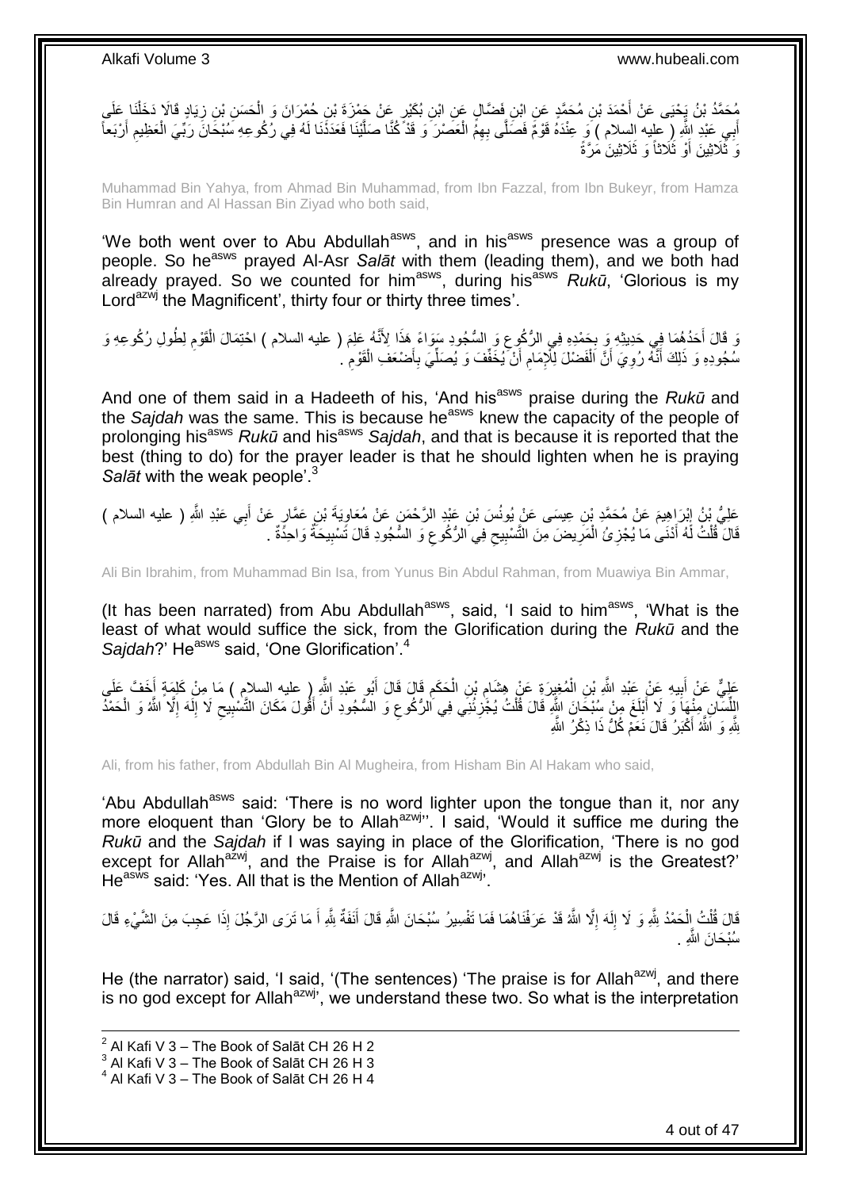مُحَمَّدُ بْنُ يَحْيَى عَنْ أَحْمَدَ بْنِ مُحَمَّدٍ عَنِ ابْنِ فَضَّالٍ عَنِ ابْنِ بُكَيْرٍ عَنْ حَمْزَةَ بْنِ حُمْرَانَ وَ الْحَسَنِ بْنِ زِيَادٍ قَالا دَخَلْنَا عَلَى أَبِي عَبْدِ اللَّهِ ( عليه السلام ) وَ عِنْدَهُ قَوْمٌ فَصَلَّى بِهِمُ الْعَصْرَ وَ قَدْ كُنَّا صَلَّيْنَا فَعَدَدْنَا لَهُ فِي رُكُوعِهِ سُبْحَانَ رَبِّيَ الْعَظِيمِ أَرْبَعاً وَ ثَلَاثِينَ أَوْ ثَلَاثاً وَ ثَلَاثِينَ مَرَّةً

Muhammad Bin Yahya, from Ahmad Bin Muhammad, from Ibn Fazzal, from Ibn Bukeyr, from Hamza Bin Humran and Al Hassan Bin Ziyad who both said,

'We both went over to Abu Abdullah[asws], and in his[asws] presence was a group of people. So he[asws] prayed Al-Asr *Salāt* with them (leading them), and we both had already prayed. So we counted for him[asws], during his[asws] *Rukū*, 'Glorious is my Lord[azwj] the Magnificent', thirty four or thirty three times'.

وَ قَالَ أَحَدُهُمَا فِي حَدِيثِهِ وَ بِحَمْدِهِ فِي الرُّكُوعِ وَ السُّجُودِ سَوَاءً هَذَا لِأَنَّهُ عَلِمَ ( عليه السلام ) احْتِمَالَ الْقَوْمِ لِطُولِ رُكُوعِهِ وَ سُجُودِهِ وَ ذَلِكَ أَنَّهُ رُوِيَ أَنَّ الْفَضْلَ لِلْإِمَامِ أَنْ يُخَفِّفَ وَ يُصَلِّيَ بِأَضْعَفِ الْقَوْمِ .

And one of them said in a Hadeeth of his, 'And his[asws] praise during the *Rukū* and the *Sajdah* was the same. This is because he[asws] knew the capacity of the people of prolonging his[asws] *Rukū* and his[asws] *Sajdah*, and that is because it is reported that the best (thing to do) for the prayer leader is that he should lighten when he is praying *Salāt* with the weak people'.[3]

عَلِيُّ بْنُ إِبْرَاهِيمَ عَنْ مُحَمَّدِ بْنِ عِيسَى عَنْ يُونُسَ بْنِ عَبْدِ الرَّحْمَنِ عَنْ مُعَاوِيَةَ بْنِ عَمَّارٍ عَنْ أَبِي عَبْدِ اللَّهِ ( عليه السلام ) قَالَ قُلْتُ لَهُ أَدْنَى مَا يُجْزِئُ الْمَرِيضَ مِنَ التَّسْبِيحِ فِي الرُّكُوعِ وَ السُّجُودِ قَالَ تَسْبِيحَةٌ وَاحِدَةٌ .

Ali Bin Ibrahim, from Muhammad Bin Isa, from Yunus Bin Abdul Rahman, from Muawiya Bin Ammar,

(It has been narrated) from Abu Abdullah[asws], said, 'I said to him[asws], 'What is the least of what would suffice the sick, from the Glorification during the *Rukū* and the *Sajdah*?' He[asws] said, 'One Glorification'.[4]

عَلِيٌّ عَنْ أَبِيهِ عَنْ عَبْدِ اللَّهِ بْنِ الْمُغِيرَةِ عَنْ هِشَامِ بْنِ الْحَكَمِ قَالَ قَالَ أَبُو عَبْدِ اللَّهِ ( عليه السلام ) مَا مِنْ كَلِمَةٍ أَخَفَّ عَلَى اللِّسَانِ مِنْهَا وَ لَا أَبْلَغَ مِنْ سُبْحَانَ اللَّهِ قَالَ قُلْتُ يُجْزِئُنِي فِي الرُّكُوعِ وَ السُّجُودِ أَنْ أَقُولَ مَكَانَ التَّسْبِيحِ لَا إِلَهَ إِلَّا اللَّهُ وَ الْحَمْدُ لِلَّهِ وَ اللَّهُ أَكْبَرُ قَالَ نَعَمْ كُلُّ ذَا ذِكْرُ اللَّهِ

Ali, from his father, from Abdullah Bin Al Mugheira, from Hisham Bin Al Hakam who said,

'Abu Abdullah[asws] said: 'There is no word lighter upon the tongue than it, nor any more eloquent than 'Glory be to Allah[azwj]''. I said, 'Would it suffice me during the *Rukū* and the *Sajdah* if I was saying in place of the Glorification, 'There is no god except for Allah[azwj], and the Praise is for Allah[azwj], and Allah[azwj] is the Greatest?' He[asws] said: 'Yes. All that is the Mention of Allah[azwj]'.

قَالَ قُلْتُ الْحَمْدُ لِلَّهِ وَ لَا إِلَهَ إِلَّا اللَّهُ قَدْ عَرَفْنَاهُمَا فَمَا تَفْسِيرُ سُبْحَانَ اللَّهِ قَالَ أَنَفَةٌ لِلَّهِ أَ مَا تَرَى الرَّجُلَ إِذَا عَجِبَ مِنَ الشَّيْءِ قَالَ سُبْحَانَ اللَّهِ .

He (the narrator) said, 'I said, '(The sentences) 'The praise is for Allah[azwj], and there is no god except for Allah[azwj]', we understand these two. So what is the interpretation

[2] Al Kafi V 3 – The Book of Salāt CH 26 H 2
[3] Al Kafi V 3 – The Book of Salāt CH 26 H 3
[4] Al Kafi V 3 – The Book of Salāt CH 26 H 4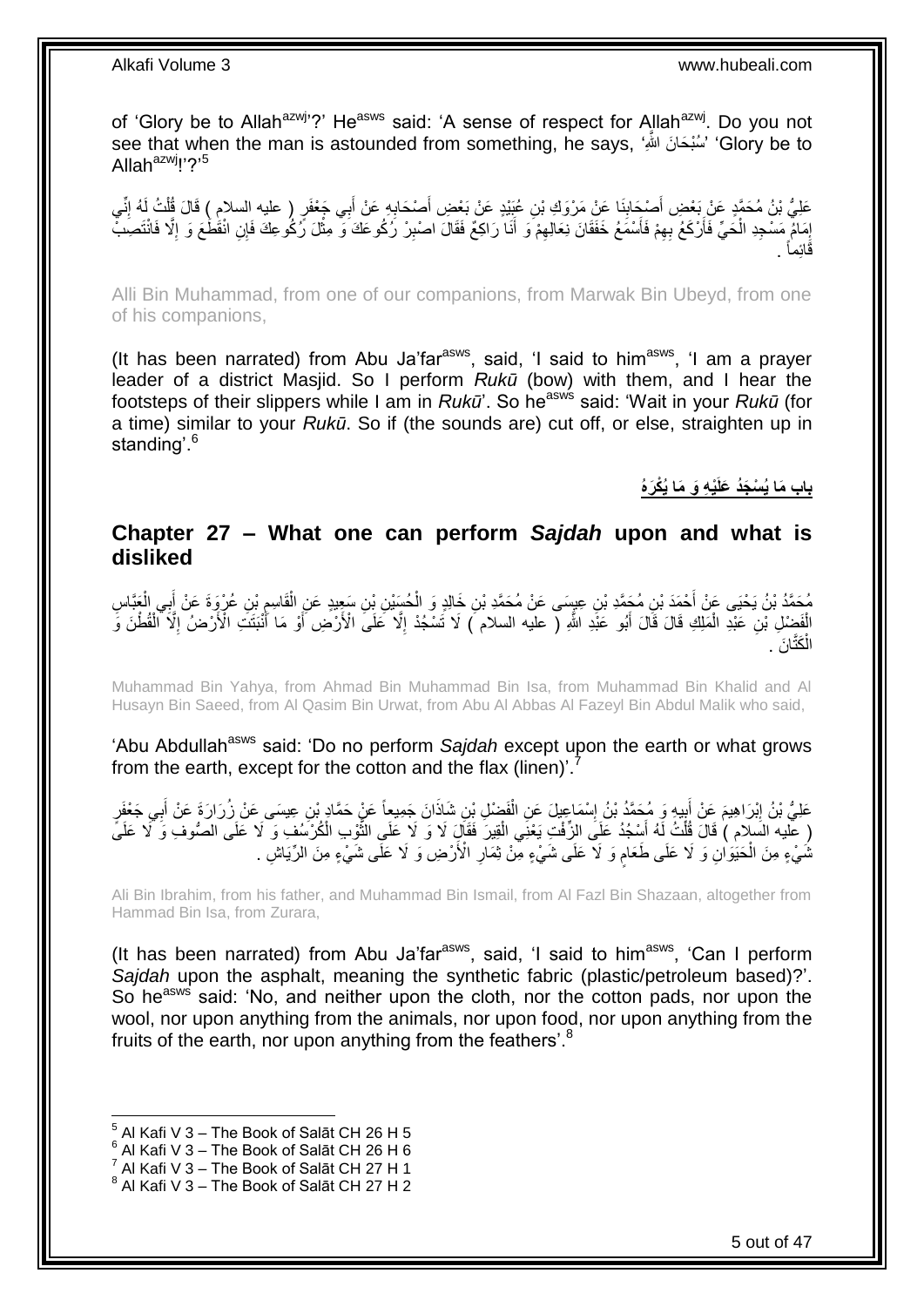of 'Glory be to Allah[azwj]'?' He[asws] said: 'A sense of respect for Allah[azwj]. Do you not see that when the man is astounded from something, he says, 'سُبْحَانَ اللَّهِ' 'Glory be to Allah[azwj]!'?'[5]

عَلِيُّ بْنُ مُحَمَّدٍ عَنْ بَعْضِ أَصْحَابِنَا عَنْ مَرْوَكِ بْنِ عُبَيْدٍ عَنْ بَعْضِ أَصْحَابِهِ عَنْ أَبِي جَعْفَرٍ ( عليه السلام ) قَالَ قُلْتُ لَهُ إِنِّي إِمَامُ مَسْجِدِ الْحَيِّ فَأَرْكَعُ بِهِمْ فَأَسْمَعُ خَفَقَانَ نِعَالِهِمْ وَ أَنَا رَاكِعٌ فَقَالَ اصْبِرْ رُكُوعَكَ وَ مِثْلَ رُكُوعِكَ فَإِنِ انْقَطَعَ وَ إِلَّا فَانْتَصِبْ قَائِماً .

Alli Bin Muhammad, from one of our companions, from Marwak Bin Ubeyd, from one of his companions,

(It has been narrated) from Abu Ja'far[asws], said, 'I said to him[asws], 'I am a prayer leader of a district Masjid. So I perform *Rukū* (bow) with them, and I hear the footsteps of their slippers while I am in *Rukū*'. So he[asws] said: 'Wait in your *Rukū* (for a time) similar to your *Rukū*. So if (the sounds are) cut off, or else, straighten up in standing'.[6]

## بابِ مَا يُسْجَدُ عَلَيْهِ وَ مَا يُكْرَهُ

## Chapter 27 – What one can perform *Sajdah* upon and what is disliked

مُحَمَّدُ بْنُ يَحْيَى عَنْ أَحْمَدَ بْنِ مُحَمَّدِ بْنِ عِيسَى عَنْ مُحَمَّدِ بْنِ خَالِدٍ وَ الْحُسَيْنِ بْنِ سَعِيدٍ عَنِ الْقَاسِمِ بْنِ عُرْوَةَ عَنْ أَبِي الْعَبَّاسِ الْفَضْلِ بْنِ عَبْدِ الْمَلِكِ قَالَ قَالَ أَبُو عَبْدِ اللَّهِ ( عليه السلام ) لَا تَسْجُدْ إِلَّا عَلَى الْأَرْضِ أَوْ مَا أَنْبَتَتِ الْأَرْضُ إِلَّا الْقُطْنَ وَ الْكَتَّانَ .

Muhammad Bin Yahya, from Ahmad Bin Muhammad Bin Isa, from Muhammad Bin Khalid and Al Husayn Bin Saeed, from Al Qasim Bin Urwat, from Abu Al Abbas Al Fazeyl Bin Abdul Malik who said,

'Abu Abdullah[asws] said: 'Do no perform *Sajdah* except upon the earth or what grows from the earth, except for the cotton and the flax (linen)'.[7]

عَلِيُّ بْنُ إِبْرَاهِيمَ عَنْ أَبِيهِ وَ مُحَمَّدُ بْنُ إِسْمَاعِيلَ عَنِ الْفَضْلِ بْنِ شَاذَانَ جَمِيعاً عَنْ حَمَّادِ بْنِ عِيسَى عَنْ زُرَارَةَ عَنْ أَبِي جَعْفَرٍ ( عليه السلام ) قَالَ قُلْتُ لَهُ أَسْجُدُ عَلَى الزِّفْتِ يَعْنِي الْقِيرَ فَقَالَ لَا وَ لَا عَلَى الثَّوْبِ الْكُرْسُفِ وَ لَا عَلَى الصُّوفِ وَ لَا عَلَى شَيْءٍ مِنَ الْحَيَوَانِ وَ لَا عَلَى طَعَامٍ وَ لَا عَلَى شَيْءٍ مِنْ ثِمَارِ الْأَرْضِ وَ لَا عَلَى شَيْءٍ مِنَ الرِّيَاشِ .

Ali Bin Ibrahim, from his father, and Muhammad Bin Ismail, from Al Fazl Bin Shazaan, altogether from Hammad Bin Isa, from Zurara,

(It has been narrated) from Abu Ja'far[asws], said, 'I said to him[asws], 'Can I perform *Sajdah* upon the asphalt, meaning the synthetic fabric (plastic/petroleum based)?'. So he[asws] said: 'No, and neither upon the cloth, nor the cotton pads, nor upon the wool, nor upon anything from the animals, nor upon food, nor upon anything from the fruits of the earth, nor upon anything from the feathers'.[8]

---

[5] Al Kafi V 3 – The Book of Salāt CH 26 H 5
[6] Al Kafi V 3 – The Book of Salāt CH 26 H 6
[7] Al Kafi V 3 – The Book of Salāt CH 27 H 1
[8] Al Kafi V 3 – The Book of Salāt CH 27 H 2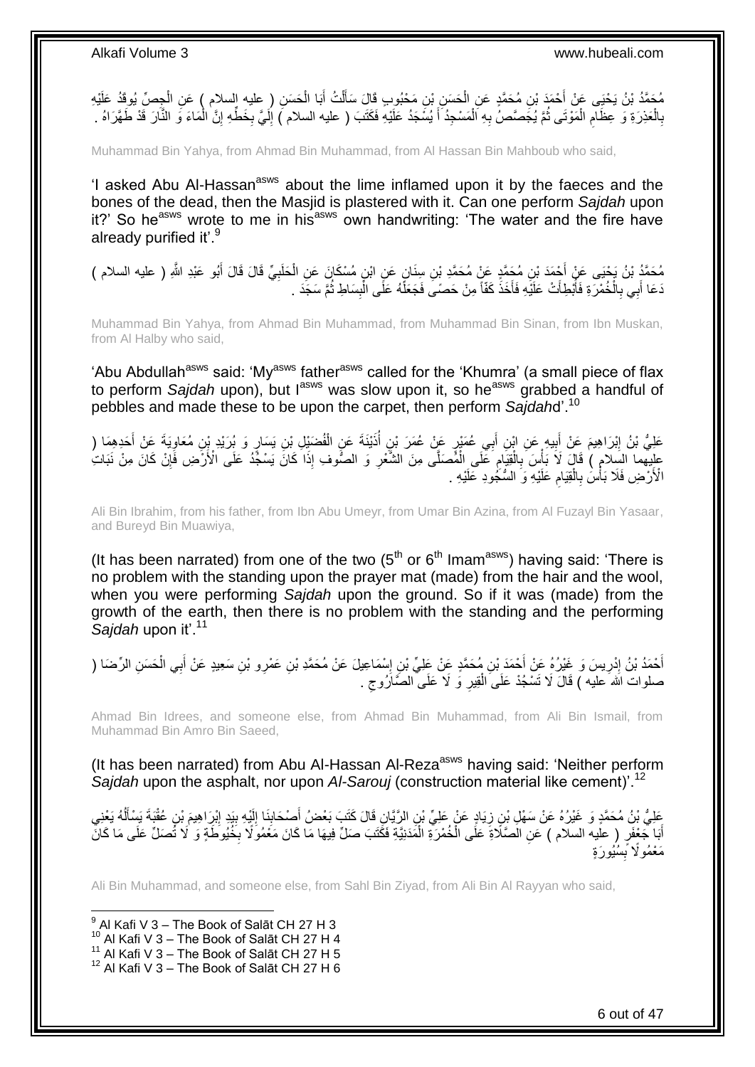مُحَمَّدُ بْنُ يَحْيَى عَنْ أَحْمَدَ بْنِ مُحَمَّدٍ عَنِ الْحَسَنِ بْنِ مَحْبُوبٍ قَالَ سَأَلْتُ أَبَا الْحَسَنِ ( عليه السلام ) عَنِ الْجِصِّ يُوقَدُ عَلَيْهِ بِالْعَذِرَةِ وَ عِظَامِ الْمَوْتَى ثُمَّ يُجَصَّصُ بِهِ الْمَسْجِدُ أَ يُسْجَدُ عَلَيْهِ فَكَتَبَ ( عليه السلام ) إِلَيَّ بِخَطِّهِ إِنَّ الْمَاءَ وَ النَّارَ قَدْ طَهَّرَاهُ .

Muhammad Bin Yahya, from Ahmad Bin Muhammad, from Al Hassan Bin Mahboub who said,

'I asked Abu Al-Hassan[asws] about the lime inflamed upon it by the faeces and the bones of the dead, then the Masjid is plastered with it. Can one perform *Sajdah* upon it?' So he[asws] wrote to me in his[asws] own handwriting: 'The water and the fire have already purified it'.[9]

مُحَمَّدُ بْنُ يَحْيَى عَنْ أَحْمَدَ بْنِ مُحَمَّدٍ عَنْ مُحَمَّدِ بْنِ سِنَانٍ عَنِ ابْنِ مُسْكَانَ عَنِ الْحَلَبِيِّ قَالَ قَالَ أَبُو عَبْدِ اللَّهِ ( عليه السلام ) دَعَا أَبِي بِالْخُمْرَةِ فَأَبْطَأَتْ عَلَيْهِ فَأَخَذَ كَفّاً مِنْ حَصًى فَجَعَلَهُ عَلَى الْبِسَاطِ ثُمَّ سَجَدَ .

Muhammad Bin Yahya, from Ahmad Bin Muhammad, from Muhammad Bin Sinan, from Ibn Muskan, from Al Halby who said,

'Abu Abdullah[asws] said: 'My[asws] father[asws] called for the 'Khumra' (a small piece of flax to perform *Sajdah* upon), but I[asws] was slow upon it, so he[asws] grabbed a handful of pebbles and made these to be upon the carpet, then perform *Sajdah*d'.[10]

عَلِيُّ بْنُ إِبْرَاهِيمَ عَنْ أَبِيهِ عَنِ ابْنِ أَبِي عُمَيْرٍ عَنْ عُمَرَ بْنِ أُذَيْنَةَ عَنِ الْفُضَيْلِ بْنِ يَسَارٍ وَ بُرَيْدِ بْنِ مُعَاوِيَةَ عَنْ أَحَدِهِمَا ( عليهما السلام ) قَالَ لَا بَأْسَ بِالْقِيَامِ عَلَى الْمُصَلَّى مِنَ الشَّعْرِ وَ الصُّوفِ إِذَا كَانَ يَسْجُدُ عَلَى الْأَرْضِ فَإِنْ كَانَ مِنْ نَبَاتِ الْأَرْضِ فَلَا بَأْسَ بِالْقِيَامِ عَلَيْهِ وَ السُّجُودِ عَلَيْهِ .

Ali Bin Ibrahim, from his father, from Ibn Abu Umeyr, from Umar Bin Azina, from Al Fuzayl Bin Yasaar, and Bureyd Bin Muawiya,

(It has been narrated) from one of the two (5th or 6th Imam[asws]) having said: 'There is no problem with the standing upon the prayer mat (made) from the hair and the wool, when you were performing *Sajdah* upon the ground. So if it was (made) from the growth of the earth, then there is no problem with the standing and the performing *Sajdah* upon it'.[11]

أَحْمَدُ بْنُ إِدْرِيسَ وَ غَيْرُهُ عَنْ أَحْمَدَ بْنِ مُحَمَّدٍ عَنْ عَلِيِّ بْنِ إِسْمَاعِيلَ عَنْ مُحَمَّدِ بْنِ عَمْرِو بْنِ سَعِيدٍ عَنْ أَبِي الْحَسَنِ الرِّضَا ( صلوات الله عليه ) قَالَ لَا تَسْجُدْ عَلَى الْقِيرِ وَ لَا عَلَى الصَّارُوجِ .

Ahmad Bin Idrees, and someone else, from Ahmad Bin Muhammad, from Ali Bin Ismail, from Muhammad Bin Amro Bin Saeed,

(It has been narrated) from Abu Al-Hassan Al-Reza[asws] having said: 'Neither perform *Sajdah* upon the asphalt, nor upon *Al-Sarouj* (construction material like cement)'.[12]

عَلِيُّ بْنُ مُحَمَّدٍ وَ غَيْرُهُ عَنْ سَهْلِ بْنِ زِيَادٍ عَنْ عَلِيِّ بْنِ الرَّيَّانِ قَالَ كَتَبَ بَعْضُ أَصْحَابِنَا إِلَيْهِ بِيَدِ إِبْرَاهِيمَ بْنِ عُقْبَةَ يَسْأَلُهُ يَعْنِي أَبَا جَعْفَرٍ ( عليه السلام ) عَنِ الصَّلَاةِ عَلَى الْخُمْرَةِ الْمَدَنِيَّةِ فَكَتَبَ صَلِّ فِيهَا مَا كَانَ مَعْمُولًا بِخُيُوطَةٍ وَ لَا تُصَلِّ عَلَى مَا كَانَ مَعْمُولًا بِسُيُورَةٍ

Ali Bin Muhammad, and someone else, from Sahl Bin Ziyad, from Ali Bin Al Rayyan who said,

[9] Al Kafi V 3 – The Book of Salāt CH 27 H 3
[10] Al Kafi V 3 – The Book of Salāt CH 27 H 4
[11] Al Kafi V 3 – The Book of Salāt CH 27 H 5
[12] Al Kafi V 3 – The Book of Salāt CH 27 H 6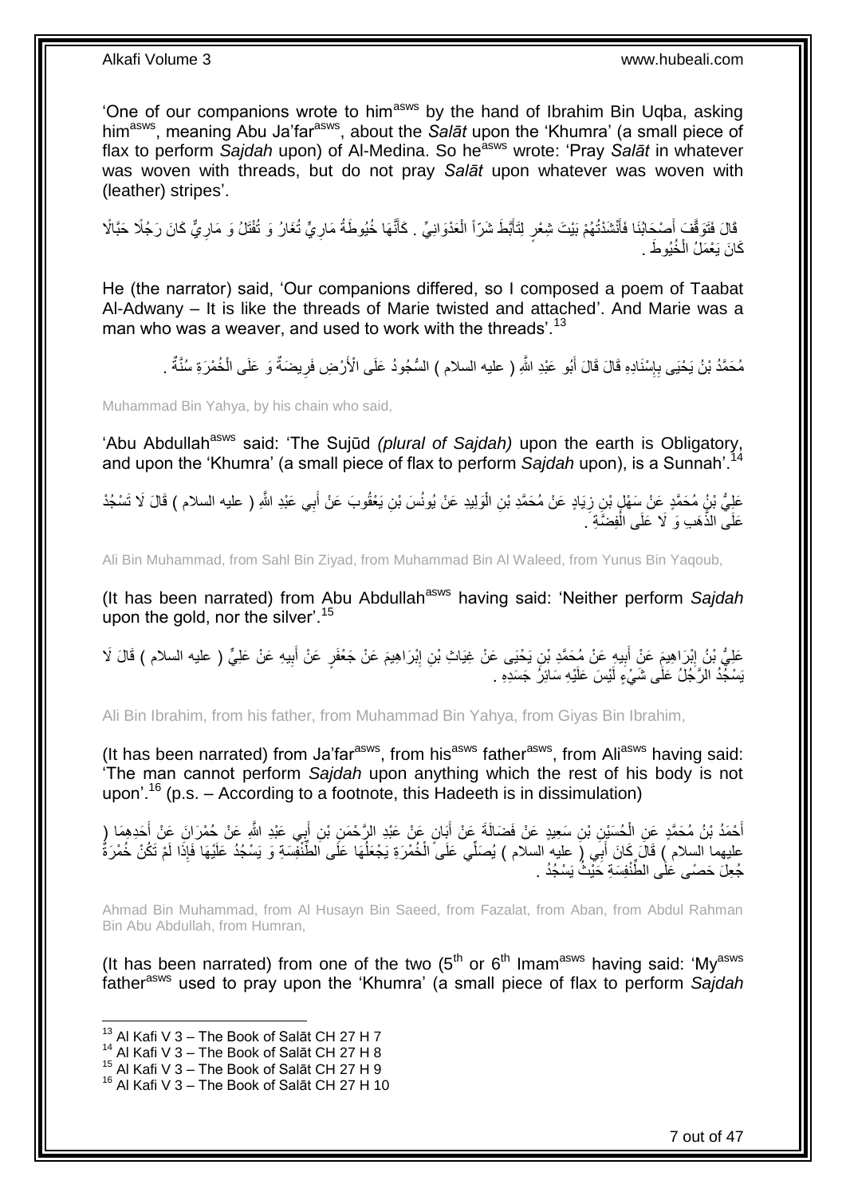'One of our companions wrote to him[asws] by the hand of Ibrahim Bin Uqba, asking him[asws], meaning Abu Ja'far[asws], about the *Salāt* upon the 'Khumra' (a small piece of flax to perform *Sajdah* upon) of Al-Medina. So he[asws] wrote: 'Pray *Salāt* in whatever was woven with threads, but do not pray *Salāt* upon whatever was woven with (leather) stripes'.

قَالَ فَتَوَقَّفَ أَصْحَابُنَا فَأَنْشَدْتُهُمْ بَيْتَ شِعْرٍ لِتَأَبَّطَ شَرّاً الْعَدْوَانِيِّ . كَأَنَّهَا خُيُوطَةُ مَارِيٍّ تُغَارُ وَ تُفْتَلُ وَ مَارِيٌّ كَانَ رَجُلًا حَبَّالًا كَانَ يَعْمَلُ الْخُيُوطَ .

He (the narrator) said, 'Our companions differed, so I composed a poem of Taabat Al-Adwany – It is like the threads of Marie twisted and attached'. And Marie was a man who was a weaver, and used to work with the threads'.[13]

مُحَمَّدُ بْنُ يَحْيَى بِإِسْنَادِهِ قَالَ قَالَ أَبُو عَبْدِ اللَّهِ ( عليه السلام ) السُّجُودُ عَلَى الْأَرْضِ فَرِيضَةٌ وَ عَلَى الْخُمْرَةِ سُنَّةٌ .

Muhammad Bin Yahya, by his chain who said,

'Abu Abdullah[asws] said: 'The Sujūd *(plural of Sajdah)* upon the earth is Obligatory, and upon the 'Khumra' (a small piece of flax to perform *Sajdah* upon), is a Sunnah'.[14]

عَلِيُّ بْنُ مُحَمَّدٍ عَنْ سَهْلِ بْنِ زِيَادٍ عَنْ مُحَمَّدِ بْنِ الْوَلِيدِ عَنْ يُونُسَ بْنِ يَعْقُوبَ عَنْ أَبِي عَبْدِ اللَّهِ ( عليه السلام ) قَالَ لَا تَسْجُدْ عَلَى الذَّهَبِ وَ لَا عَلَى الْفِضَّةِ .

Ali Bin Muhammad, from Sahl Bin Ziyad, from Muhammad Bin Al Waleed, from Yunus Bin Yaqoub,

(It has been narrated) from Abu Abdullah[asws] having said: 'Neither perform *Sajdah* upon the gold, nor the silver'.[15]

عَلِيُّ بْنُ إِبْرَاهِيمَ عَنْ أَبِيهِ عَنْ مُحَمَّدِ بْنِ يَحْيَى عَنْ غِيَاثِ بْنِ إِبْرَاهِيمَ عَنْ جَعْفَرٍ عَنْ أَبِيهِ عَنْ عَلِيٍّ ( عليه السلام ) قَالَ لَا يَسْجُدُ الرَّجُلُ عَلَى شَيْءٍ لَيْسَ عَلَيْهِ سَائِرُ جَسَدِهِ .

Ali Bin Ibrahim, from his father, from Muhammad Bin Yahya, from Giyas Bin Ibrahim,

(It has been narrated) from Ja'far[asws], from his[asws] father[asws], from Ali[asws] having said: 'The man cannot perform *Sajdah* upon anything which the rest of his body is not upon'.[16] (p.s. – According to a footnote, this Hadeeth is in dissimulation)

أَحْمَدُ بْنُ مُحَمَّدٍ عَنِ الْحُسَيْنِ بْنِ سَعِيدٍ عَنْ فَضَالَةَ عَنْ أَبَانٍ عَنْ عَبْدِ الرَّحْمَنِ بْنِ أَبِي عَبْدِ اللَّهِ عَنْ حُمْرَانَ عَنْ أَحَدِهِمَا ( عليهما السلام ) قَالَ كَانَ أَبِي ( عليه السلام ) يُصَلِّي عَلَى الْخُمْرَةِ يَجْعَلُهَا عَلَى الطُّنْفُسَةِ وَ يَسْجُدُ عَلَيْهَا فَإِذَا لَمْ تَكُنْ خُمْرَةٌ جُعِلَ حَصًى عَلَى الطُّنْفُسَةِ حَيْثُ يَسْجُدُ .

Ahmad Bin Muhammad, from Al Husayn Bin Saeed, from Fazalat, from Aban, from Abdul Rahman Bin Abu Abdullah, from Humran,

(It has been narrated) from one of the two (5[th] or 6[th] Imam[asws] having said: 'My[asws] father[asws] used to pray upon the 'Khumra' (a small piece of flax to perform *Sajdah*

---

[13] Al Kafi V 3 – The Book of Salāt CH 27 H 7
[14] Al Kafi V 3 – The Book of Salāt CH 27 H 8
[15] Al Kafi V 3 – The Book of Salāt CH 27 H 9
[16] Al Kafi V 3 – The Book of Salāt CH 27 H 10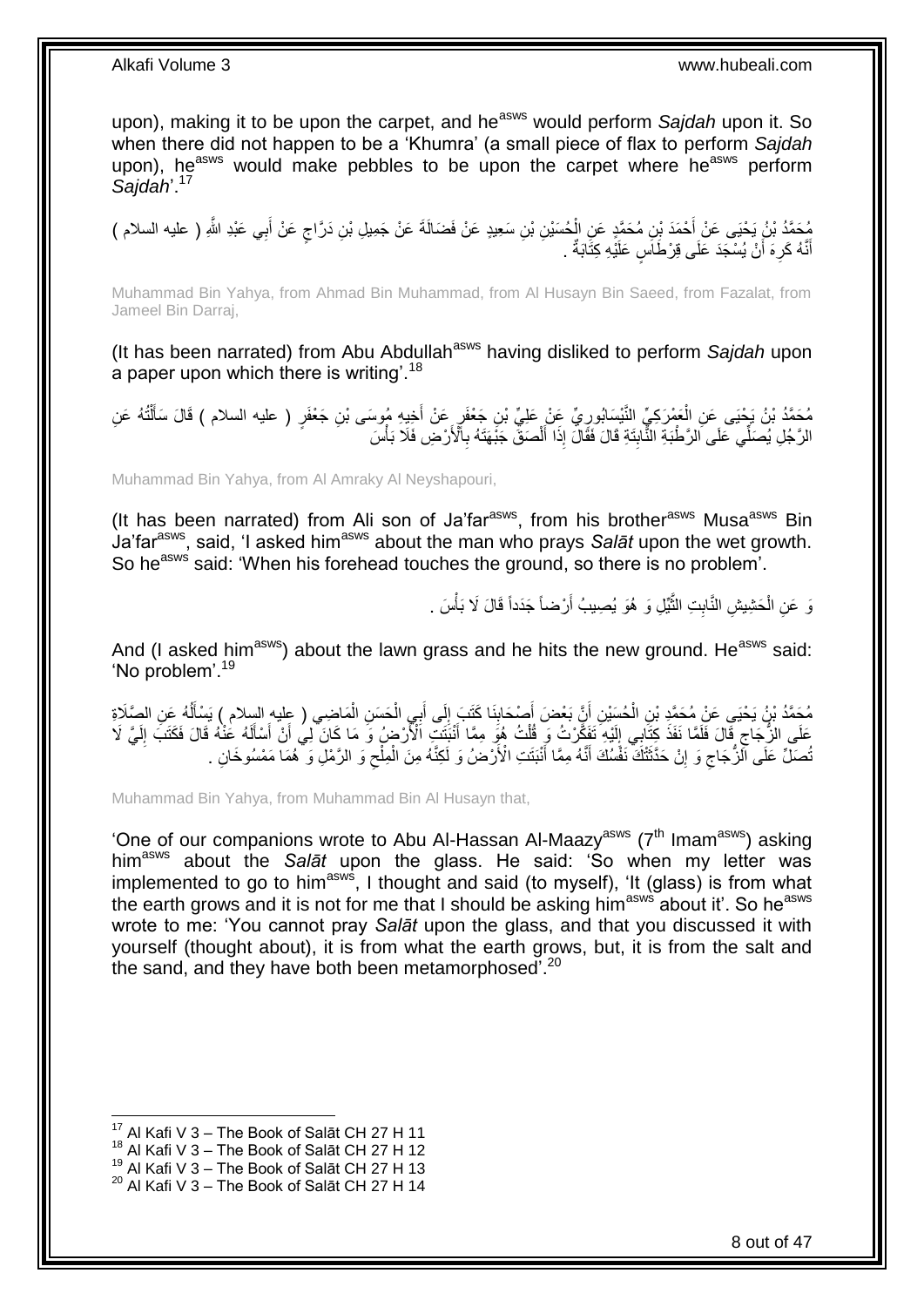upon), making it to be upon the carpet, and he[asws] would perform *Sajdah* upon it. So when there did not happen to be a 'Khumra' (a small piece of flax to perform *Sajdah* upon), he[asws] would make pebbles to be upon the carpet where he[asws] perform *Sajdah*'.[17]

مُحَمَّدُ بْنُ يَحْيَى عَنْ أَحْمَدَ بْنِ مُحَمَّدٍ عَنِ الْحُسَيْنِ بْنِ سَعِيدٍ عَنْ فَضَالَةَ عَنْ جَمِيلِ بْنِ دَرَّاجٍ عَنْ أَبِي عَبْدِ اللَّهِ ( عليه السلام ) أَنَّهُ كَرِهَ أَنْ يُسْجَدَ عَلَى قِرْطَاسٍ عَلَيْهِ كِتَابَةٌ .

Muhammad Bin Yahya, from Ahmad Bin Muhammad, from Al Husayn Bin Saeed, from Fazalat, from Jameel Bin Darraj,

(It has been narrated) from Abu Abdullah[asws] having disliked to perform *Sajdah* upon a paper upon which there is writing'.[18]

مُحَمَّدُ بْنُ يَحْيَى عَنِ الْعَمْرَكِيِّ النَّيْسَابُورِيِّ عَنْ عَلِيِّ بْنِ جَعْفَرٍ عَنْ أَخِيهِ مُوسَى بْنِ جَعْفَرٍ ( عليه السلام ) قَالَ سَأَلْتُهُ عَنِ الرَّجُلِ يُصَلِّي عَلَى الرَّطْبَةِ النَّابِتَةِ قَالَ فَقَالَ إِذَا أَلْصَقَ جَبْهَتَهُ بِالْأَرْضِ فَلَا بَأْسَ

Muhammad Bin Yahya, from Al Amraky Al Neyshapouri,

(It has been narrated) from Ali son of Ja'far[asws], from his brother[asws] Musa[asws] Bin Ja'far[asws], said, 'I asked him[asws] about the man who prays *Salāt* upon the wet growth. So he[asws] said: 'When his forehead touches the ground, so there is no problem'.

وَ عَنِ الْحَشِيشِ النَّابِتِ الثَّيِّلِ وَ هُوَ يُصِيبُ أَرْضاً جَدَداً قَالَ لَا بَأْسَ .

And (I asked him[asws]) about the lawn grass and he hits the new ground. He[asws] said: 'No problem'.[19]

مُحَمَّدُ بْنُ يَحْيَى عَنْ مُحَمَّدِ بْنِ الْحُسَيْنِ أَنَّ بَعْضَ أَصْحَابِنَا كَتَبَ إِلَى أَبِي الْحَسَنِ الْمَاضِي ( عليه السلام ) يَسْأَلُهُ عَنِ الصَّلَاةِ عَلَى الزُّجَاجِ قَالَ فَلَمَّا نَفَذَ كِتَابِي إِلَيْهِ تَفَكَّرْتُ وَ قُلْتُ هُوَ مِمَّا أَنْبَتَتِ الْأَرْضُ وَ مَا كَانَ لِي أَنْ أَسْأَلَهُ عَنْهُ قَالَ فَكَتَبَ إِلَيَّ لَا تُصَلِّ عَلَى الزُّجَاجِ وَ إِنْ حَدَّثَتْكَ نَفْسُكَ أَنَّهُ مِمَّا أَنْبَتَتِ الْأَرْضُ وَ لَكِنَّهُ مِنَ الْمِلْحِ وَ الرَّمْلِ وَ هُمَا مَمْسُوخَانِ .

Muhammad Bin Yahya, from Muhammad Bin Al Husayn that,

'One of our companions wrote to Abu Al-Hassan Al-Maazy[asws] (7[th] Imam[asws]) asking him[asws] about the *Salāt* upon the glass. He said: 'So when my letter was implemented to go to him[asws], I thought and said (to myself), 'It (glass) is from what the earth grows and it is not for me that I should be asking him[asws] about it'. So he[asws] wrote to me: 'You cannot pray *Salāt* upon the glass, and that you discussed it with yourself (thought about), it is from what the earth grows, but, it is from the salt and the sand, and they have both been metamorphosed'.[20]

[17] Al Kafi V 3 – The Book of Salāt CH 27 H 11
[18] Al Kafi V 3 – The Book of Salāt CH 27 H 12
[19] Al Kafi V 3 – The Book of Salāt CH 27 H 13
[20] Al Kafi V 3 – The Book of Salāt CH 27 H 14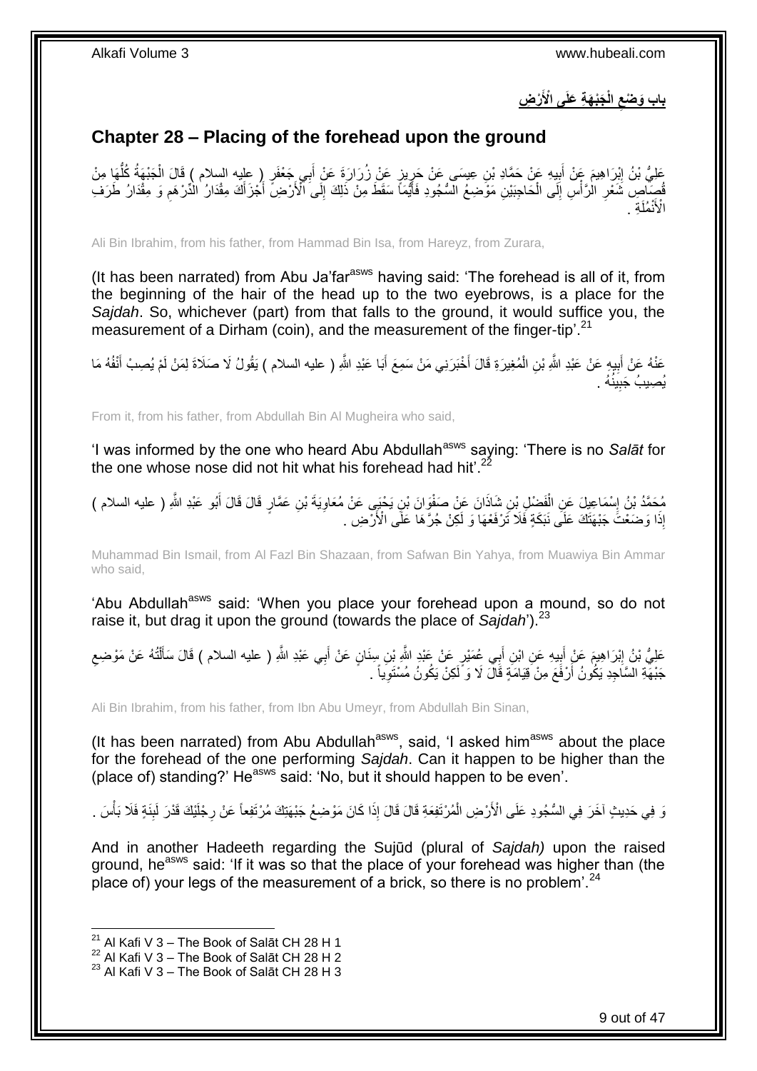## باب وَضْعِ الْجَبْهَةِ عَلَى الْأَرْضِ

## Chapter 28 – Placing of the forehead upon the ground

عَلِيُّ بْنُ إِبْرَاهِيمَ عَنْ أَبِيهِ عَنْ حَمَّادِ بْنِ عِيسَى عَنْ حَرِيزٍ عَنْ زُرَارَةَ عَنْ أَبِي جَعْفَرٍ ( عليه السلام ) قَالَ الْجَبْهَةُ كُلُّهَا مِنْ قُصَاصِ شَعْرِ الرَّأْسِ إِلَى الْحَاجِبَيْنِ مَوْضِعُ السُّجُودِ فَأَيُّمَا سَقَطَ مِنْ ذَلِكَ إِلَى الْأَرْضِ أَجْزَأَكَ مِقْدَارُ الدِّرْهَمِ وَ مِقْدَارُ طَرَفِ الْأَنْمُلَةِ .

Ali Bin Ibrahim, from his father, from Hammad Bin Isa, from Hareyz, from Zurara,

(It has been narrated) from Abu Ja'far[asws] having said: 'The forehead is all of it, from the beginning of the hair of the head up to the two eyebrows, is a place for the *Sajdah*. So, whichever (part) from that falls to the ground, it would suffice you, the measurement of a Dirham (coin), and the measurement of the finger-tip'.[21]

عَنْهُ عَنْ أَبِيهِ عَنْ عَبْدِ اللَّهِ بْنِ الْمُغِيرَةِ قَالَ أَخْبَرَنِي مَنْ سَمِعَ أَبَا عَبْدِ اللَّهِ ( عليه السلام ) يَقُولُ لَا صَلَاةَ لِمَنْ لَمْ يُصِبْ أَنْفُهُ مَا يُصِيبُ جَبِينُهُ .

From it, from his father, from Abdullah Bin Al Mugheira who said,

'I was informed by the one who heard Abu Abdullah[asws] saying: 'There is no *Salāt* for the one whose nose did not hit what his forehead had hit'.[22]

مُحَمَّدُ بْنُ إِسْمَاعِيلَ عَنِ الْفَضْلِ بْنِ شَاذَانَ عَنْ صَفْوَانَ بْنِ يَحْيَى عَنْ مُعَاوِيَةَ بْنِ عَمَّارٍ قَالَ قَالَ أَبُو عَبْدِ اللَّهِ ( عليه السلام ) إِذَا وَضَعْتَ جَبْهَتَكَ عَلَى نَبَكَةٍ فَلَا تَرْفَعْهَا وَ لَكِنْ جُرَّهَا عَلَى الْأَرْضِ .

Muhammad Bin Ismail, from Al Fazl Bin Shazaan, from Safwan Bin Yahya, from Muawiya Bin Ammar who said,

'Abu Abdullah[asws] said: 'When you place your forehead upon a mound, so do not raise it, but drag it upon the ground (towards the place of *Sajdah*').[23]

عَلِيُّ بْنُ إِبْرَاهِيمَ عَنْ أَبِيهِ عَنِ ابْنِ أَبِي عُمَيْرٍ عَنْ عَبْدِ اللَّهِ بْنِ سِنَانٍ عَنْ أَبِي عَبْدِ اللَّهِ ( عليه السلام ) قَالَ سَأَلْتُهُ عَنْ مَوْضِعِ جَبْهَةِ السَّاجِدِ يَكُونُ أَرْفَعَ مِنْ قِيَامِهِ قَالَ لَا وَ لَكِنْ يَكُونُ مُسْتَوِياً .

Ali Bin Ibrahim, from his father, from Ibn Abu Umeyr, from Abdullah Bin Sinan,

(It has been narrated) from Abu Abdullah[asws], said, 'I asked him[asws] about the place for the forehead of the one performing *Sajdah*. Can it happen to be higher than the (place of) standing?' He[asws] said: 'No, but it should happen to be even'.

وَ فِي حَدِيثٍ آخَرَ فِي السُّجُودِ عَلَى الْأَرْضِ الْمُرْتَفِعَةِ قَالَ قَالَ إِذَا كَانَ مَوْضِعُ جَبْهَتِكَ مُرْتَفِعاً عَنْ رِجْلَيْكَ قَدْرَ لَبِنَةٍ فَلَا بَأْسَ .

And in another Hadeeth regarding the Sujūd (plural of *Sajdah)* upon the raised ground, he[asws] said: 'If it was so that the place of your forehead was higher than (the place of) your legs of the measurement of a brick, so there is no problem'.[24]

---

[21] Al Kafi V 3 – The Book of Salāt CH 28 H 1
[22] Al Kafi V 3 – The Book of Salāt CH 28 H 2
[23] Al Kafi V 3 – The Book of Salāt CH 28 H 3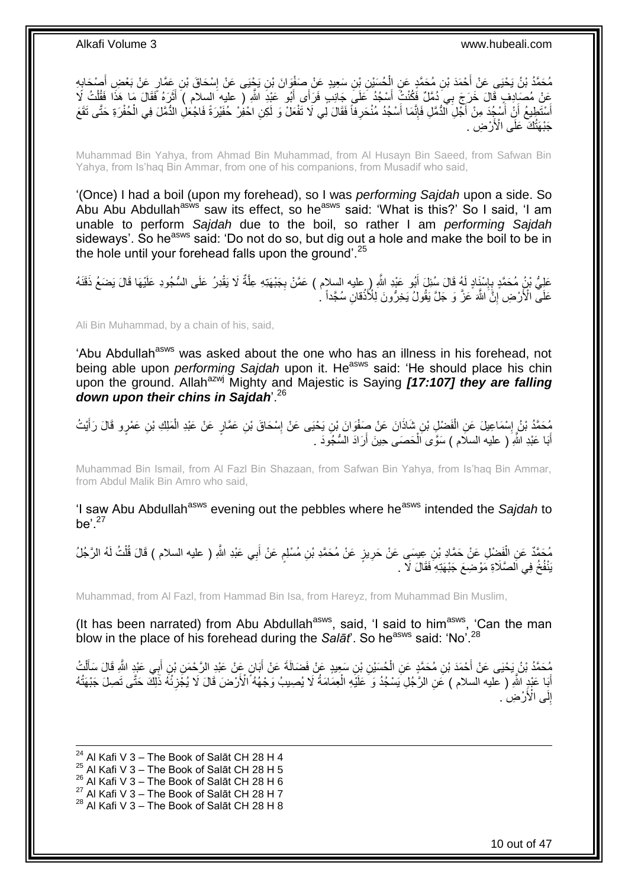مُحَمَّدُ بْنُ يَحْيَى عَنْ أَحْمَدَ بْنِ مُحَمَّدٍ عَنِ الْحُسَيْنِ بْنِ سَعِيدٍ عَنْ صَفْوَانَ بْنِ يَحْيَى عَنْ إِسْحَاقَ بْنِ عَمَّارٍ عَنْ بَعْضِ أَصْحَابِهِ عَنْ مُصَادِفٍ قَالَ خَرَجَ بِي دُمَّلٌ فَكُنْتُ أَسْجُدُ عَلَى جَانِبٍ فَرَأَى أَبُو عَبْدِ اللَّهِ ( عليه السلام ) أَثَرَهُ فَقَالَ مَا هَذَا فَقُلْتُ لَا أَسْتَطِيعُ أَنْ أَسْجُدَ مِنْ أَجْلِ الدُّمَّلِ فَإِنَّمَا أَسْجُدُ مُنْحَرِفاً فَقَالَ لِي لَا تَفْعَلْ وَ لَكِنِ احْفِرْ حُفَيْرَةً فَاجْعَلِ الدُّمَّلَ فِي الْحُفْرَةِ حَتَّى تَقَعَ جَبْهَتُكَ عَلَى الْأَرْضِ .

Muhammad Bin Yahya, from Ahmad Bin Muhammad, from Al Husayn Bin Saeed, from Safwan Bin Yahya, from Is'haq Bin Ammar, from one of his companions, from Musadif who said,

'(Once) I had a boil (upon my forehead), so I was *performing Sajdah* upon a side. So Abu Abu Abdullah[asws] saw its effect, so he[asws] said: 'What is this?' So I said, 'I am unable to perform *Sajdah* due to the boil, so rather I am *performing Sajdah* sideways'. So he[asws] said: 'Do not do so, but dig out a hole and make the boil to be in the hole until your forehead falls upon the ground'.[25]

عَلِيُّ بْنُ مُحَمَّدٍ بِإِسْنَادٍ لَهُ قَالَ سُئِلَ أَبُو عَبْدِ اللَّهِ ( عليه السلام ) عَمَّنْ بِجَبْهَتِهِ عِلَّةٌ لَا يَقْدِرُ عَلَى السُّجُودِ عَلَيْهَا قَالَ يَضَعُ ذَقَنَهُ عَلَى الْأَرْضِ إِنَّ اللَّهَ عَزَّ وَ جَلَّ يَقُولُ يَخِرُّونَ لِلْأَذْقانِ سُجَّداً .

Ali Bin Muhammad, by a chain of his, said,

'Abu Abdullah[asws] was asked about the one who has an illness in his forehead, not being able upon *performing Sajdah* upon it. He[asws] said: 'He should place his chin upon the ground. Allah[azwj] Mighty and Majestic is Saying ***[17:107] they are falling down upon their chins in Sajdah***'.[26]

مُحَمَّدُ بْنُ إِسْمَاعِيلَ عَنِ الْفَضْلِ بْنِ شَاذَانَ عَنْ صَفْوَانَ بْنِ يَحْيَى عَنْ إِسْحَاقَ بْنِ عَمَّارٍ عَنْ عَبْدِ الْمَلِكِ بْنِ عَمْرٍو قَالَ رَأَيْتُ أَبَا عَبْدِ اللَّهِ ( عليه السلام ) سَوَّى الْحَصَى حِينَ أَرَادَ السُّجُودَ .

Muhammad Bin Ismail, from Al Fazl Bin Shazaan, from Safwan Bin Yahya, from Is'haq Bin Ammar, from Abdul Malik Bin Amro who said,

'I saw Abu Abdullah[asws] evening out the pebbles where he[asws] intended the *Sajdah* to be'.[27]

مُحَمَّدٌ عَنِ الْفَضْلِ عَنْ حَمَّادِ بْنِ عِيسَى عَنْ حَرِيزٍ عَنْ مُحَمَّدِ بْنِ مُسْلِمٍ عَنْ أَبِي عَبْدِ اللَّهِ ( عليه السلام ) قَالَ قُلْتُ لَهُ الرَّجُلُ يَنْفُخُ فِي الصَّلَاةِ مَوْضِعَ جَبْهَتِهِ فَقَالَ لَا .

Muhammad, from Al Fazl, from Hammad Bin Isa, from Hareyz, from Muhammad Bin Muslim,

(It has been narrated) from Abu Abdullah[asws], said, 'I said to him[asws], 'Can the man blow in the place of his forehead during the *Salāt*'. So he[asws] said: 'No'.[28]

مُحَمَّدُ بْنُ يَحْيَى عَنْ أَحْمَدَ بْنِ مُحَمَّدٍ عَنِ الْحُسَيْنِ بْنِ سَعِيدٍ عَنْ فَضَالَةَ عَنْ أَبَانٍ عَنْ عَبْدِ الرَّحْمَنِ بْنِ أَبِي عَبْدِ اللَّهِ قَالَ سَأَلْتُ أَبَا عَبْدِ اللَّهِ ( عليه السلام ) عَنِ الرَّجُلِ يَسْجُدُ وَ عَلَيْهِ الْعِمَامَةُ لَا يُصِيبُ وَجْهُهُ الْأَرْضَ قَالَ لَا يُجْزِئُهُ ذَلِكَ حَتَّى تَصِلَ جَبْهَتُهُ إِلَى الْأَرْضِ .

---

[24] Al Kafi V 3 – The Book of Salāt CH 28 H 4
[25] Al Kafi V 3 – The Book of Salāt CH 28 H 5
[26] Al Kafi V 3 – The Book of Salāt CH 28 H 6
[27] Al Kafi V 3 – The Book of Salāt CH 28 H 7
[28] Al Kafi V 3 – The Book of Salāt CH 28 H 8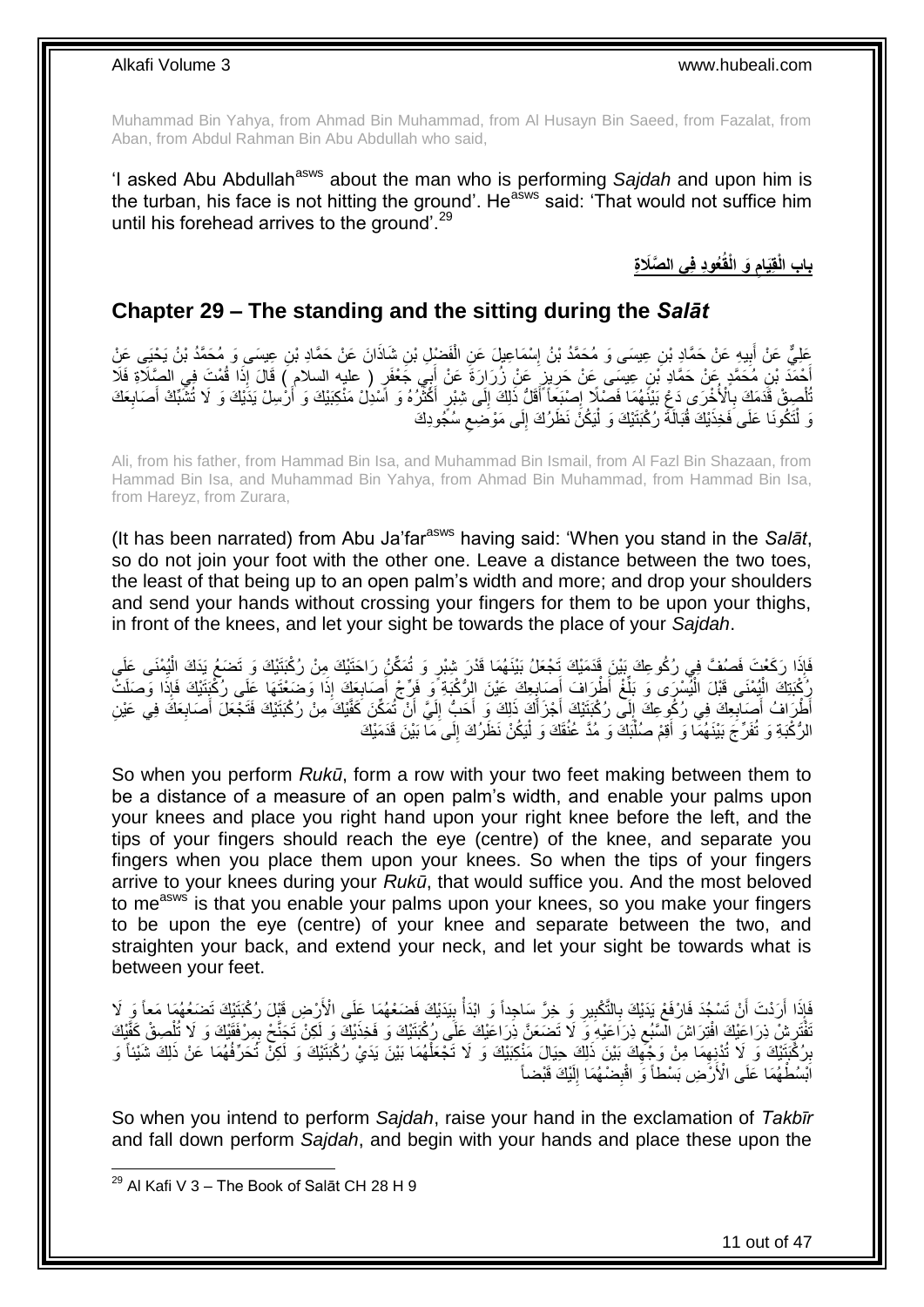Muhammad Bin Yahya, from Ahmad Bin Muhammad, from Al Husayn Bin Saeed, from Fazalat, from Aban, from Abdul Rahman Bin Abu Abdullah who said,

'I asked Abu Abdullah[asws] about the man who is performing *Sajdah* and upon him is the turban, his face is not hitting the ground'. He[asws] said: 'That would not suffice him until his forehead arrives to the ground'.[29]

## باب الْقِيَامِ وَ الْقُعُودِ فِي الصَّلَاةِ

## Chapter 29 – The standing and the sitting during the *Salāt*

عَلِيٌّ عَنْ أَبِيهِ عَنْ حَمَّادِ بْنِ عِيسَى وَ مُحَمَّدُ بْنُ إِسْمَاعِيلَ عَنِ الْفَضْلِ بْنِ شَاذَانَ عَنْ حَمَّادِ بْنِ عِيسَى وَ مُحَمَّدُ بْنُ يَحْيَى عَنْ أَحْمَدَ بْنِ مُحَمَّدٍ عَنْ حَمَّادِ بْنِ عِيسَى عَنْ حَرِيزٍ عَنْ زُرَارَةَ عَنْ أَبِي جَعْفَرٍ ( عليه السلام ) قَالَ إِذَا قُمْتَ فِي الصَّلَاةِ فَلَا تُلْصِقْ قَدَمَكَ بِالْأُخْرَى دَعْ بَيْنَهُمَا فَصْلًا إِصْبَعاً أَقَلُّ ذَلِكَ إِلَى شِبْرٍ أَكْثَرُهُ وَ أَسْدِلْ مَنْكِبَيْكَ وَ أَرْسِلْ يَدَيْكَ وَ لَا تُشَبِّكْ أَصَابِعَكَ وَ لْتَكُونَا عَلَى فَخِذَيْكَ قُبَالَةَ رُكْبَتَيْكَ وَ لْيَكُنْ نَظَرُكَ إِلَى مَوْضِعِ سُجُودِكَ

Ali, from his father, from Hammad Bin Isa, and Muhammad Bin Ismail, from Al Fazl Bin Shazaan, from Hammad Bin Isa, and Muhammad Bin Yahya, from Ahmad Bin Muhammad, from Hammad Bin Isa, from Hareyz, from Zurara,

(It has been narrated) from Abu Ja'far[asws] having said: 'When you stand in the *Salāt*, so do not join your foot with the other one. Leave a distance between the two toes, the least of that being up to an open palm's width and more; and drop your shoulders and send your hands without crossing your fingers for them to be upon your thighs, in front of the knees, and let your sight be towards the place of your *Sajdah*.

فَإِذَا رَكَعْتَ فَصُفَّ فِي رُكُوعِكَ بَيْنَ قَدَمَيْكَ تَجْعَلُ بَيْنَهُمَا قَدْرَ شِبْرٍ وَ تُمَكِّنُ رَاحَتَيْكَ مِنْ رُكْبَتَيْكَ وَ تَضَعُ يَدَكَ الْيُمْنَى عَلَى رُكْبَتِكَ الْيُمْنَى قَبْلَ الْيُسْرَى وَ بَلِّغْ أَطْرَافَ أَصَابِعِكَ عَيْنَ الرُّكْبَةِ وَ فَرِّجْ أَصَابِعَكَ إِذَا وَضَعْتَهَا عَلَى رُكْبَتَيْكَ فَإِذَا وَصَلَتْ أَطْرَافُ أَصَابِعِكَ فِي رُكُوعِكَ إِلَى رُكْبَتَيْكَ أَجْزَأَكَ ذَلِكَ وَ أَحَبُّ إِلَيَّ أَنْ تُمَكِّنَ كَفَّيْكَ مِنْ رُكْبَتَيْكَ فَتَجْعَلَ أَصَابِعَكَ فِي عَيْنِ الرُّكْبَةِ وَ تُفَرِّجَ بَيْنَهُمَا وَ أَقِمْ صُلْبَكَ وَ مُدَّ عُنُقَكَ وَ لْيَكُنْ نَظَرُكَ إِلَى مَا بَيْنَ قَدَمَيْكَ

So when you perform *Rukū*, form a row with your two feet making between them to be a distance of a measure of an open palm's width, and enable your palms upon your knees and place you right hand upon your right knee before the left, and the tips of your fingers should reach the eye (centre) of the knee, and separate you fingers when you place them upon your knees. So when the tips of your fingers arrive to your knees during your *Rukū*, that would suffice you. And the most beloved to me[asws] is that you enable your palms upon your knees, so you make your fingers to be upon the eye (centre) of your knee and separate between the two, and straighten your back, and extend your neck, and let your sight be towards what is between your feet.

فَإِذَا أَرَدْتَ أَنْ تَسْجُدَ فَارْفَعْ يَدَيْكَ بِالتَّكْبِيرِ وَ خِرَّ سَاجِداً وَ ابْدَأْ بِيَدَيْكَ فَضَعْهُمَا عَلَى الْأَرْضِ قَبْلَ رُكْبَتَيْكَ تَضَعُهُمَا مَعاً وَ لَا تَفْتَرِشْ ذِرَاعَيْكَ افْتِرَاشَ السَّبُعِ ذِرَاعَيْهِ وَ لَا تَضَعَنَّ ذِرَاعَيْكَ عَلَى رُكْبَتَيْكَ وَ فَخِذَيْكَ وَ لَكِنْ تَجَنَّحْ بِمِرْفَقَيْكَ وَ لَا تُلْصِقْ كَفَّيْكَ بِرُكْبَتَيْكَ وَ لَا تُدْنِهِمَا مِنْ وَجْهِكَ بَيْنَ ذَلِكَ حِيَالَ مَنْكِبَيْكَ وَ لَا تَجْعَلْهُمَا بَيْنَ يَدَيْ رُكْبَتَيْكَ وَ لَكِنْ تُحَرِّفُهُمَا عَنْ ذَلِكَ شَيْئاً وَ ابْسُطْهُمَا عَلَى الْأَرْضِ بَسْطاً وَ اقْبِضْهُمَا إِلَيْكَ قَبْضاً

So when you intend to perform *Sajdah*, raise your hand in the exclamation of *Takbīr* and fall down perform *Sajdah*, and begin with your hands and place these upon the

[29] Al Kafi V 3 – The Book of Salāt CH 28 H 9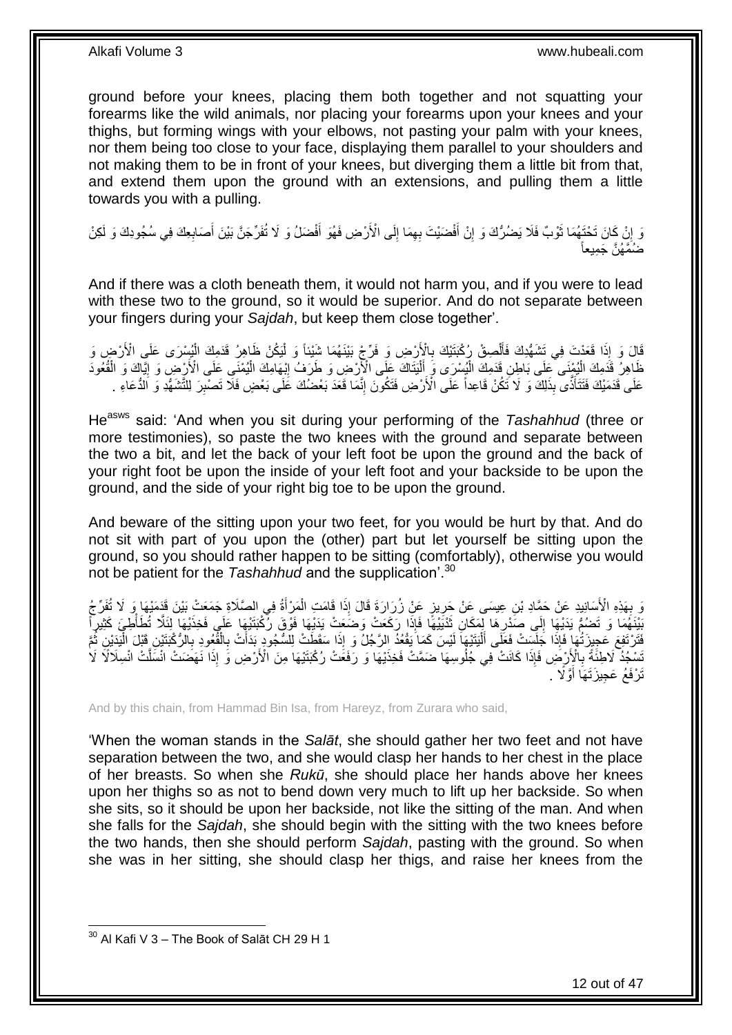ground before your knees, placing them both together and not squatting your forearms like the wild animals, nor placing your forearms upon your knees and your thighs, but forming wings with your elbows, not pasting your palm with your knees, nor them being too close to your face, displaying them parallel to your shoulders and not making them to be in front of your knees, but diverging them a little bit from that, and extend them upon the ground with an extensions, and pulling them a little towards you with a pulling.

وَ إِنْ كَانَ تَحْتَهُمَا ثَوْبٌ فَلَا يَضُرُّكَ وَ إِنْ أَفْضَيْتَ بِهِمَا إِلَى الْأَرْضِ فَهُوَ أَفْضَلُ وَ لَا تُفَرِّجَنَّ بَيْنَ أَصَابِعِكَ فِي سُجُودِكَ وَ لَكِنْ ضُمَّهُنَّ جَمِيعاً

And if there was a cloth beneath them, it would not harm you, and if you were to lead with these two to the ground, so it would be superior. And do not separate between your fingers during your *Sajdah*, but keep them close together'.

قَالَ وَ إِذَا قَعَدْتَ فِي تَشَهُّدِكَ فَأَلْصِقْ رُكْبَتَيْكَ بِالْأَرْضِ وَ فَرِّجْ بَيْنَهُمَا شَيْئاً وَ لْيَكُنْ ظَاهِرُ قَدَمِكَ الْيُسْرَى عَلَى الْأَرْضِ وَ ظَاهِرُ قَدَمِكَ الْيُمْنَى عَلَى بَاطِنِ قَدَمِكَ الْيُسْرَى وَ أَلْيَتَاكَ عَلَى الْأَرْضِ وَ طَرَفُ إِبْهَامِكَ الْيُمْنَى عَلَى الْأَرْضِ وَ إِيَّاكَ وَ الْقُعُودَ عَلَى قَدَمَيْكَ فَتَتَأَذَّى بِذَلِكَ وَ لَا تَكُنْ قَاعِداً عَلَى الْأَرْضِ فَتَكُونَ إِنَّمَا قَعَدَ بَعْضُكَ عَلَى بَعْضٍ فَلَا تَصْبِرَ لِلتَّشَهُّدِ وَ الدُّعَاءِ .

He[asws] said: 'And when you sit during your performing of the *Tashahhud* (three or more testimonies), so paste the two knees with the ground and separate between the two a bit, and let the back of your left foot be upon the ground and the back of your right foot be upon the inside of your left foot and your backside to be upon the ground, and the side of your right big toe to be upon the ground.

And beware of the sitting upon your two feet, for you would be hurt by that. And do not sit with part of you upon the (other) part but let yourself be sitting upon the ground, so you should rather happen to be sitting (comfortably), otherwise you would not be patient for the *Tashahhud* and the supplication'.[30]

وَ بِهَذِهِ الْأَسَانِيدِ عَنْ حَمَّادِ بْنِ عِيسَى عَنْ حَرِيزٍ عَنْ زُرَارَةَ قَالَ إِذَا قَامَتِ الْمَرْأَةُ فِي الصَّلَاةِ جَمَعَتْ بَيْنَ قَدَمَيْهَا وَ لَا تُفَرِّجُ بَيْنَهُمَا وَ تَضُمُّ يَدَيْهَا إِلَى صَدْرِهَا لِمَكَانِ ثَدْيَيْهَا فَإِذَا رَكَعَتْ وَضَعَتْ يَدَيْهَا فَوْقَ رُكْبَتَيْهَا عَلَى فَخِذَيْهَا لِئَلَّا تُطَأْطِئَ كَثِيراً فَتَرْتَفِعَ عَجِيزَتُهَا فَإِذَا جَلَسَتْ فَعَلَى أَلْيَتَيْهَا لَيْسَ كَمَا يَقْعُدُ الرَّجُلُ وَ إِذَا سَقَطَتْ لِلسُّجُودِ بَدَأَتْ بِالْقُعُودِ بِالرُّكْبَتَيْنِ قَبْلَ الْيَدَيْنِ ثُمَّ تَسْجُدُ لَاطِئَةً بِالْأَرْضِ فَإِذَا كَانَتْ فِي جُلُوسِهَا ضَمَّتْ فَخِذَيْهَا وَ رَفَعَتْ رُكْبَتَيْهَا مِنَ الْأَرْضِ وَ إِذَا نَهَضَتْ انْسَلَّتْ انْسِلَالًا لَا تَرْفَعُ عَجِيزَتَهَا أَوَّلًا .

And by this chain, from Hammad Bin Isa, from Hareyz, from Zurara who said,

'When the woman stands in the *Salāt*, she should gather her two feet and not have separation between the two, and she would clasp her hands to her chest in the place of her breasts. So when she *Rukū*, she should place her hands above her knees upon her thighs so as not to bend down very much to lift up her backside. So when she sits, so it should be upon her backside, not like the sitting of the man. And when she falls for the *Sajdah*, she should begin with the sitting with the two knees before the two hands, then she should perform *Sajdah*, pasting with the ground. So when she was in her sitting, she should clasp her thigs, and raise her knees from the

[30] Al Kafi V 3 – The Book of Salāt CH 29 H 1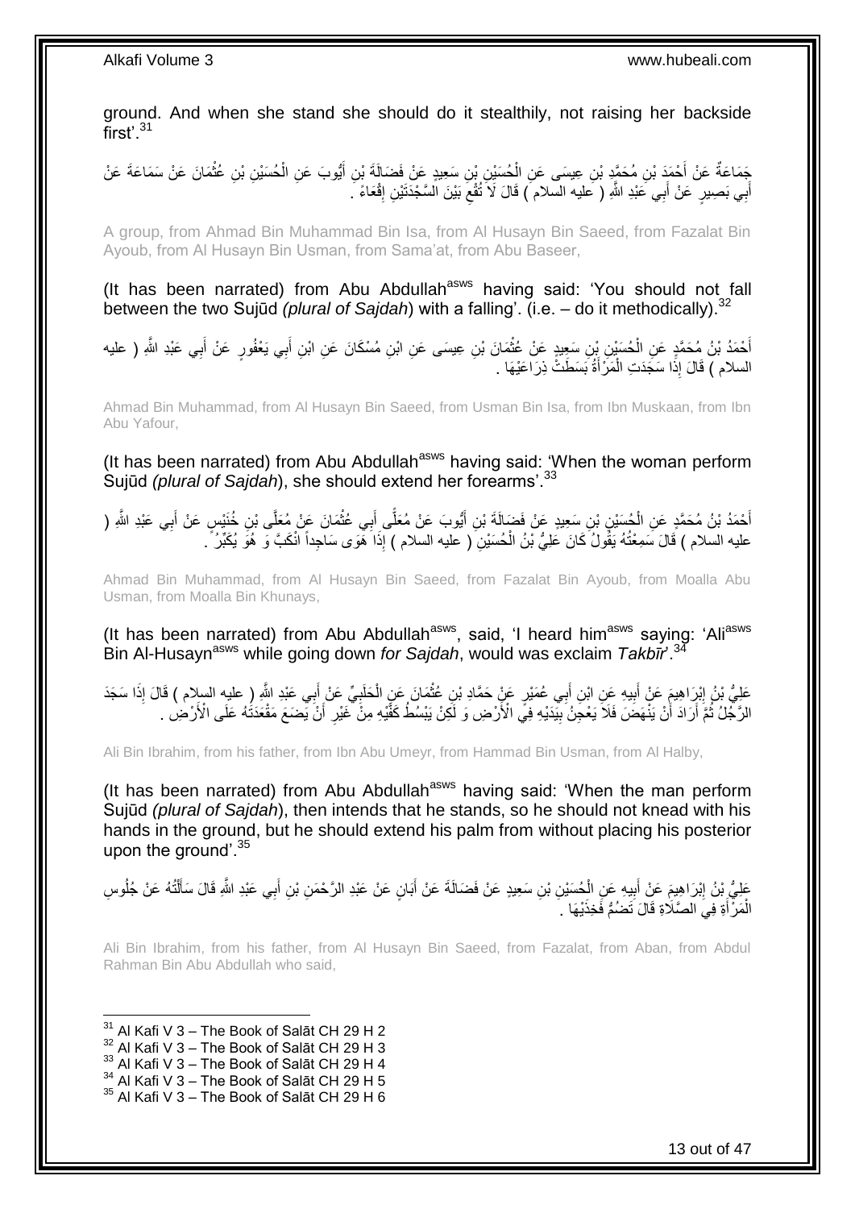ground. And when she stand she should do it stealthily, not raising her backside first'.[31]

جَمَاعَةٌ عَنْ أَحْمَدَ بْنِ مُحَمَّدِ بْنِ عِيسَى عَنِ الْحُسَيْنِ بْنِ سَعِيدٍ عَنْ فَضَالَةَ بْنِ أَيُّوبَ عَنِ الْحُسَيْنِ بْنِ عُثْمَانَ عَنْ سَمَاعَةَ عَنْ أَبِي بَصِيرٍ عَنْ أَبِي عَبْدِ اللَّهِ ( عليه السلام ) قَالَ لَا تُقْعِ بَيْنَ السَّجْدَتَيْنِ إِقْعَاءً .

A group, from Ahmad Bin Muhammad Bin Isa, from Al Husayn Bin Saeed, from Fazalat Bin Ayoub, from Al Husayn Bin Usman, from Sama'at, from Abu Baseer,

(It has been narrated) from Abu Abdullah[asws] having said: 'You should not fall between the two Sujūd *(plural of Sajdah)* with a falling'. (i.e. – do it methodically).[32]

أَحْمَدُ بْنُ مُحَمَّدٍ عَنِ الْحُسَيْنِ بْنِ سَعِيدٍ عَنْ عُثْمَانَ بْنِ عِيسَى عَنِ ابْنِ مُسْكَانَ عَنِ ابْنِ أَبِي يَعْفُورٍ عَنْ أَبِي عَبْدِ اللَّهِ ( عليه السلام ) قَالَ إِذَا سَجَدَتِ الْمَرْأَةُ بَسَطَتْ ذِرَاعَيْهَا .

Ahmad Bin Muhammad, from Al Husayn Bin Saeed, from Usman Bin Isa, from Ibn Muskaan, from Ibn Abu Yafour,

(It has been narrated) from Abu Abdullah[asws] having said: 'When the woman perform Sujūd *(plural of Sajdah)*, she should extend her forearms'.[33]

أَحْمَدُ بْنُ مُحَمَّدٍ عَنِ الْحُسَيْنِ بْنِ سَعِيدٍ عَنْ فَضَالَةَ بْنِ أَيُّوبَ عَنْ مُعَلَّى أَبِي عُثْمَانَ عَنْ مُعَلَّى بْنِ خُنَيْسٍ عَنْ أَبِي عَبْدِ اللَّهِ ( عليه السلام ) قَالَ سَمِعْتُهُ يَقُولُ كَانَ عَلِيُّ بْنُ الْحُسَيْنِ ( عليه السلام ) إِذَا هَوَى سَاجِداً انْكَبَّ وَ هُوَ يُكَبِّرُ .

Ahmad Bin Muhammad, from Al Husayn Bin Saeed, from Fazalat Bin Ayoub, from Moalla Abu Usman, from Moalla Bin Khunays,

(It has been narrated) from Abu Abdullah[asws], said, 'I heard him[asws] saying: 'Ali[asws] Bin Al-Husayn[asws] while going down *for Sajdah*, would was exclaim *Takbīr*'.[34]

عَلِيُّ بْنُ إِبْرَاهِيمَ عَنْ أَبِيهِ عَنِ ابْنِ أَبِي عُمَيْرٍ عَنْ حَمَّادِ بْنِ عُثْمَانَ عَنِ الْحَلَبِيِّ عَنْ أَبِي عَبْدِ اللَّهِ ( عليه السلام ) قَالَ إِذَا سَجَدَ الرَّجُلُ ثُمَّ أَرَادَ أَنْ يَنْهَضَ فَلَا يَعْجِنْ بِيَدَيْهِ فِي الْأَرْضِ وَ لَكِنْ يَبْسُطُ كَفَّيْهِ مِنْ غَيْرِ أَنْ يَضَعَ مَقْعَدَتَهُ عَلَى الْأَرْضِ .

Ali Bin Ibrahim, from his father, from Ibn Abu Umeyr, from Hammad Bin Usman, from Al Halby,

(It has been narrated) from Abu Abdullah[asws] having said: 'When the man perform Sujūd *(plural of Sajdah)*, then intends that he stands, so he should not knead with his hands in the ground, but he should extend his palm from without placing his posterior upon the ground'.[35]

عَلِيُّ بْنُ إِبْرَاهِيمَ عَنْ أَبِيهِ عَنِ الْحُسَيْنِ بْنِ سَعِيدٍ عَنْ فَضَالَةَ عَنْ أَبَانٍ عَنْ عَبْدِ الرَّحْمَنِ بْنِ أَبِي عَبْدِ اللَّهِ قَالَ سَأَلْتُهُ عَنْ جُلُوسِ الْمَرْأَةِ فِي الصَّلَاةِ قَالَ تَضُمُّ فَخِذَيْهَا .

Ali Bin Ibrahim, from his father, from Al Husayn Bin Saeed, from Fazalat, from Aban, from Abdul Rahman Bin Abu Abdullah who said,

---

[31] Al Kafi V 3 – The Book of Salāt CH 29 H 2
[32] Al Kafi V 3 – The Book of Salāt CH 29 H 3
[33] Al Kafi V 3 – The Book of Salāt CH 29 H 4
[34] Al Kafi V 3 – The Book of Salāt CH 29 H 5
[35] Al Kafi V 3 – The Book of Salāt CH 29 H 6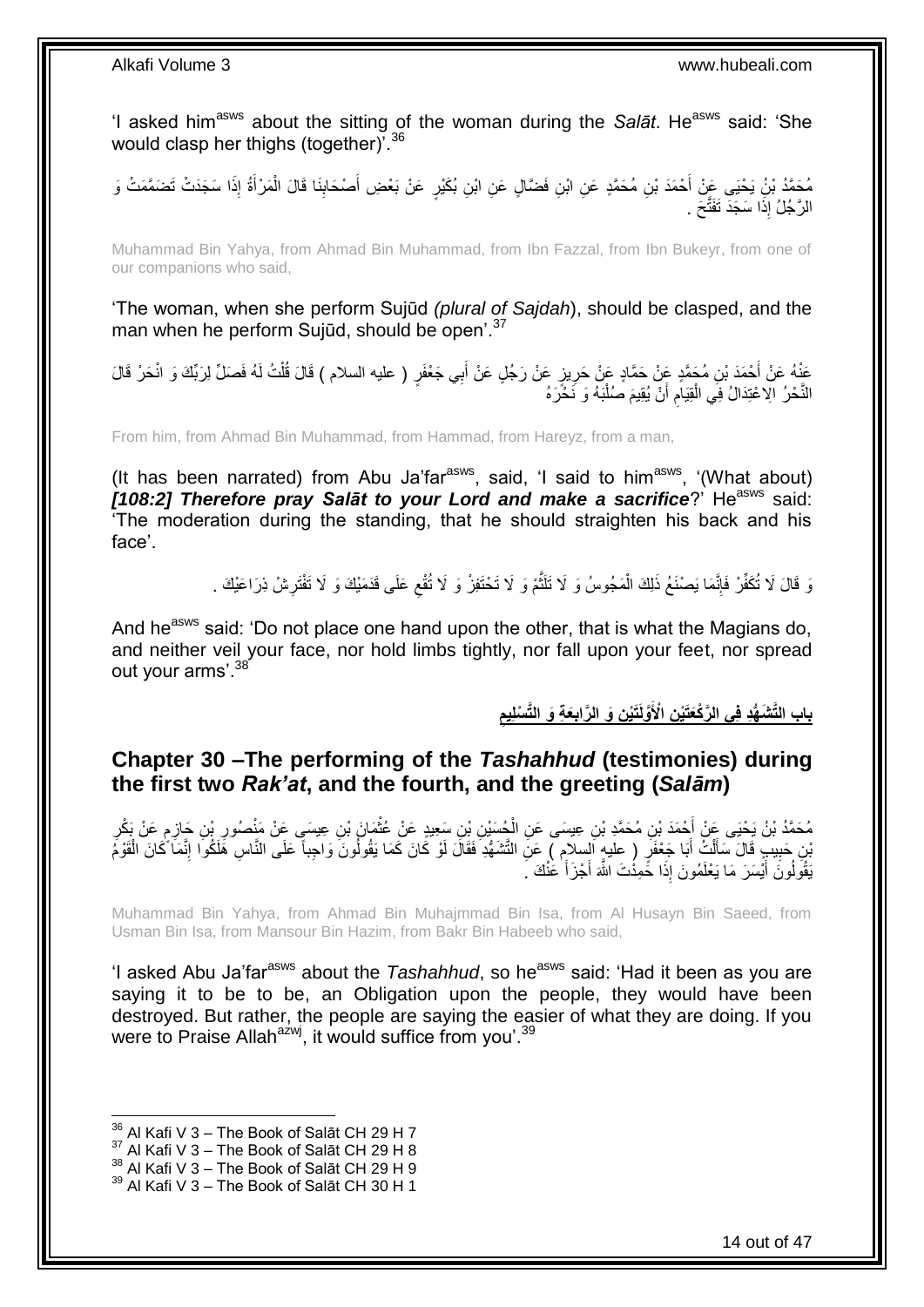'I asked him[asws] about the sitting of the woman during the *Salāt*. He[asws] said: 'She would clasp her thighs (together)'.[36]

مُحَمَّدُ بْنُ يَحْيَى عَنْ أَحْمَدَ بْنِ مُحَمَّدٍ عَنِ ابْنِ فَضَّالٍ عَنِ ابْنِ بُكَيْرٍ عَنْ بَعْضِ أَصْحَابِنَا قَالَ الْمَرْأَةُ إِذَا سَجَدَتْ تَضَمَّمَتْ وَ الرَّجُلُ إِذَا سَجَدَ تَفَتَّحَ .

Muhammad Bin Yahya, from Ahmad Bin Muhammad, from Ibn Fazzal, from Ibn Bukeyr, from one of our companions who said,

'The woman, when she perform Sujūd *(plural of Sajdah*), should be clasped, and the man when he perform Sujūd, should be open'.[37]

عَنْهُ عَنْ أَحْمَدَ بْنِ مُحَمَّدٍ عَنْ حَمَّادٍ عَنْ حَرِيزٍ عَنْ رَجُلٍ عَنْ أَبِي جَعْفَرٍ ( عليه السلام ) قَالَ قُلْتُ لَهُ فَصَلِّ لِرَبِّكَ وَ انْحَرْ قَالَ النَّحْرُ الِاعْتِدَالُ فِي الْقِيَامِ أَنْ يُقِيمَ صُلْبَهُ وَ نَحْرَهُ

From him, from Ahmad Bin Muhammad, from Hammad, from Hareyz, from a man,

(It has been narrated) from Abu Ja'far[asws], said, 'I said to him[asws], '(What about) ***[108:2] Therefore pray Salāt to your Lord and make a sacrifice***?' He[asws] said: 'The moderation during the standing, that he should straighten his back and his face'.

وَ قَالَ لَا تُكَفِّرْ فَإِنَّمَا يَصْنَعُ ذَلِكَ الْمَجُوسُ وَ لَا تَلَثَّمْ وَ لَا تَحْتَفِزْ وَ لَا تُقْعِ عَلَى قَدَمَيْكَ وَ لَا تَفْتَرِشْ ذِرَاعَيْكَ .

And he[asws] said: 'Do not place one hand upon the other, that is what the Magians do, and neither veil your face, nor hold limbs tightly, nor fall upon your feet, nor spread out your arms'.[38]

## بَابِ التَّشَهُّدِ فِي الرَّكْعَتَيْنِ الْأَوَّلَتَيْنِ وَ الرَّابِعَةِ وَ التَّسْلِيمِ

## Chapter 30 –The performing of the *Tashahhud* (testimonies) during the first two *Rak'at*, and the fourth, and the greeting (*Salām*)

مُحَمَّدُ بْنُ يَحْيَى عَنْ أَحْمَدَ بْنِ مُحَمَّدِ بْنِ عِيسَى عَنِ الْحُسَيْنِ بْنِ سَعِيدٍ عَنْ عُثْمَانَ بْنِ عِيسَى عَنْ مَنْصُورِ بْنِ حَازِمٍ عَنْ بَكْرِ بْنِ حَبِيبٍ قَالَ سَأَلْتُ أَبَا جَعْفَرٍ ( عليه السلام ) عَنِ التَّشَهُّدِ فَقَالَ لَوْ كَانَ كَمَا يَقُولُونَ وَاجِباً عَلَى النَّاسِ هَلَكُوا إِنَّمَا كَانَ الْقَوْمُ يَقُولُونَ أَيْسَرَ مَا يَعْلَمُونَ إِذَا حَمِدْتَ اللَّهَ أَجْزَأَ عَنْكَ .

Muhammad Bin Yahya, from Ahmad Bin Muhajmmad Bin Isa, from Al Husayn Bin Saeed, from Usman Bin Isa, from Mansour Bin Hazim, from Bakr Bin Habeeb who said,

'I asked Abu Ja'far[asws] about the *Tashahhud*, so he[asws] said: 'Had it been as you are saying it to be to be, an Obligation upon the people, they would have been destroyed. But rather, the people are saying the easier of what they are doing. If you were to Praise Allah[azwj], it would suffice from you'.[39]

[36] Al Kafi V 3 – The Book of Salāt CH 29 H 7
[37] Al Kafi V 3 – The Book of Salāt CH 29 H 8
[38] Al Kafi V 3 – The Book of Salāt CH 29 H 9
[39] Al Kafi V 3 – The Book of Salāt CH 30 H 1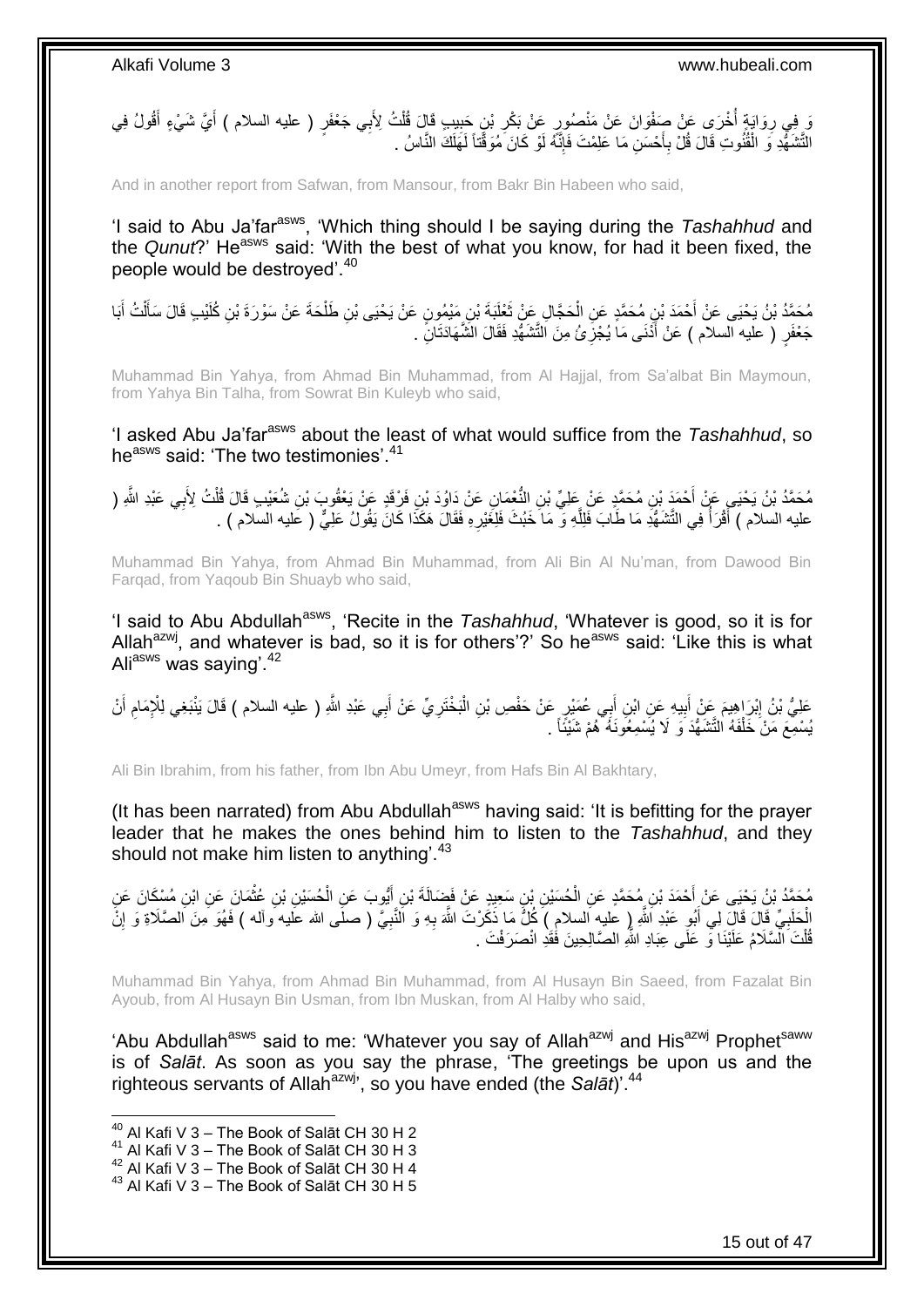وَ فِي رِوَايَةٍ أُخْرَى عَنْ صَفْوَانَ عَنْ مَنْصُورٍ عَنْ بَكْرِ بْنِ حَبِيبٍ قَالَ قُلْتُ لِأَبِي جَعْفَرٍ ( عليه السلام ) أَيَّ شَيْءٍ أَقُولُ فِي التَّشَهُّدِ وَ الْقُنُوتِ قَالَ قُلْ بِأَحْسَنِ مَا عَلِمْتَ فَإِنَّهُ لَوْ كَانَ مُوَقَّتاً لَهَلَكَ النَّاسُ .

And in another report from Safwan, from Mansour, from Bakr Bin Habeen who said,

'I said to Abu Ja'far[asws], 'Which thing should I be saying during the *Tashahhud* and the *Qunut*?' He[asws] said: 'With the best of what you know, for had it been fixed, the people would be destroyed'.[40]

مُحَمَّدُ بْنُ يَحْيَى عَنْ أَحْمَدَ بْنِ مُحَمَّدٍ عَنِ الْحَجَّالِ عَنْ ثَعْلَبَةَ بْنِ مَيْمُونٍ عَنْ يَحْيَى بْنِ طَلْحَةَ عَنْ سَوْرَةَ بْنِ كُلَيْبٍ قَالَ سَأَلْتُ أَبَا جَعْفَرٍ ( عليه السلام ) عَنْ أَدْنَى مَا يُجْزِئُ مِنَ التَّشَهُّدِ فَقَالَ الشَّهَادَتَانِ .

Muhammad Bin Yahya, from Ahmad Bin Muhammad, from Al Hajjal, from Sa'albat Bin Maymoun, from Yahya Bin Talha, from Sowrat Bin Kuleyb who said,

'I asked Abu Ja'far[asws] about the least of what would suffice from the *Tashahhud*, so he[asws] said: 'The two testimonies'.[41]

مُحَمَّدُ بْنُ يَحْيَى عَنْ أَحْمَدَ بْنِ مُحَمَّدٍ عَنْ عَلِيِّ بْنِ النُّعْمَانِ عَنْ دَاوُدَ بْنِ فَرْقَدٍ عَنْ يَعْقُوبَ بْنِ شُعَيْبٍ قَالَ قُلْتُ لِأَبِي عَبْدِ اللَّهِ ( عليه السلام ) أَقْرَأُ فِي التَّشَهُّدِ مَا طَابَ فَلِلَّهِ وَ مَا خَبُثَ فَلِغَيْرِهِ فَقَالَ هَكَذَا كَانَ يَقُولُ عَلِيٌّ ( عليه السلام ) .

Muhammad Bin Yahya, from Ahmad Bin Muhammad, from Ali Bin Al Nu'man, from Dawood Bin Farqad, from Yaqoub Bin Shuayb who said,

'I said to Abu Abdullah[asws], 'Recite in the *Tashahhud*, 'Whatever is good, so it is for Allah[azwj], and whatever is bad, so it is for others'?' So he[asws] said: 'Like this is what Ali[asws] was saying'.[42]

عَلِيُّ بْنُ إِبْرَاهِيمَ عَنْ أَبِيهِ عَنِ ابْنِ أَبِي عُمَيْرٍ عَنْ حَفْصِ بْنِ الْبَخْتَرِيِّ عَنْ أَبِي عَبْدِ اللَّهِ ( عليه السلام ) قَالَ يَنْبَغِي لِلْإِمَامِ أَنْ يُسْمِعَ مَنْ خَلْفَهُ التَّشَهُّدَ وَ لَا يُسْمِعُونَهُ هُمْ شَيْئاً .

Ali Bin Ibrahim, from his father, from Ibn Abu Umeyr, from Hafs Bin Al Bakhtary,

(It has been narrated) from Abu Abdullah[asws] having said: 'It is befitting for the prayer leader that he makes the ones behind him to listen to the *Tashahhud*, and they should not make him listen to anything'.[43]

مُحَمَّدُ بْنُ يَحْيَى عَنْ أَحْمَدَ بْنِ مُحَمَّدٍ عَنِ الْحُسَيْنِ بْنِ سَعِيدٍ عَنْ فَضَالَةَ بْنِ أَيُّوبَ عَنِ الْحُسَيْنِ بْنِ عُثْمَانَ عَنِ ابْنِ مُسْكَانَ عَنِ الْحَلَبِيِّ قَالَ قَالَ لِي أَبُو عَبْدِ اللَّهِ ( عليه السلام ) كُلُّ مَا ذَكَرْتَ اللَّهَ بِهِ وَ النَّبِيَّ ( صلى الله عليه وآله ) فَهُوَ مِنَ الصَّلَاةِ وَ إِنْ قُلْتَ السَّلَامُ عَلَيْنَا وَ عَلَى عِبَادِ اللَّهِ الصَّالِحِينَ فَقَدِ انْصَرَفْتَ .

Muhammad Bin Yahya, from Ahmad Bin Muhammad, from Al Husayn Bin Saeed, from Fazalat Bin Ayoub, from Al Husayn Bin Usman, from Ibn Muskan, from Al Halby who said,

'Abu Abdullah[asws] said to me: 'Whatever you say of Allah[azwj] and His[azwj] Prophet[saww] is of *Salāt*. As soon as you say the phrase, 'The greetings be upon us and the righteous servants of Allah[azwj]', so you have ended (the *Salāt*)'.[44]

[40] Al Kafi V 3 – The Book of Salāt CH 30 H 2
[41] Al Kafi V 3 – The Book of Salāt CH 30 H 3
[42] Al Kafi V 3 – The Book of Salāt CH 30 H 4
[43] Al Kafi V 3 – The Book of Salāt CH 30 H 5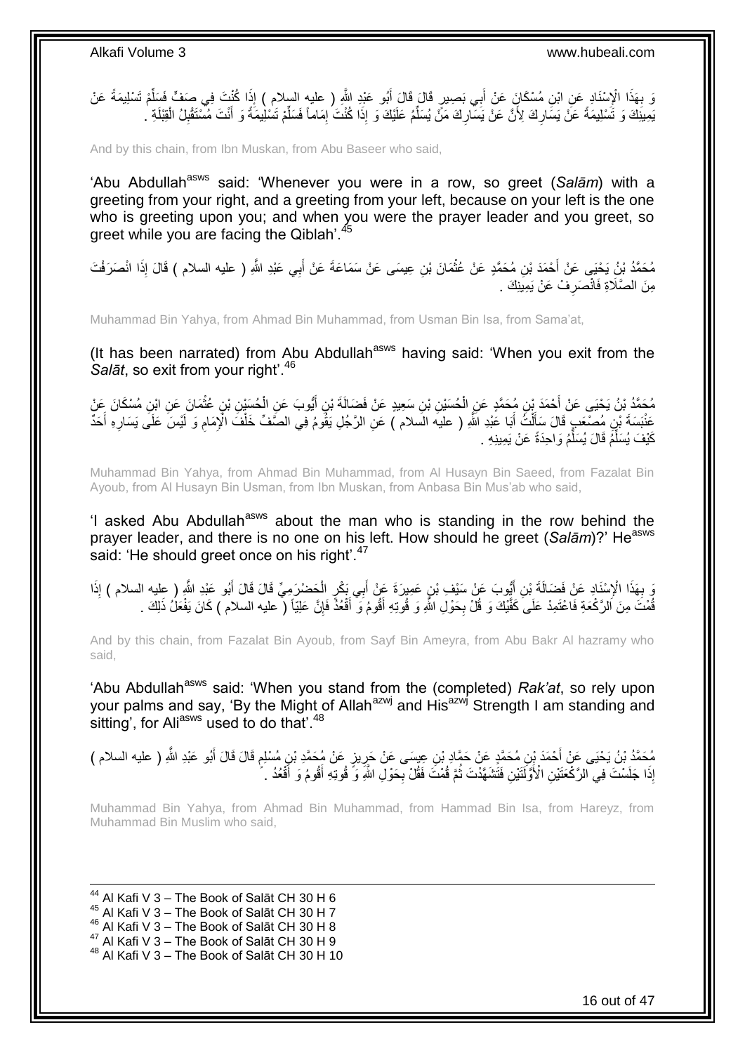وَ بِهَذَا الْإِسْنَادِ عَنِ ابْنِ مُسْكَانَ عَنْ أَبِي بَصِيرٍ قَالَ قَالَ أَبُو عَبْدِ اللَّهِ ( عليه السلام ) إِذَا كُنْتَ فِي صَفٍّ فَسَلِّمْ تَسْلِيمَةً عَنْ يَمِينِكَ وَ تَسْلِيمَةً عَنْ يَسَارِكَ لِأَنَّ عَنْ يَسَارِكَ مَنْ يُسَلِّمُ عَلَيْكَ وَ إِذَا كُنْتَ إِمَاماً فَسَلِّمْ تَسْلِيمَةً وَ أَنْتَ مُسْتَقْبِلُ الْقِبْلَةِ .

And by this chain, from Ibn Muskan, from Abu Baseer who said,

'Abu Abdullah[asws] said: 'Whenever you were in a row, so greet (*Salām*) with a greeting from your right, and a greeting from your left, because on your left is the one who is greeting upon you; and when you were the prayer leader and you greet, so greet while you are facing the Qiblah'.[45]

مُحَمَّدُ بْنُ يَحْيَى عَنْ أَحْمَدَ بْنِ مُحَمَّدٍ عَنْ عُثْمَانَ بْنِ عِيسَى عَنْ سَمَاعَةَ عَنْ أَبِي عَبْدِ اللَّهِ ( عليه السلام ) قَالَ إِذَا انْصَرَفْتَ مِنَ الصَّلَاةِ فَانْصَرِفْ عَنْ يَمِينِكَ .

Muhammad Bin Yahya, from Ahmad Bin Muhammad, from Usman Bin Isa, from Sama'at,

(It has been narrated) from Abu Abdullah[asws] having said: 'When you exit from the *Salāt*, so exit from your right'.[46]

مُحَمَّدُ بْنُ يَحْيَى عَنْ أَحْمَدَ بْنِ مُحَمَّدٍ عَنِ الْحُسَيْنِ بْنِ سَعِيدٍ عَنْ فَضَالَةَ بْنِ أَيُّوبَ عَنِ الْحُسَيْنِ بْنِ عُثْمَانَ عَنِ ابْنِ مُسْكَانَ عَنْ عَنْبَسَةَ بْنِ مُصْعَبٍ قَالَ سَأَلْتُ أَبَا عَبْدِ اللَّهِ ( عليه السلام ) عَنِ الرَّجُلِ يَقُومُ فِي الصَّفِّ خَلْفَ الْإِمَامِ وَ لَيْسَ عَلَى يَسَارِهِ أَحَدٌ كَيْفَ يُسَلِّمُ قَالَ يُسَلِّمُ وَاحِدَةً عَنْ يَمِينِهِ .

Muhammad Bin Yahya, from Ahmad Bin Muhammad, from Al Husayn Bin Saeed, from Fazalat Bin Ayoub, from Al Husayn Bin Usman, from Ibn Muskan, from Anbasa Bin Mus'ab who said,

'I asked Abu Abdullah[asws] about the man who is standing in the row behind the prayer leader, and there is no one on his left. How should he greet (*Salām*)?' He[asws] said: 'He should greet once on his right'.[47]

وَ بِهَذَا الْإِسْنَادِ عَنْ فَضَالَةَ بْنِ أَيُّوبَ عَنْ سَيْفِ بْنِ عَمِيرَةَ عَنْ أَبِي بَكْرٍ الْحَضْرَمِيِّ قَالَ قَالَ أَبُو عَبْدِ اللَّهِ ( عليه السلام ) إِذَا قُمْتَ مِنَ الرَّكْعَةِ فَاعْتَمِدْ عَلَى كَفَّيْكَ وَ قُلْ بِحَوْلِ اللَّهِ وَ قُوَّتِهِ أَقُومُ وَ أَقْعُدُ فَإِنَّ عَلِيّاً ( عليه السلام ) كَانَ يَفْعَلُ ذَلِكَ .

And by this chain, from Fazalat Bin Ayoub, from Sayf Bin Ameyra, from Abu Bakr Al hazramy who said,

'Abu Abdullah[asws] said: 'When you stand from the (completed) *Rak'at*, so rely upon your palms and say, 'By the Might of Allah[azwj] and His[azwj] Strength I am standing and sitting', for Ali[asws] used to do that'.[48]

مُحَمَّدُ بْنُ يَحْيَى عَنْ أَحْمَدَ بْنِ مُحَمَّدٍ عَنْ حَمَّادِ بْنِ عِيسَى عَنْ حَرِيزٍ عَنْ مُحَمَّدِ بْنِ مُسْلِمٍ قَالَ قَالَ أَبُو عَبْدِ اللَّهِ ( عليه السلام ) إِذَا جَلَسْتَ فِي الرَّكْعَتَيْنِ الْأَوَّلَتَيْنِ فَتَشَهَّدْتَ ثُمَّ قُمْتَ فَقُلْ بِحَوْلِ اللَّهِ وَ قُوَّتِهِ أَقُومُ وَ أَقْعُدُ .

Muhammad Bin Yahya, from Ahmad Bin Muhammad, from Hammad Bin Isa, from Hareyz, from Muhammad Bin Muslim who said,

[44] Al Kafi V 3 – The Book of Salāt CH 30 H 6
[45] Al Kafi V 3 – The Book of Salāt CH 30 H 7
[46] Al Kafi V 3 – The Book of Salāt CH 30 H 8
[47] Al Kafi V 3 – The Book of Salāt CH 30 H 9
[48] Al Kafi V 3 – The Book of Salāt CH 30 H 10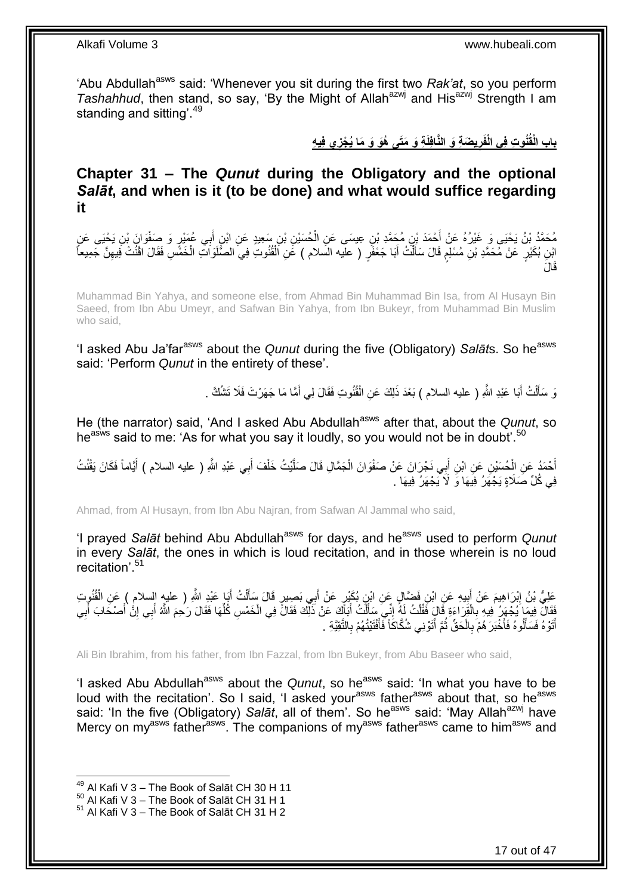'Abu Abdullah[asws] said: 'Whenever you sit during the first two *Rak'at*, so you perform *Tashahhud*, then stand, so say, 'By the Might of Allah[azwj] and His[azwj] Strength I am standing and sitting'.[49]

## بابِ الْقُنُوتِ فِي الْفَرِيضَةِ وَ النَّافِلَةِ وَ مَتَى هُوَ وَ مَا يُجْزِي فِيهِ

## Chapter 31 – The *Qunut* during the Obligatory and the optional *Salāt*, and when is it (to be done) and what would suffice regarding it

مُحَمَّدُ بْنُ يَحْيَى وَ غَيْرُهُ عَنْ أَحْمَدَ بْنِ مُحَمَّدِ بْنِ عِيسَى عَنِ الْحُسَيْنِ بْنِ سَعِيدٍ عَنِ ابْنِ أَبِي عُمَيْرٍ وَ صَفْوَانَ بْنِ يَحْيَى عَنِ ابْنِ بُكَيْرٍ عَنْ مُحَمَّدِ بْنِ مُسْلِمٍ قَالَ سَأَلْتُ أَبَا جَعْفَرٍ ( عليه السلام ) عَنِ الْقُنُوتِ فِي الصَّلَوَاتِ الْخَمْسِ فَقَالَ اقْنُتْ فِيهِنَّ جَمِيعاً قَالَ

Muhammad Bin Yahya, and someone else, from Ahmad Bin Muhammad Bin Isa, from Al Husayn Bin Saeed, from Ibn Abu Umeyr, and Safwan Bin Yahya, from Ibn Bukeyr, from Muhammad Bin Muslim who said,

'I asked Abu Ja'far[asws] about the *Qunut* during the five (Obligatory) *Salāt*s. So he[asws] said: 'Perform *Qunut* in the entirety of these'.

وَ سَأَلْتُ أَبَا عَبْدِ اللَّهِ ( عليه السلام ) بَعْدَ ذَلِكَ عَنِ الْقُنُوتِ فَقَالَ لِي أَمَّا مَا جَهَرْتَ فَلَا تَشُكَّ .

He (the narrator) said, 'And I asked Abu Abdullah[asws] after that, about the *Qunut*, so he[asws] said to me: 'As for what you say it loudly, so you would not be in doubt'.[50]

أَحْمَدُ عَنِ الْحُسَيْنِ عَنِ ابْنِ أَبِي نَجْرَانَ عَنْ صَفْوَانَ الْجَمَّالِ قَالَ صَلَّيْتُ خَلْفَ أَبِي عَبْدِ اللَّهِ ( عليه السلام ) أَيَّاماً فَكَانَ يَقْنُتُ فِي كُلِّ صَلَاةٍ يَجْهَرُ فِيهَا وَ لَا يَجْهَرُ فِيهَا .

Ahmad, from Al Husayn, from Ibn Abu Najran, from Safwan Al Jammal who said,

'I prayed *Salāt* behind Abu Abdullah[asws] for days, and he[asws] used to perform *Qunut* in every *Salāt*, the ones in which is loud recitation, and in those wherein is no loud recitation'.[51]

عَلِيُّ بْنُ إِبْرَاهِيمَ عَنْ أَبِيهِ عَنِ ابْنِ فَضَّالٍ عَنِ ابْنِ بُكَيْرٍ عَنْ أَبِي بَصِيرٍ قَالَ سَأَلْتُ أَبَا عَبْدِ اللَّهِ ( عليه السلام ) عَنِ الْقُنُوتِ فَقَالَ فِيمَا يُجْهَرُ فِيهِ بِالْقِرَاءَةِ قَالَ فَقُلْتُ لَهُ إِنِّي سَأَلْتُ أَبَاكَ عَنْ ذَلِكَ فَقَالَ فِي الْخَمْسِ كُلِّهَا فَقَالَ رَحِمَ اللَّهُ أَبِي إِنَّ أَصْحَابَ أَبِي أَتَوْهُ فَسَأَلُوهُ فَأَخْبَرَهُمْ بِالْحَقِّ ثُمَّ أَتَوْنِي شُكَّاكاً فَأَفْتَيْتُهُمْ بِالتَّقِيَّةِ .

Ali Bin Ibrahim, from his father, from Ibn Fazzal, from Ibn Bukeyr, from Abu Baseer who said,

'I asked Abu Abdullah[asws] about the *Qunut*, so he[asws] said: 'In what you have to be loud with the recitation'. So I said, 'I asked your[asws] father[asws] about that, so he[asws] said: 'In the five (Obligatory) *Salāt*, all of them'. So he[asws] said: 'May Allah[azwj] have Mercy on my[asws] father[asws]. The companions of my[asws] father[asws] came to him[asws] and

[49] Al Kafi V 3 – The Book of Salāt CH 30 H 11
[50] Al Kafi V 3 – The Book of Salāt CH 31 H 1
[51] Al Kafi V 3 – The Book of Salāt CH 31 H 2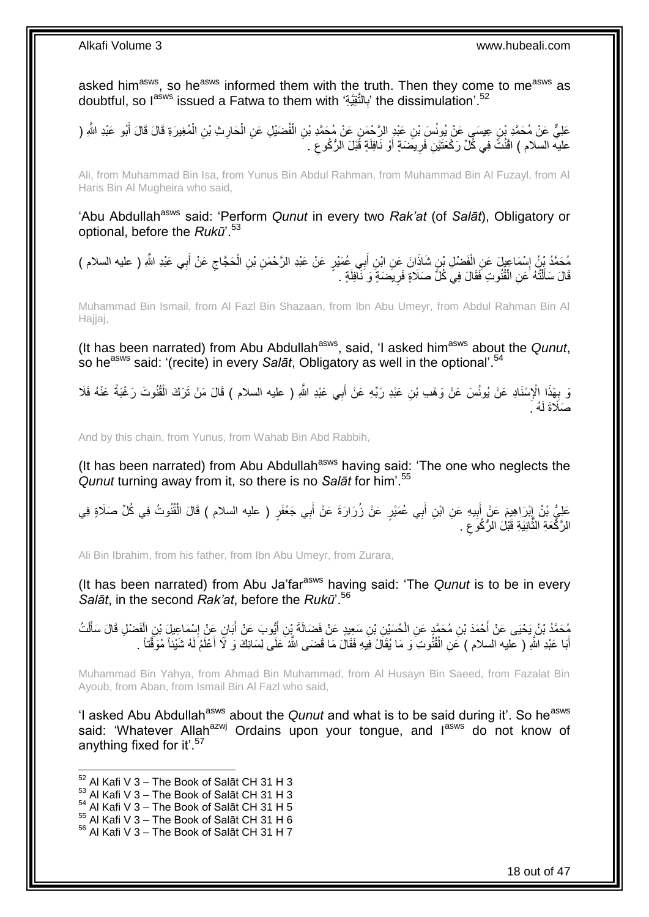asked him[asws], so he[asws] informed them with the truth. Then they come to me[asws] as doubtful, so I[asws] issued a Fatwa to them with 'بِالتَّقِيَّةِ' the dissimulation'.[52]

عَلِيٌّ عَنْ مُحَمَّدِ بْنِ عِيسَى عَنْ يُونُسَ بْنِ عَبْدِ الرَّحْمَنِ عَنْ مُحَمَّدِ بْنِ الْفُضَيْلِ عَنِ الْحَارِثِ بْنِ الْمُغِيرَةِ قَالَ قَالَ أَبُو عَبْدِ اللَّهِ ( عليه السلام ) اقْنُتْ فِي كُلِّ رَكْعَتَيْنِ فَرِيضَةٍ أَوْ نَافِلَةٍ قَبْلَ الرُّكُوعِ .

Ali, from Muhammad Bin Isa, from Yunus Bin Abdul Rahman, from Muhammad Bin Al Fuzayl, from Al Haris Bin Al Mugheira who said,

'Abu Abdullah[asws] said: 'Perform *Qunut* in every two *Rak'at* (of *Salāt*), Obligatory or optional, before the *Rukū*'.[53]

مُحَمَّدُ بْنُ إِسْمَاعِيلَ عَنِ الْفَضْلِ بْنِ شَاذَانَ عَنِ ابْنِ أَبِي عُمَيْرٍ عَنْ عَبْدِ الرَّحْمَنِ بْنِ الْحَجَّاجِ عَنْ أَبِي عَبْدِ اللَّهِ ( عليه السلام ) قَالَ سَأَلْتُهُ عَنِ الْقُنُوتِ فَقَالَ فِي كُلِّ صَلَاةٍ فَرِيضَةٍ وَ نَافِلَةٍ .

Muhammad Bin Ismail, from Al Fazl Bin Shazaan, from Ibn Abu Umeyr, from Abdul Rahman Bin Al Hajjaj,

(It has been narrated) from Abu Abdullah[asws], said, 'I asked him[asws] about the *Qunut*, so he[asws] said: '(recite) in every *Salāt*, Obligatory as well in the optional'.[54]

وَ بِهَذَا الْإِسْنَادِ عَنْ يُونُسَ عَنْ وَهْبِ بْنِ عَبْدِ رَبِّهِ عَنْ أَبِي عَبْدِ اللَّهِ ( عليه السلام ) قَالَ مَنْ تَرَكَ الْقُنُوتَ رَغْبَةً عَنْهُ فَلَا صَلَاةَ لَهُ .

And by this chain, from Yunus, from Wahab Bin Abd Rabbih,

(It has been narrated) from Abu Abdullah[asws] having said: 'The one who neglects the *Qunut* turning away from it, so there is no *Salāt* for him'.[55]

عَلِيُّ بْنُ إِبْرَاهِيمَ عَنْ أَبِيهِ عَنِ ابْنِ أَبِي عُمَيْرٍ عَنْ زُرَارَةَ عَنْ أَبِي جَعْفَرٍ ( عليه السلام ) قَالَ الْقُنُوتُ فِي كُلِّ صَلَاةٍ فِي الرَّكْعَةِ الثَّانِيَةِ قَبْلَ الرُّكُوعِ .

Ali Bin Ibrahim, from his father, from Ibn Abu Umeyr, from Zurara,

(It has been narrated) from Abu Ja'far[asws] having said: 'The *Qunut* is to be in every *Salāt*, in the second *Rak'at*, before the *Rukū*'.[56]

مُحَمَّدُ بْنُ يَحْيَى عَنْ أَحْمَدَ بْنِ مُحَمَّدٍ عَنِ الْحُسَيْنِ بْنِ سَعِيدٍ عَنْ فَضَالَةَ بْنِ أَيُّوبَ عَنْ أَبَانٍ عَنْ إِسْمَاعِيلَ بْنِ الْفَضْلِ قَالَ سَأَلْتُ أَبَا عَبْدِ اللَّهِ ( عليه السلام ) عَنِ الْقُنُوتِ وَ مَا يُقَالُ فِيهِ فَقَالَ مَا قَضَى اللَّهُ عَلَى لِسَانِكَ وَ لَا أَعْلَمُ لَهُ شَيْئاً مُوَقَّتاً .

Muhammad Bin Yahya, from Ahmad Bin Muhammad, from Al Husayn Bin Saeed, from Fazalat Bin Ayoub, from Aban, from Ismail Bin Al Fazl who said,

'I asked Abu Abdullah[asws] about the *Qunut* and what is to be said during it'. So he[asws] said: 'Whatever Allah[azwj] Ordains upon your tongue, and I[asws] do not know of anything fixed for it'.[57]

[52] Al Kafi V 3 – The Book of Salāt CH 31 H 3
[53] Al Kafi V 3 – The Book of Salāt CH 31 H 3
[54] Al Kafi V 3 – The Book of Salāt CH 31 H 5
[55] Al Kafi V 3 – The Book of Salāt CH 31 H 6
[56] Al Kafi V 3 – The Book of Salāt CH 31 H 7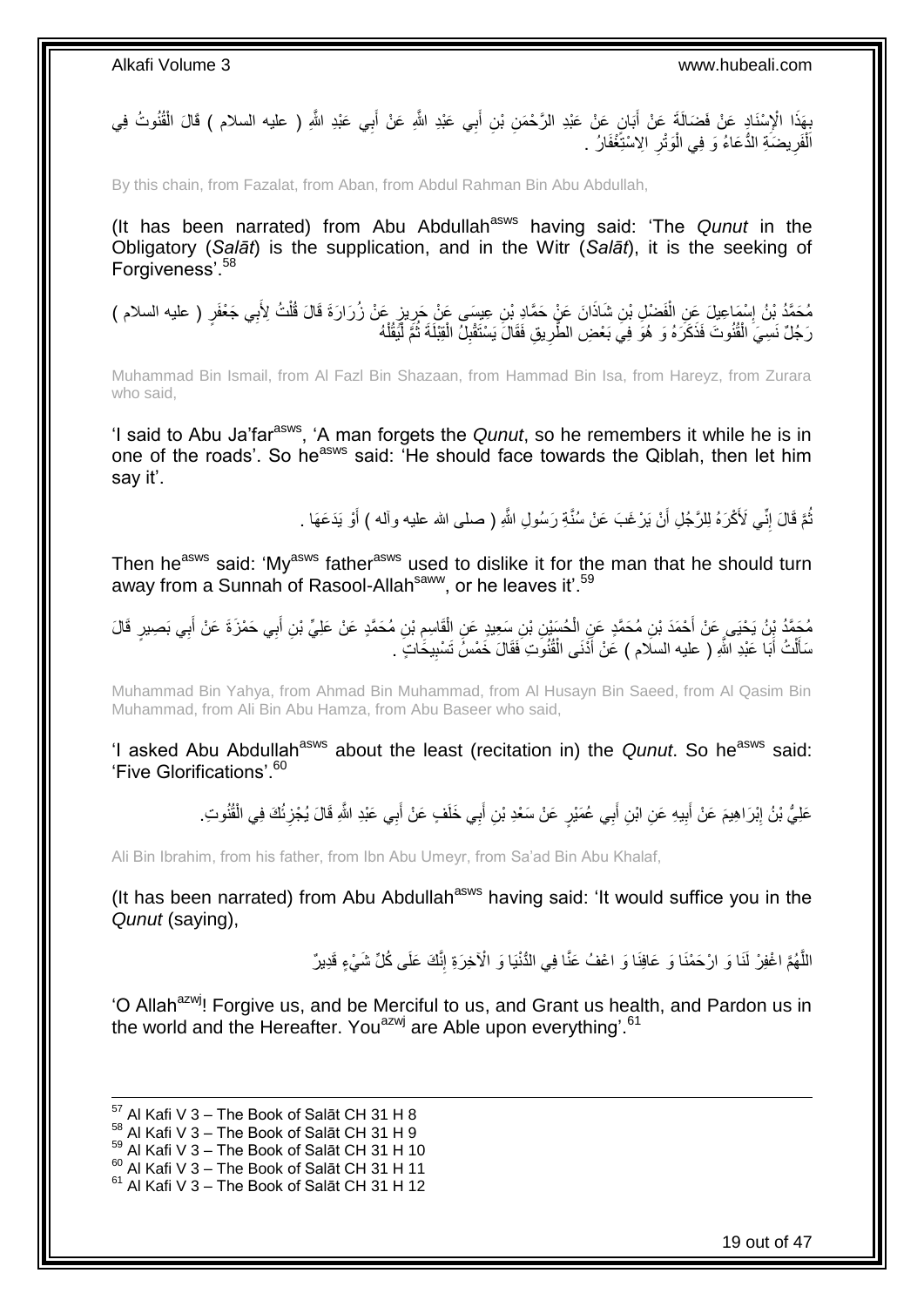بِهَذَا الْإِسْنَادِ عَنْ فَضَالَةَ عَنْ أَبَانٍ عَنْ عَبْدِ الرَّحْمَنِ بْنِ أَبِي عَبْدِ اللَّهِ عَنْ أَبِي عَبْدِ اللَّهِ ( عليه السلام ) قَالَ الْقُنُوتُ فِي الْفَرِيضَةِ الدُّعَاءُ وَ فِي الْوَتْرِ الِاسْتِغْفَارُ .

By this chain, from Fazalat, from Aban, from Abdul Rahman Bin Abu Abdullah,

(It has been narrated) from Abu Abdullah[asws] having said: 'The *Qunut* in the Obligatory (*Salāt*) is the supplication, and in the Witr (*Salāt*), it is the seeking of Forgiveness'.[58]

مُحَمَّدُ بْنُ إِسْمَاعِيلَ عَنِ الْفَضْلِ بْنِ شَاذَانَ عَنْ حَمَّادِ بْنِ عِيسَى عَنْ حَرِيزٍ عَنْ زُرَارَةَ قَالَ قُلْتُ لِأَبِي جَعْفَرٍ ( عليه السلام ) رَجُلٌ نَسِيَ الْقُنُوتَ فَذَكَرَهُ وَ هُوَ فِي بَعْضِ الطَّرِيقِ فَقَالَ يَسْتَقْبِلُ الْقِبْلَةَ ثُمَّ لْيَقُلْهُ

Muhammad Bin Ismail, from Al Fazl Bin Shazaan, from Hammad Bin Isa, from Hareyz, from Zurara who said,

'I said to Abu Ja'far[asws], 'A man forgets the *Qunut*, so he remembers it while he is in one of the roads'. So he[asws] said: 'He should face towards the Qiblah, then let him say it'.

ثُمَّ قَالَ إِنِّي لَأَكْرَهُ لِلرَّجُلِ أَنْ يَرْغَبَ عَنْ سُنَّةِ رَسُولِ اللَّهِ ( صلى الله عليه وآله ) أَوْ يَدَعَهَا .

Then he[asws] said: 'My[asws] father[asws] used to dislike it for the man that he should turn away from a Sunnah of Rasool-Allah[saww], or he leaves it'.[59]

مُحَمَّدُ بْنُ يَحْيَى عَنْ أَحْمَدَ بْنِ مُحَمَّدٍ عَنِ الْحُسَيْنِ بْنِ سَعِيدٍ عَنِ الْقَاسِمِ بْنِ مُحَمَّدٍ عَنْ عَلِيِّ بْنِ أَبِي حَمْزَةَ عَنْ أَبِي بَصِيرٍ قَالَ سَأَلْتُ أَبَا عَبْدِ اللَّهِ ( عليه السلام ) عَنْ أَدْنَى الْقُنُوتِ فَقَالَ خَمْسُ تَسْبِيحَاتٍ .

Muhammad Bin Yahya, from Ahmad Bin Muhammad, from Al Husayn Bin Saeed, from Al Qasim Bin Muhammad, from Ali Bin Abu Hamza, from Abu Baseer who said,

'I asked Abu Abdullah[asws] about the least (recitation in) the *Qunut*. So he[asws] said: 'Five Glorifications'.[60]

عَلِيُّ بْنُ إِبْرَاهِيمَ عَنْ أَبِيهِ عَنِ ابْنِ أَبِي عُمَيْرٍ عَنْ سَعْدِ بْنِ أَبِي خَلَفٍ عَنْ أَبِي عَبْدِ اللَّهِ قَالَ يُجْزِئُكَ فِي الْقُنُوتِ.

Ali Bin Ibrahim, from his father, from Ibn Abu Umeyr, from Sa'ad Bin Abu Khalaf,

(It has been narrated) from Abu Abdullah[asws] having said: 'It would suffice you in the *Qunut* (saying),

اللَّهُمَّ اغْفِرْ لَنَا وَ ارْحَمْنَا وَ عَافِنَا وَ اعْفُ عَنَّا فِي الدُّنْيَا وَ الْآخِرَةِ إِنَّكَ عَلَى كُلِّ شَيْءٍ قَدِيرٌ

'O Allah[azwj]! Forgive us, and be Merciful to us, and Grant us health, and Pardon us in the world and the Hereafter. You[azwj] are Able upon everything'.[61]

---

[57] Al Kafi V 3 – The Book of Salāt CH 31 H 8
[58] Al Kafi V 3 – The Book of Salāt CH 31 H 9
[59] Al Kafi V 3 – The Book of Salāt CH 31 H 10
[60] Al Kafi V 3 – The Book of Salāt CH 31 H 11
[61] Al Kafi V 3 – The Book of Salāt CH 31 H 12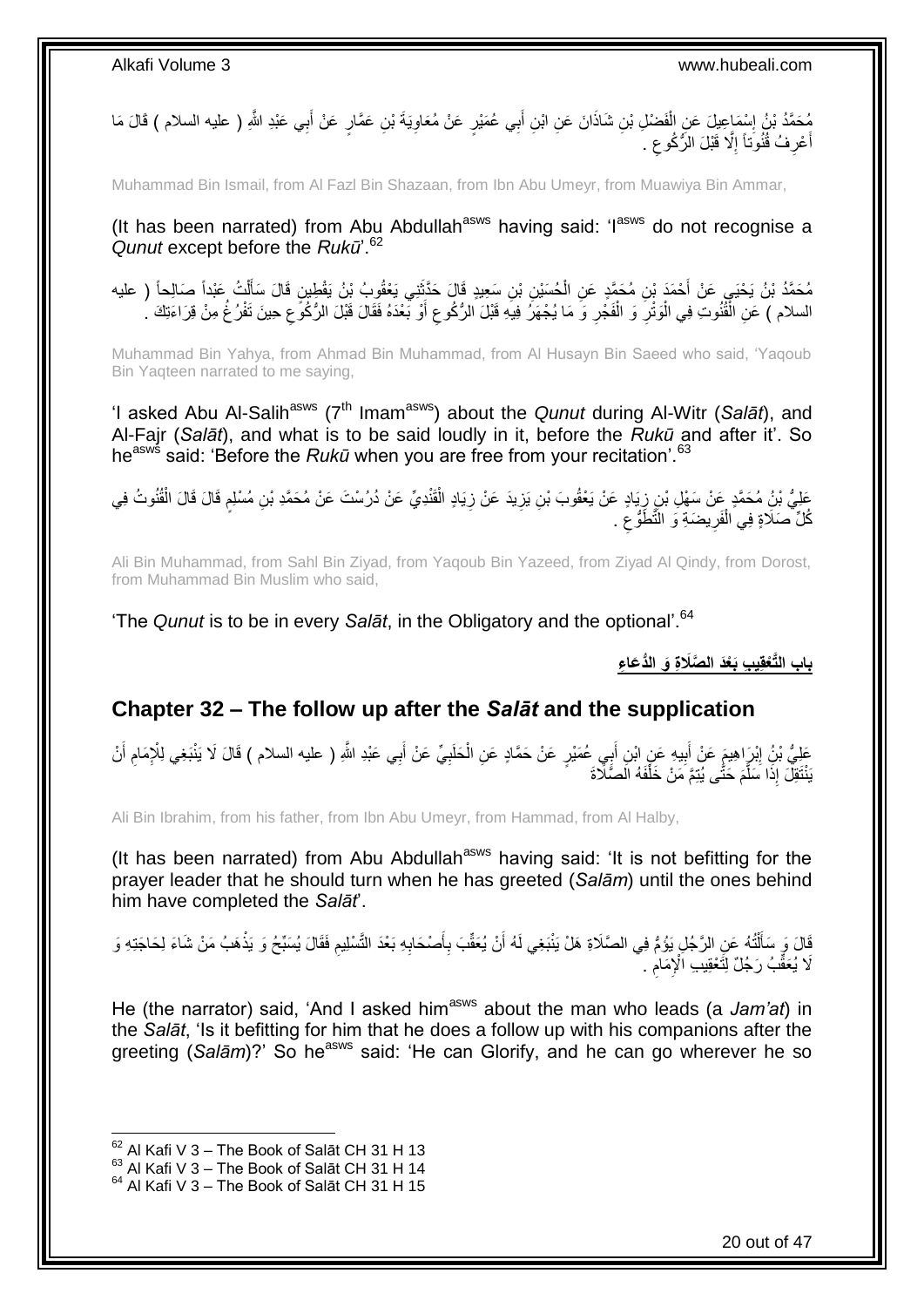مُحَمَّدُ بْنُ إِسْمَاعِيلَ عَنِ الْفَضْلِ بْنِ شَاذَانَ عَنِ ابْنِ أَبِي عُمَيْرٍ عَنْ مُعَاوِيَةَ بْنِ عَمَّارٍ عَنْ أَبِي عَبْدِ اللَّهِ ( عليه السلام ) قَالَ مَا أَعْرِفُ قُنُوتاً إِلَّا قَبْلَ الرُّكُوعِ .

Muhammad Bin Ismail, from Al Fazl Bin Shazaan, from Ibn Abu Umeyr, from Muawiya Bin Ammar,

(It has been narrated) from Abu Abdullah[asws] having said: 'I[asws] do not recognise a *Qunut* except before the *Rukū*'.[62]

مُحَمَّدُ بْنُ يَحْيَى عَنْ أَحْمَدَ بْنِ مُحَمَّدٍ عَنِ الْحُسَيْنِ بْنِ سَعِيدٍ قَالَ حَدَّثَنِي يَعْقُوبُ بْنُ يَقْطِينٍ قَالَ سَأَلْتُ عَبْداً صَالِحاً ( عليه السلام ) عَنِ الْقُنُوتِ فِي الْوَتْرِ وَ الْفَجْرِ وَ مَا يُجْهَرُ فِيهِ قَبْلَ الرُّكُوعِ أَوْ بَعْدَهُ فَقَالَ قَبْلَ الرُّكُوعِ حِينَ تَفْرُغُ مِنْ قِرَاءَتِكَ .

Muhammad Bin Yahya, from Ahmad Bin Muhammad, from Al Husayn Bin Saeed who said, 'Yaqoub Bin Yaqteen narrated to me saying,

'I asked Abu Al-Salih[asws] (7[th] Imam[asws]) about the *Qunut* during Al-Witr (*Salāt*), and Al-Fajr (*Salāt*), and what is to be said loudly in it, before the *Rukū* and after it'. So he[asws] said: 'Before the *Rukū* when you are free from your recitation'.[63]

عَلِيُّ بْنُ مُحَمَّدٍ عَنْ سَهْلِ بْنِ زِيَادٍ عَنْ يَعْقُوبَ بْنِ يَزِيدَ عَنْ زِيَادٍ الْقَنْدِيِّ عَنْ دُرُسْتَ عَنْ مُحَمَّدِ بْنِ مُسْلِمٍ قَالَ قَالَ الْقُنُوتُ فِي كُلِّ صَلَاةٍ فِي الْفَرِيضَةِ وَ التَّطَوُّعِ .

Ali Bin Muhammad, from Sahl Bin Ziyad, from Yaqoub Bin Yazeed, from Ziyad Al Qindy, from Dorost, from Muhammad Bin Muslim who said,

'The *Qunut* is to be in every *Salāt*, in the Obligatory and the optional'.[64]

## باب التَّعْقِيبِ بَعْدَ الصَّلَاةِ وَ الدُّعَاءِ

## Chapter 32 – The follow up after the *Salāt* and the supplication

عَلِيُّ بْنُ إِبْرَاهِيمَ عَنْ أَبِيهِ عَنِ ابْنِ أَبِي عُمَيْرٍ عَنْ حَمَّادٍ عَنِ الْحَلَبِيِّ عَنْ أَبِي عَبْدِ اللَّهِ ( عليه السلام ) قَالَ لَا يَنْبَغِي لِلْإِمَامِ أَنْ يَنْتَقِلَ إِذَا سَلَّمَ حَتَّى يُتِمَّ مَنْ خَلْفَهُ الصَّلَاةَ

Ali Bin Ibrahim, from his father, from Ibn Abu Umeyr, from Hammad, from Al Halby,

(It has been narrated) from Abu Abdullah[asws] having said: 'It is not befitting for the prayer leader that he should turn when he has greeted (*Salām*) until the ones behind him have completed the *Salāt*'.

قَالَ وَ سَأَلْتُهُ عَنِ الرَّجُلِ يَؤُمُّ فِي الصَّلَاةِ هَلْ يَنْبَغِي لَهُ أَنْ يُعَقِّبَ بِأَصْحَابِهِ بَعْدَ التَّسْلِيمِ فَقَالَ يُسَبِّحُ وَ يَذْهَبُ مَنْ شَاءَ لِحَاجَتِهِ وَ لَا يُعَقِّبُ رَجُلٌ لِتَعْقِيبِ الْإِمَامِ .

He (the narrator) said, 'And I asked him[asws] about the man who leads (a *Jam'at*) in the *Salāt*, 'Is it befitting for him that he does a follow up with his companions after the greeting (*Salām*)?' So he[asws] said: 'He can Glorify, and he can go wherever he so

[62] Al Kafi V 3 – The Book of Salāt CH 31 H 13
[63] Al Kafi V 3 – The Book of Salāt CH 31 H 14
[64] Al Kafi V 3 – The Book of Salāt CH 31 H 15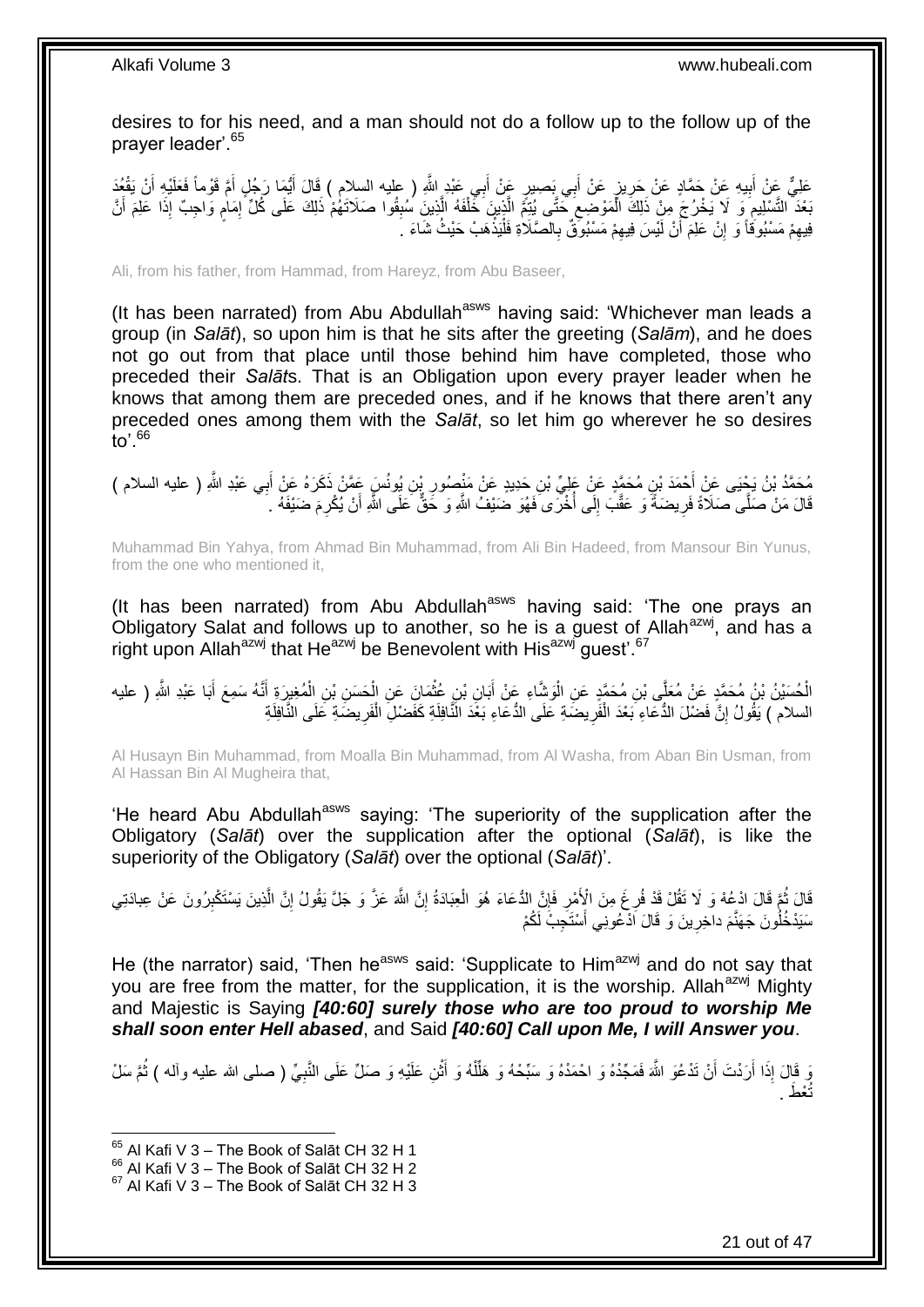desires to for his need, and a man should not do a follow up to the follow up of the prayer leader'.[65]

عَلِيٌّ عَنْ أَبِيهِ عَنْ حَمَّادٍ عَنْ حَرِيزٍ عَنْ أَبِي بَصِيرٍ عَنْ أَبِي عَبْدِ اللَّهِ ( عليه السلام ) قَالَ أَيُّمَا رَجُلٍ أَمَّ قَوْماً فَعَلَيْهِ أَنْ يَقْعُدَ بَعْدَ التَّسْلِيمِ وَ لَا يَخْرُجَ مِنْ ذَلِكَ الْمَوْضِعِ حَتَّى يُتِمَّ الَّذِينَ خَلْفَهُ الَّذِينَ سُبِقُوا صَلَاتَهُمْ ذَلِكَ عَلَى كُلِّ إِمَامٍ وَاجِبٌ إِذَا عَلِمَ أَنَّ فِيهِمْ مَسْبُوقاً وَ إِنْ عَلِمَ أَنْ لَيْسَ فِيهِمْ مَسْبُوقٌ بِالصَّلَاةِ فَلْيَذْهَبْ حَيْثُ شَاءَ .

Ali, from his father, from Hammad, from Hareyz, from Abu Baseer,

(It has been narrated) from Abu Abdullah[asws] having said: 'Whichever man leads a group (in *Salāt*), so upon him is that he sits after the greeting (*Salām*), and he does not go out from that place until those behind him have completed, those who preceded their *Salāt*s. That is an Obligation upon every prayer leader when he knows that among them are preceded ones, and if he knows that there aren't any preceded ones among them with the *Salāt*, so let him go wherever he so desires to'.[66]

مُحَمَّدُ بْنُ يَحْيَى عَنْ أَحْمَدَ بْنِ مُحَمَّدٍ عَنْ عَلِيِّ بْنِ حَدِيدٍ عَنْ مَنْصُورِ بْنِ يُونُسَ عَمَّنْ ذَكَرَهُ عَنْ أَبِي عَبْدِ اللَّهِ ( عليه السلام ) قَالَ مَنْ صَلَّى صَلَاةً فَرِيضَةً وَ عَقَّبَ إِلَى أُخْرَى فَهُوَ ضَيْفُ اللَّهِ وَ حَقٌّ عَلَى اللَّهِ أَنْ يُكْرِمَ ضَيْفَهُ .

Muhammad Bin Yahya, from Ahmad Bin Muhammad, from Ali Bin Hadeed, from Mansour Bin Yunus, from the one who mentioned it,

(It has been narrated) from Abu Abdullah[asws] having said: 'The one prays an Obligatory Salat and follows up to another, so he is a guest of Allah[azwj], and has a right upon Allah[azwj] that He[azwj] be Benevolent with His[azwj] guest'.[67]

الْحُسَيْنُ بْنُ مُحَمَّدٍ عَنْ مُعَلَّى بْنِ مُحَمَّدٍ عَنِ الْوَشَّاءِ عَنْ أَبَانِ بْنِ عُثْمَانَ عَنِ الْحَسَنِ بْنِ الْمُغِيرَةِ أَنَّهُ سَمِعَ أَبَا عَبْدِ اللَّهِ ( عليه السلام ) يَقُولُ إِنَّ فَضْلَ الدُّعَاءِ بَعْدَ الْفَرِيضَةِ عَلَى الدُّعَاءِ بَعْدَ النَّافِلَةِ كَفَضْلِ الْفَرِيضَةِ عَلَى النَّافِلَةِ

Al Husayn Bin Muhammad, from Moalla Bin Muhammad, from Al Washa, from Aban Bin Usman, from Al Hassan Bin Al Mugheira that,

'He heard Abu Abdullah[asws] saying: 'The superiority of the supplication after the Obligatory (*Salāt*) over the supplication after the optional (*Salāt*), is like the superiority of the Obligatory (*Salāt*) over the optional (*Salāt*)'.

قَالَ ثُمَّ قَالَ ادْعُهُ وَ لَا تَقُلْ قَدْ فُرِغَ مِنَ الْأَمْرِ فَإِنَّ الدُّعَاءَ هُوَ الْعِبَادَةُ إِنَّ اللَّهَ عَزَّ وَ جَلَّ يَقُولُ إِنَّ الَّذِينَ يَسْتَكْبِرُونَ عَنْ عِبادَتِي سَيَدْخُلُونَ جَهَنَّمَ داخِرِينَ وَ قَالَ ادْعُونِي أَسْتَجِبْ لَكُمْ

He (the narrator) said, 'Then he[asws] said: 'Supplicate to Him[azwj] and do not say that you are free from the matter, for the supplication, it is the worship. Allah[azwj] Mighty and Majestic is Saying ***[40:60] surely those who are too proud to worship Me shall soon enter Hell abased***, and Said ***[40:60] Call upon Me, I will Answer you***.

وَ قَالَ إِذَا أَرَدْتَ أَنْ تَدْعُوَ اللَّهَ فَمَجِّدْهُ وَ احْمَدْهُ وَ سَبِّحْهُ وَ هَلِّلْهُ وَ أَثْنِ عَلَيْهِ وَ صَلِّ عَلَى النَّبِيِّ ( صلى الله عليه وآله ) ثُمَّ سَلْ تُعْطَ .

[65] Al Kafi V 3 – The Book of Salāt CH 32 H 1
[66] Al Kafi V 3 – The Book of Salāt CH 32 H 2
[67] Al Kafi V 3 – The Book of Salāt CH 32 H 3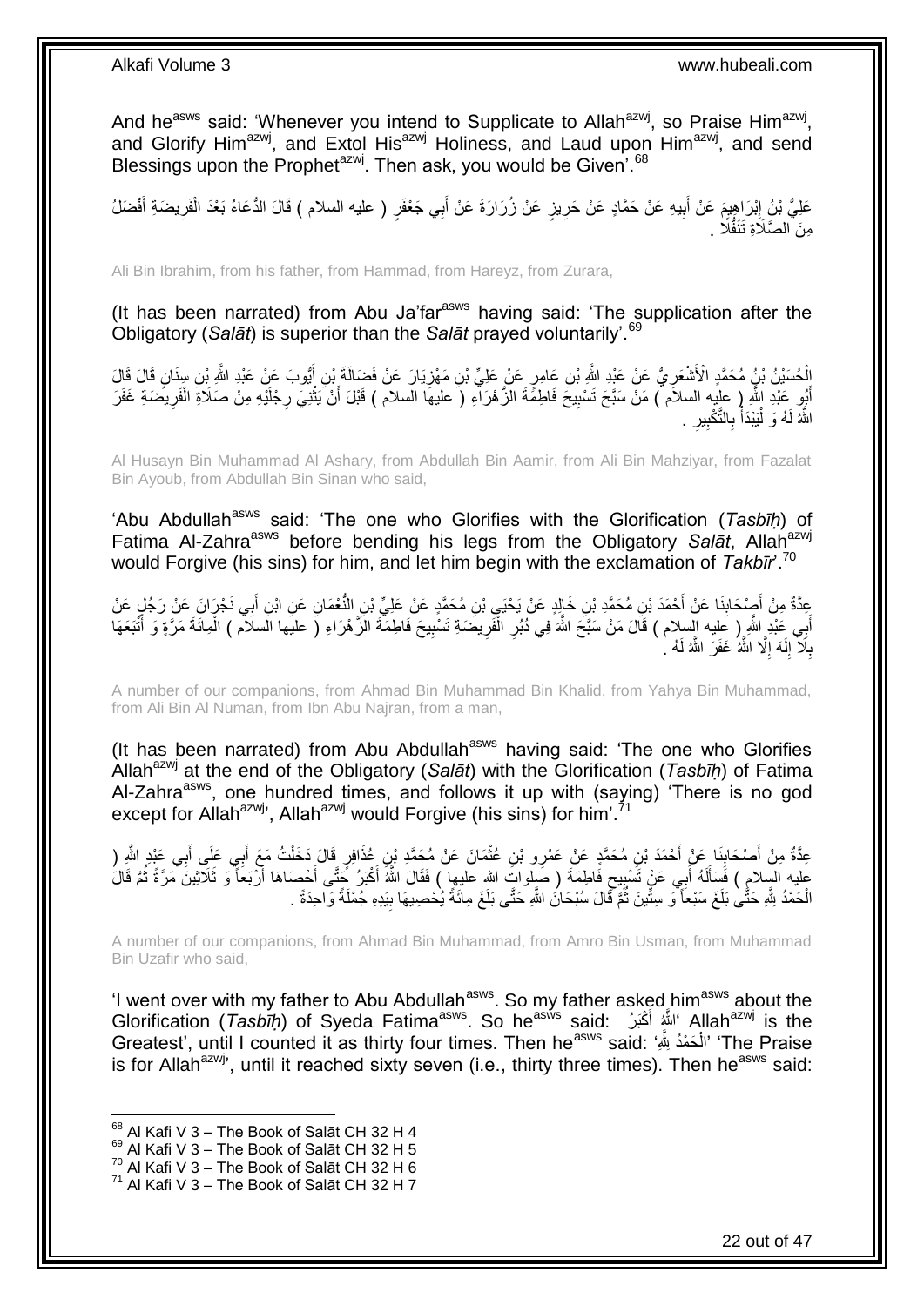And he[asws] said: 'Whenever you intend to Supplicate to Allah[azwj], so Praise Him[azwj], and Glorify Him[azwj], and Extol His[azwj] Holiness, and Laud upon Him[azwj], and send Blessings upon the Prophet[azwj]. Then ask, you would be Given'.[68]

عَلِيُّ بْنُ إِبْرَاهِيمَ عَنْ أَبِيهِ عَنْ حَمَّادٍ عَنْ حَرِيزٍ عَنْ زُرَارَةَ عَنْ أَبِي جَعْفَرٍ ( عليه السلام ) قَالَ الدُّعَاءُ بَعْدَ الْفَرِيضَةِ أَفْضَلُ مِنَ الصَّلَاةِ تَنَفُّلًا .

Ali Bin Ibrahim, from his father, from Hammad, from Hareyz, from Zurara,

(It has been narrated) from Abu Ja'far[asws] having said: 'The supplication after the Obligatory (*Salāt*) is superior than the *Salāt* prayed voluntarily'.[69]

الْحُسَيْنُ بْنُ مُحَمَّدٍ الْأَشْعَرِيُّ عَنْ عَبْدِ اللَّهِ بْنِ عَامِرٍ عَنْ عَلِيِّ بْنِ مَهْزِيَارَ عَنْ فَضَالَةَ بْنِ أَيُّوبَ عَنْ عَبْدِ اللَّهِ بْنِ سِنَانٍ قَالَ قَالَ أَبُو عَبْدِ اللَّهِ ( عليه السلام ) مَنْ سَبَّحَ تَسْبِيحَ فَاطِمَةَ الزَّهْرَاءِ ( عليها السلام ) قَبْلَ أَنْ يَثْنِيَ رِجْلَيْهِ مِنْ صَلَاةِ الْفَرِيضَةِ غَفَرَ اللَّهُ لَهُ وَ لْيَبْدَأْ بِالتَّكْبِيرِ .

Al Husayn Bin Muhammad Al Ashary, from Abdullah Bin Aamir, from Ali Bin Mahziyar, from Fazalat Bin Ayoub, from Abdullah Bin Sinan who said,

'Abu Abdullah[asws] said: 'The one who Glorifies with the Glorification (*Tasbīḥ*) of Fatima Al-Zahra[asws] before bending his legs from the Obligatory *Salāt*, Allah[azwj] would Forgive (his sins) for him, and let him begin with the exclamation of *Takbīr*'.[70]

عِدَّةٌ مِنْ أَصْحَابِنَا عَنْ أَحْمَدَ بْنِ مُحَمَّدِ بْنِ خَالِدٍ عَنْ يَحْيَى بْنِ مُحَمَّدٍ عَنْ عَلِيِّ بْنِ النُّعْمَانِ عَنِ ابْنِ أَبِي نَجْرَانَ عَنْ رَجُلٍ عَنْ أَبِي عَبْدِ اللَّهِ ( عليه السلام ) قَالَ مَنْ سَبَّحَ اللَّهَ فِي دُبُرِ الْفَرِيضَةِ تَسْبِيحَ فَاطِمَةَ الزَّهْرَاءِ ( عليها السلام ) الْمِائَةَ مَرَّةٍ وَ أَتْبَعَهَا بِلَا إِلَهَ إِلَّا اللَّهُ غَفَرَ اللَّهُ لَهُ .

A number of our companions, from Ahmad Bin Muhammad Bin Khalid, from Yahya Bin Muhammad, from Ali Bin Al Numan, from Ibn Abu Najran, from a man,

(It has been narrated) from Abu Abdullah[asws] having said: 'The one who Glorifies Allah[azwj] at the end of the Obligatory (*Salāt*) with the Glorification (*Tasbīḥ*) of Fatima Al-Zahra[asws], one hundred times, and follows it up with (saying) 'There is no god except for Allah[azwj]', Allah[azwj] would Forgive (his sins) for him'.[71]

عِدَّةٌ مِنْ أَصْحَابِنَا عَنْ أَحْمَدَ بْنِ مُحَمَّدٍ عَنْ عَمْرِو بْنِ عُثْمَانَ عَنْ مُحَمَّدِ بْنِ عُذَافِرٍ قَالَ دَخَلْتُ مَعَ أَبِي عَلَى أَبِي عَبْدِ اللَّهِ ( عليه السلام ) فَسَأَلَهُ أَبِي عَنْ تَسْبِيحِ فَاطِمَةَ ( صلوات الله عليها ) فَقَالَ اللَّهُ أَكْبَرُ حَتَّى أَحْصَاهَا أَرْبَعاً وَ ثَلَاثِينَ مَرَّةً ثُمَّ قَالَ الْحَمْدُ لِلَّهِ حَتَّى بَلَغَ سَبْعاً وَ سِتِّينَ ثُمَّ قَالَ سُبْحَانَ اللَّهِ حَتَّى بَلَغَ مِائَةً يُحْصِيهَا بِيَدِهِ جُمْلَةً وَاحِدَةً .

A number of our companions, from Ahmad Bin Muhammad, from Amro Bin Usman, from Muhammad Bin Uzafir who said,

'I went over with my father to Abu Abdullah[asws]. So my father asked him[asws] about the Glorification (*Tasbīḥ*) of Syeda Fatima[asws]. So he[asws] said: 'اللَّهُ أَكْبَرُ' Allah[azwj] is the Greatest', until I counted it as thirty four times. Then he[asws] said: 'الْحَمْدُ لِلَّهِ' 'The Praise is for Allah[azwj]', until it reached sixty seven (i.e., thirty three times). Then he[asws] said:

[68] Al Kafi V 3 – The Book of Salāt CH 32 H 4
[69] Al Kafi V 3 – The Book of Salāt CH 32 H 5
[70] Al Kafi V 3 – The Book of Salāt CH 32 H 6
[71] Al Kafi V 3 – The Book of Salāt CH 32 H 7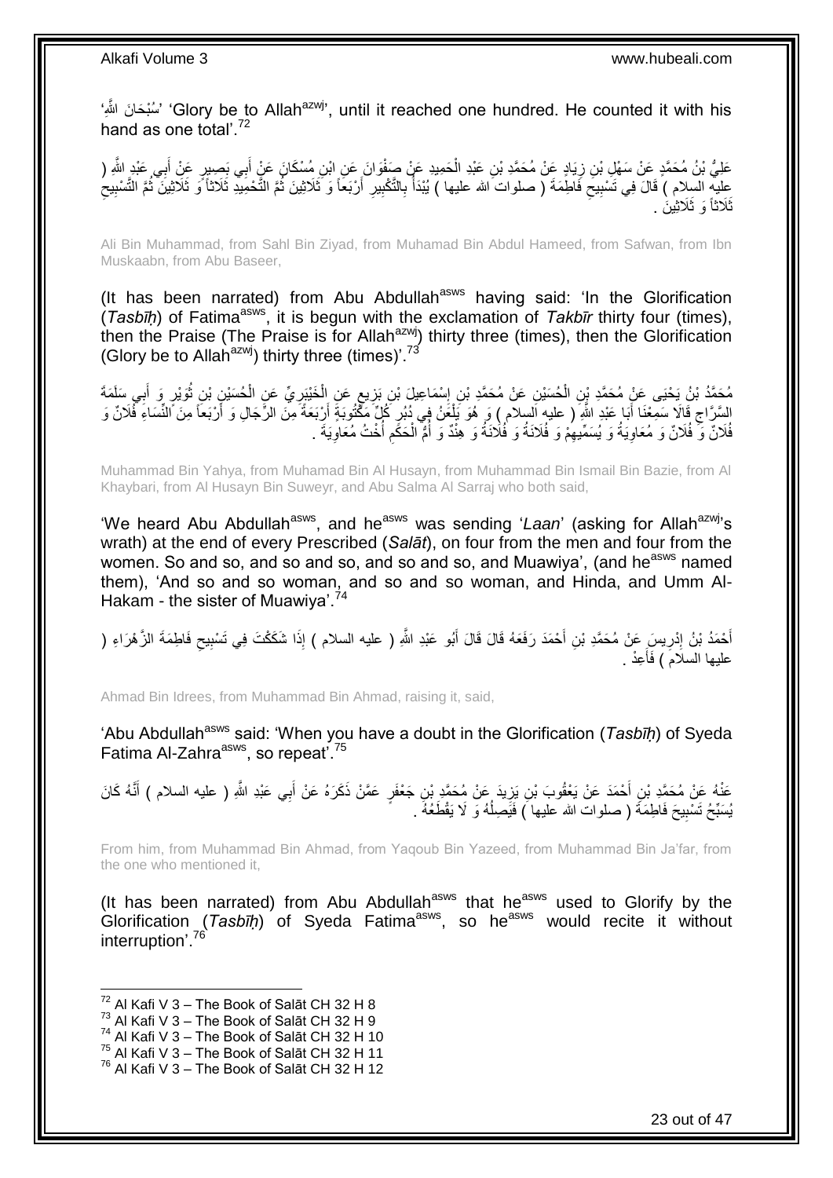'سُبْحَانَ اللَّهِ' 'Glory be to Allah[azwj]', until it reached one hundred. He counted it with his hand as one total'.[72]

عَلِيُّ بْنُ مُحَمَّدٍ عَنْ سَهْلِ بْنِ زِيَادٍ عَنْ مُحَمَّدِ بْنِ عَبْدِ الْحَمِيدِ عَنْ صَفْوَانَ عَنِ ابْنِ مُسْكَانَ عَنْ أَبِي بَصِيرٍ عَنْ أَبِي عَبْدِ اللَّهِ ( عليه السلام ) قَالَ فِي تَسْبِيحِ فَاطِمَةَ ( صلوات الله عليها ) يُبْدَأُ بِالتَّكْبِيرِ أَرْبَعاً وَ ثَلَاثِينَ ثُمَّ التَّحْمِيدِ ثَلَاثاً وَ ثَلَاثِينَ ثُمَّ التَّسْبِيحِ ثَلَاثاً وَ ثَلَاثِينَ .

Ali Bin Muhammad, from Sahl Bin Ziyad, from Muhamad Bin Abdul Hameed, from Safwan, from Ibn Muskaabn, from Abu Baseer,

(It has been narrated) from Abu Abdullah[asws] having said: 'In the Glorification (*Tasbīḥ*) of Fatima[asws], it is begun with the exclamation of *Takbīr* thirty four (times), then the Praise (The Praise is for Allah[azwj]) thirty three (times), then the Glorification (Glory be to Allah[azwj]) thirty three (times)'.[73]

مُحَمَّدُ بْنُ يَحْيَى عَنْ مُحَمَّدِ بْنِ الْحُسَيْنِ عَنْ مُحَمَّدِ بْنِ إِسْمَاعِيلَ بْنِ بَزِيعٍ عَنِ الْخَيْبَرِيِّ عَنِ الْحُسَيْنِ بْنِ ثُوَيْرٍ وَ أَبِي سَلَمَةَ السَّرَّاجِ قَالَا سَمِعْنَا أَبَا عَبْدِ اللَّهِ ( عليه السلام ) وَ هُوَ يَلْعَنُ فِي دُبُرِ كُلِّ مَكْتُوبَةٍ أَرْبَعَةً مِنَ الرِّجَالِ وَ أَرْبَعاً مِنَ النِّسَاءِ فُلَانٌ وَ فُلَانٌ وَ فُلَانٌ وَ مُعَاوِيَةُ وَ يُسَمِّيهِمْ وَ فُلَانَةُ وَ فُلَانَةُ وَ هِنْدٌ وَ أُمُّ الْحَكَمِ أُخْتُ مُعَاوِيَةَ .

Muhammad Bin Yahya, from Muhamad Bin Al Husayn, from Muhammad Bin Ismail Bin Bazie, from Al Khaybari, from Al Husayn Bin Suweyr, and Abu Salma Al Sarraj who both said,

'We heard Abu Abdullah[asws], and he[asws] was sending '*Laan*' (asking for Allah[azwj]'s wrath) at the end of every Prescribed (*Salāt*), on four from the men and four from the women. So and so, and so and so, and so and so, and Muawiya', (and he[asws] named them), 'And so and so woman, and so and so woman, and Hinda, and Umm Al-Hakam - the sister of Muawiya'.[74]

أَحْمَدُ بْنُ إِدْرِيسَ عَنْ مُحَمَّدِ بْنِ أَحْمَدَ رَفَعَهُ قَالَ قَالَ أَبُو عَبْدِ اللَّهِ ( عليه السلام ) إِذَا شَكَكْتَ فِي تَسْبِيحِ فَاطِمَةَ الزَّهْرَاءِ ( عليها السلام ) فَأَعِدْ .

Ahmad Bin Idrees, from Muhammad Bin Ahmad, raising it, said,

'Abu Abdullah[asws] said: 'When you have a doubt in the Glorification (*Tasbīḥ*) of Syeda Fatima Al-Zahra[asws], so repeat'.[75]

عَنْهُ عَنْ مُحَمَّدِ بْنِ أَحْمَدَ عَنْ يَعْقُوبَ بْنِ يَزِيدَ عَنْ مُحَمَّدِ بْنِ جَعْفَرٍ عَمَّنْ ذَكَرَهُ عَنْ أَبِي عَبْدِ اللَّهِ ( عليه السلام ) أَنَّهُ كَانَ يُسَبِّحُ تَسْبِيحَ فَاطِمَةَ ( صلوات الله عليها ) فَيَصِلُهُ وَ لَا يَقْطَعُهُ .

From him, from Muhammad Bin Ahmad, from Yaqoub Bin Yazeed, from Muhammad Bin Ja'far, from the one who mentioned it,

(It has been narrated) from Abu Abdullah[asws] that he[asws] used to Glorify by the Glorification (*Tasbīḥ*) of Syeda Fatima[asws], so he[asws] would recite it without interruption'.[76]

---

[72] Al Kafi V 3 – The Book of Salāt CH 32 H 8
[73] Al Kafi V 3 – The Book of Salāt CH 32 H 9
[74] Al Kafi V 3 – The Book of Salāt CH 32 H 10
[75] Al Kafi V 3 – The Book of Salāt CH 32 H 11
[76] Al Kafi V 3 – The Book of Salāt CH 32 H 12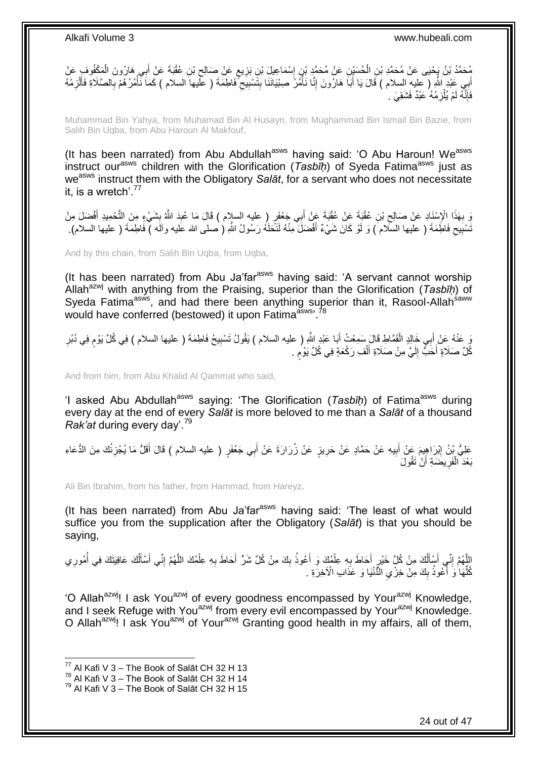مُحَمَّدُ بْنُ يَحْيَى عَنْ مُحَمَّدِ بْنِ الْحُسَيْنِ عَنْ مُحَمَّدِ بْنِ إِسْمَاعِيلَ بْنِ بَزِيعٍ عَنْ صَالِحِ بْنِ عُقْبَةَ عَنْ أَبِي هَارُونَ الْمَكْفُوفِ عَنْ أَبِي عَبْدِ اللَّهِ ( عليه السلام ) قَالَ يَا أَبَا هَارُونَ إِنَّا نَأْمُرُ صِبْيَانَنَا بِتَسْبِيحِ فَاطِمَةَ ( عليها السلام ) كَمَا نَأْمُرُهُمْ بِالصَّلَاةِ فَالْزَمْهُ فَإِنَّهُ لَمْ يَلْزَمْهُ عَبْدٌ فَشَقِيَ .

Muhammad Bin Yahya, from Muhamad Bin Al Husayn, from Mughammad Bin Ismail Bin Bazie, from Salih Bin Uqba, from Abu Haroun Al Makfouf,

(It has been narrated) from Abu Abdullah[asws] having said: 'O Abu Haroun! We[asws] instruct our[asws] children with the Glorification (*Tasbīḥ*) of Syeda Fatima[asws] just as we[asws] instruct them with the Obligatory *Salāt*, for a servant who does not necessitate it, is a wretch'.[77]

وَ بِهَذَا الْإِسْنَادِ عَنْ صَالِحِ بْنِ عُقْبَةَ عَنْ عُقْبَةَ عَنْ أَبِي جَعْفَرٍ ( عليه السلام ) قَالَ مَا عُبِدَ اللَّهُ بِشَيْءٍ مِنَ التَّحْمِيدِ أَفْضَلَ مِنْ تَسْبِيحِ فَاطِمَةَ ( عليها السلام ) وَ لَوْ كَانَ شَيْءٌ أَفْضَلَ مِنْهُ لَنَحَلَهُ رَسُولُ اللَّهِ ( صلى الله عليه وآله ) فَاطِمَةَ ( عليها السلام).

And by this chain, from Salih Bin Uqba, from Uqba,

(It has been narrated) from Abu Ja'far[asws] having said: 'A servant cannot worship Allah[azwj] with anything from the Praising, superior than the Glorification (*Tasbīḥ*) of Syeda Fatima[asws], and had there been anything superior than it, Rasool-Allah[saww] would have conferred (bestowed) it upon Fatima[asws]'.[78]

وَ عَنْهُ عَنْ أَبِي خَالِدٍ الْقَمَّاطِ قَالَ سَمِعْتُ أَبَا عَبْدِ اللَّهِ ( عليه السلام ) يَقُولُ تَسْبِيحُ فَاطِمَةَ ( عليها السلام ) فِي كُلِّ يَوْمٍ فِي دُبُرِ كُلِّ صَلَاةٍ أَحَبُّ إِلَيَّ مِنْ صَلَاةِ أَلْفِ رَكْعَةٍ فِي كُلِّ يَوْمٍ .

And from him, from Abu Khalid Al Qammat who said,

'I asked Abu Abdullah[asws] saying: 'The Glorification (*Tasbīḥ*) of Fatima[asws] during every day at the end of every *Salāt* is more beloved to me than a *Salāt* of a thousand *Rak'at* during every day'.[79]

عَلِيُّ بْنُ إِبْرَاهِيمَ عَنْ أَبِيهِ عَنْ حَمَّادٍ عَنْ حَرِيزٍ عَنْ زُرَارَةَ عَنْ أَبِي جَعْفَرٍ ( عليه السلام ) قَالَ أَقَلُّ مَا يُجْزِئُكَ مِنَ الدُّعَاءِ بَعْدَ الْفَرِيضَةِ أَنْ تَقُولَ

Ali Bin Ibrahim, from his father, from Hammad, from Hareyz,

(It has been narrated) from Abu Ja'far[asws] having said: 'The least of what would suffice you from the supplication after the Obligatory (*Salāt*) is that you should be saying,

اللَّهُمَّ إِنِّي أَسْأَلُكَ مِنْ كُلِّ خَيْرٍ أَحَاطَ بِهِ عِلْمُكَ وَ أَعُوذُ بِكَ مِنْ كُلِّ شَرٍّ أَحَاطَ بِهِ عِلْمُكَ اللَّهُمَّ إِنِّي أَسْأَلُكَ عَافِيَتَكَ فِي أُمُورِي كُلِّهَا وَ أَعُوذُ بِكَ مِنْ خِزْيِ الدُّنْيَا وَ عَذَابِ الْآخِرَةِ .

'O Allah[azwj]! I ask You[azwj] of every goodness encompassed by Your[azwj] Knowledge, and I seek Refuge with You[azwj] from every evil encompassed by Your[azwj] Knowledge. O Allah[azwj]! I ask You[azwj] of Your[azwj] Granting good health in my affairs, all of them,

[77] Al Kafi V 3 – The Book of Salāt CH 32 H 13
[78] Al Kafi V 3 – The Book of Salāt CH 32 H 14
[79] Al Kafi V 3 – The Book of Salāt CH 32 H 15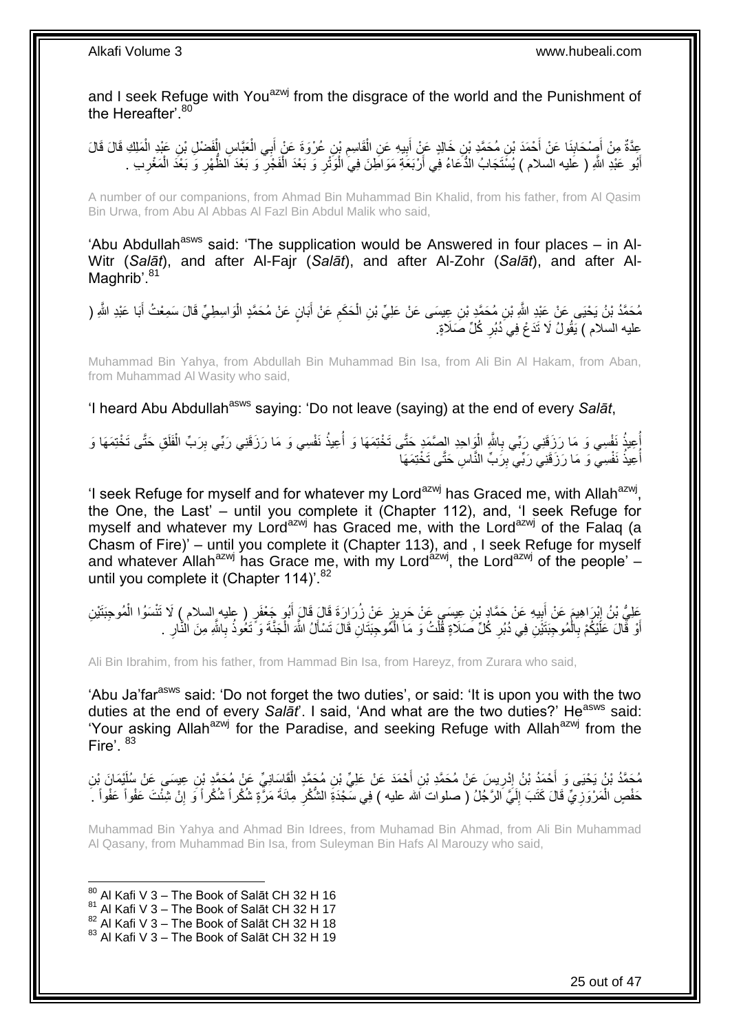and I seek Refuge with You[azwj] from the disgrace of the world and the Punishment of the Hereafter'.[80]

عِدَّةٌ مِنْ أَصْحَابِنَا عَنْ أَحْمَدَ بْنِ مُحَمَّدِ بْنِ خَالِدٍ عَنْ أَبِيهِ عَنِ الْقَاسِمِ بْنِ عُرْوَةَ عَنْ أَبِي الْعَبَّاسِ الْفَضْلِ بْنِ عَبْدِ الْمَلِكِ قَالَ قَالَ أَبُو عَبْدِ اللَّهِ ( عليه السلام ) يُسْتَجَابُ الدُّعَاءُ فِي أَرْبَعَةِ مَوَاطِنَ فِي الْوَتْرِ وَ بَعْدَ الْفَجْرِ وَ بَعْدَ الظُّهْرِ وَ بَعْدَ الْمَغْرِبِ .

A number of our companions, from Ahmad Bin Muhammad Bin Khalid, from his father, from Al Qasim Bin Urwa, from Abu Al Abbas Al Fazl Bin Abdul Malik who said,

'Abu Abdullah[asws] said: 'The supplication would be Answered in four places – in Al-Witr (*Salāt*), and after Al-Fajr (*Salāt*), and after Al-Zohr (*Salāt*), and after Al-Maghrib'.[81]

مُحَمَّدُ بْنُ يَحْيَى عَنْ عَبْدِ اللَّهِ بْنِ مُحَمَّدِ بْنِ عِيسَى عَنْ عَلِيِّ بْنِ الْحَكَمِ عَنْ أَبَانٍ عَنْ مُحَمَّدٍ الْوَاسِطِيِّ قَالَ سَمِعْتُ أَبَا عَبْدِ اللَّهِ ( عليه السلام ) يَقُولُ لَا تَدَعْ فِي دُبُرِ كُلِّ صَلَاةٍ.

Muhammad Bin Yahya, from Abdullah Bin Muhammad Bin Isa, from Ali Bin Al Hakam, from Aban, from Muhammad Al Wasity who said,

'I heard Abu Abdullah[asws] saying: 'Do not leave (saying) at the end of every *Salāt*,

أُعِيذُ نَفْسِي وَ مَا رَزَقَنِي رَبِّي بِاللَّهِ الْوَاحِدِ الصَّمَدِ حَتَّى تَخْتِمَهَا وَ أُعِيذُ نَفْسِي وَ مَا رَزَقَنِي رَبِّي بِرَبِّ الْفَلَقِ حَتَّى تَخْتِمَهَا وَ أُعِيذُ نَفْسِي وَ مَا رَزَقَنِي رَبِّي بِرَبِّ النَّاسِ حَتَّى تَخْتِمَهَا

'I seek Refuge for myself and for whatever my Lord[azwj] has Graced me, with Allah[azwj], the One, the Last' – until you complete it (Chapter 112), and, 'I seek Refuge for myself and whatever my Lord[azwj] has Graced me, with the Lord[azwj] of the Falaq (a Chasm of Fire)' – until you complete it (Chapter 113), and , I seek Refuge for myself and whatever Allah[azwj] has Grace me, with my Lord[azwj], the Lord[azwj] of the people' – until you complete it (Chapter 114)'.[82]

عَلِيُّ بْنُ إِبْرَاهِيمَ عَنْ أَبِيهِ عَنْ حَمَّادِ بْنِ عِيسَى عَنْ حَرِيزٍ عَنْ زُرَارَةَ قَالَ قَالَ أَبُو جَعْفَرٍ ( عليه السلام ) لَا تَنْسَوُا الْمُوجِبَتَيْنِ أَوْ قَالَ عَلَيْكُمْ بِالْمُوجِبَتَيْنِ فِي دُبُرِ كُلِّ صَلَاةٍ قُلْتُ وَ مَا الْمُوجِبَتَانِ قَالَ تَسْأَلُ اللَّهَ الْجَنَّةَ وَ تَعُوذُ بِاللَّهِ مِنَ النَّارِ .

Ali Bin Ibrahim, from his father, from Hammad Bin Isa, from Hareyz, from Zurara who said,

'Abu Ja'far[asws] said: 'Do not forget the two duties', or said: 'It is upon you with the two duties at the end of every *Salāt*'. I said, 'And what are the two duties?' He[asws] said: 'Your asking Allah[azwj] for the Paradise, and seeking Refuge with Allah[azwj] from the Fire'.[83]

مُحَمَّدُ بْنُ يَحْيَى وَ أَحْمَدُ بْنُ إِدْرِيسَ عَنْ مُحَمَّدِ بْنِ أَحْمَدَ عَنْ عَلِيِّ بْنِ مُحَمَّدٍ الْقَاسَانِيِّ عَنْ مُحَمَّدِ بْنِ عِيسَى عَنْ سُلَيْمَانَ بْنِ حَفْصٍ الْمَرْوَزِيِّ قَالَ كَتَبَ إِلَيَّ الرَّجُلُ ( صلوات الله عليه ) فِي سَجْدَةِ الشُّكْرِ مِائَةَ مَرَّةٍ شُكْراً شُكْراً وَ إِنْ شِئْتَ عَفْواً عَفْواً .

Muhammad Bin Yahya and Ahmad Bin Idrees, from Muhamad Bin Ahmad, from Ali Bin Muhammad Al Qasany, from Muhammad Bin Isa, from Suleyman Bin Hafs Al Marouzy who said,

---

[80] Al Kafi V 3 – The Book of Salāt CH 32 H 16
[81] Al Kafi V 3 – The Book of Salāt CH 32 H 17
[82] Al Kafi V 3 – The Book of Salāt CH 32 H 18
[83] Al Kafi V 3 – The Book of Salāt CH 32 H 19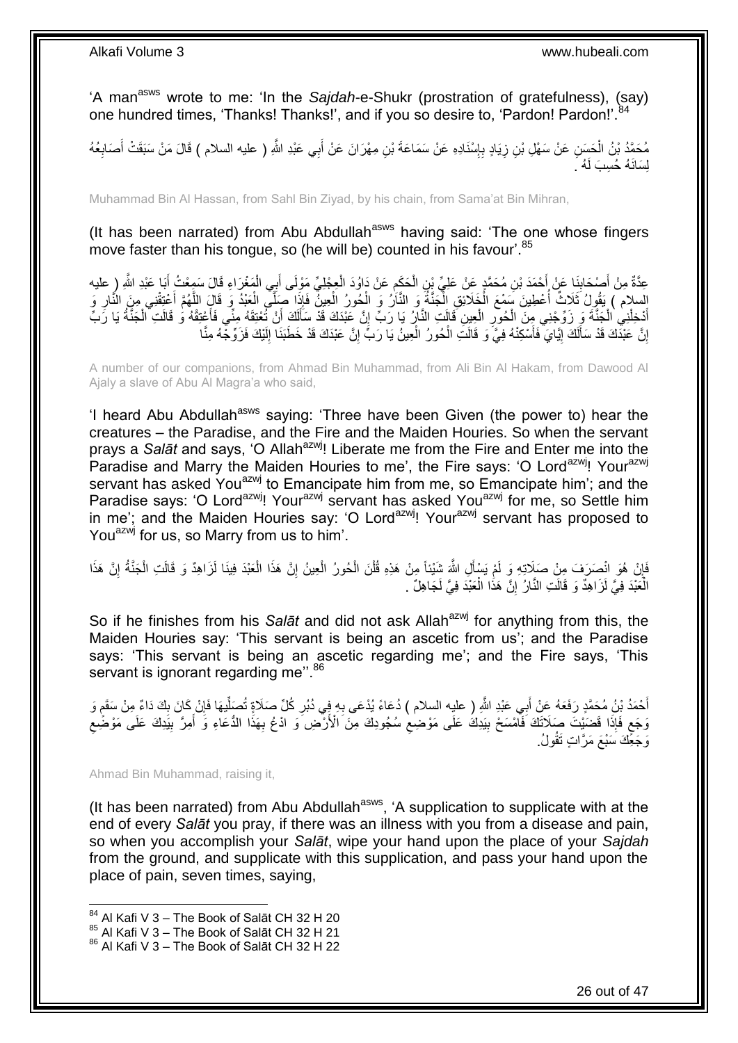'A man[asws] wrote to me: 'In the *Sajdah*-e-Shukr (prostration of gratefulness), (say) one hundred times, 'Thanks! Thanks!', and if you so desire to, 'Pardon! Pardon!'.[84]

مُحَمَّدُ بْنُ الْحَسَنِ عَنْ سَهْلِ بْنِ زِيَادٍ بِإِسْنَادِهِ عَنْ سَمَاعَةَ بْنِ مِهْرَانَ عَنْ أَبِي عَبْدِ اللَّهِ ( عليه السلام ) قَالَ مَنْ سَبَقَتْ أَصَابِعُهُ لِسَانَهُ حُسِبَ لَهُ .

Muhammad Bin Al Hassan, from Sahl Bin Ziyad, by his chain, from Sama'at Bin Mihran,

(It has been narrated) from Abu Abdullah[asws] having said: 'The one whose fingers move faster than his tongue, so (he will be) counted in his favour'.[85]

عِدَّةٌ مِنْ أَصْحَابِنَا عَنْ أَحْمَدَ بْنِ مُحَمَّدٍ عَنْ عَلِيِّ بْنِ الْحَكَمِ عَنْ دَاوُدَ الْعِجْلِيِّ مَوْلَى أَبِي الْمَغْرَاءِ قَالَ سَمِعْتُ أَبَا عَبْدِ اللَّهِ ( عليه السلام ) يَقُولُ ثَلَاثٌ أُعْطِينَ سَمْعَ الْخَلَائِقِ الْجَنَّةُ وَ النَّارُ وَ الْحُورُ الْعِينُ فَإِذَا صَلَّى الْعَبْدُ وَ قَالَ اللَّهُمَّ أَعْتِقْنِي مِنَ النَّارِ وَ أَدْخِلْنِي الْجَنَّةَ وَ زَوِّجْنِي مِنَ الْحُورِ الْعِينِ قَالَتِ النَّارُ يَا رَبِّ إِنَّ عَبْدَكَ قَدْ سَأَلَكَ أَنْ تُعْتِقَهُ مِنِّي فَأَعْتِقْهُ وَ قَالَتِ الْجَنَّةُ يَا رَبِّ إِنَّ عَبْدَكَ قَدْ سَأَلَكَ إِيَّايَ فَأَسْكِنْهُ فِيَّ وَ قَالَتِ الْحُورُ الْعِينُ يَا رَبِّ إِنَّ عَبْدَكَ قَدْ خَطَبَنَا إِلَيْكَ فَزَوِّجْهُ مِنَّا

A number of our companions, from Ahmad Bin Muhammad, from Ali Bin Al Hakam, from Dawood Al Ajaly a slave of Abu Al Magra'a who said,

'I heard Abu Abdullah[asws] saying: 'Three have been Given (the power to) hear the creatures – the Paradise, and the Fire and the Maiden Houries. So when the servant prays a *Salāt* and says, 'O Allah[azwj]! Liberate me from the Fire and Enter me into the Paradise and Marry the Maiden Houries to me', the Fire says: 'O Lord[azwj]! Your[azwj] servant has asked You[azwj] to Emancipate him from me, so Emancipate him'; and the Paradise says: 'O Lord[azwj]! Your[azwj] servant has asked You[azwj] for me, so Settle him in me'; and the Maiden Houries say: 'O Lord[azwj]! Your[azwj] servant has proposed to You[azwj] for us, so Marry from us to him'.

فَإِنْ هُوَ انْصَرَفَ مِنْ صَلَاتِهِ وَ لَمْ يَسْأَلِ اللَّهَ شَيْئاً مِنْ هَذِهِ قُلْنَ الْحُورُ الْعِينُ إِنَّ هَذَا الْعَبْدَ فِينَا لَزَاهِدٌ وَ قَالَتِ الْجَنَّةُ إِنَّ هَذَا الْعَبْدَ فِيَّ لَزَاهِدٌ وَ قَالَتِ النَّارُ إِنَّ هَذَا الْعَبْدَ فِيَّ لَجَاهِلٌ .

So if he finishes from his *Salāt* and did not ask Allah[azwj] for anything from this, the Maiden Houries say: 'This servant is being an ascetic from us'; and the Paradise says: 'This servant is being an ascetic regarding me'; and the Fire says, 'This servant is ignorant regarding me''.[86]

أَحْمَدُ بْنُ مُحَمَّدٍ رَفَعَهُ عَنْ أَبِي عَبْدِ اللَّهِ ( عليه السلام ) دُعَاءٌ يُدْعَى بِهِ فِي دُبُرِ كُلِّ صَلَاةٍ تُصَلِّيهَا فَإِنْ كَانَ بِكَ دَاءٌ مِنْ سَقَمٍ وَ وَجَعٍ فَإِذَا قَضَيْتَ صَلَاتَكَ فَامْسَحْ بِيَدِكَ عَلَى مَوْضِعِ سُجُودِكَ مِنَ الْأَرْضِ وَ ادْعُ بِهَذَا الدُّعَاءِ وَ أَمِرَّ بِيَدِكَ عَلَى مَوْضِعِ وَجَعِكَ سَبْعَ مَرَّاتٍ تَقُولُ

Ahmad Bin Muhammad, raising it,

(It has been narrated) from Abu Abdullah[asws], 'A supplication to supplicate with at the end of every *Salāt* you pray, if there was an illness with you from a disease and pain, so when you accomplish your *Salāt*, wipe your hand upon the place of your *Sajdah* from the ground, and supplicate with this supplication, and pass your hand upon the place of pain, seven times, saying,

[84] Al Kafi V 3 – The Book of Salāt CH 32 H 20
[85] Al Kafi V 3 – The Book of Salāt CH 32 H 21
[86] Al Kafi V 3 – The Book of Salāt CH 32 H 22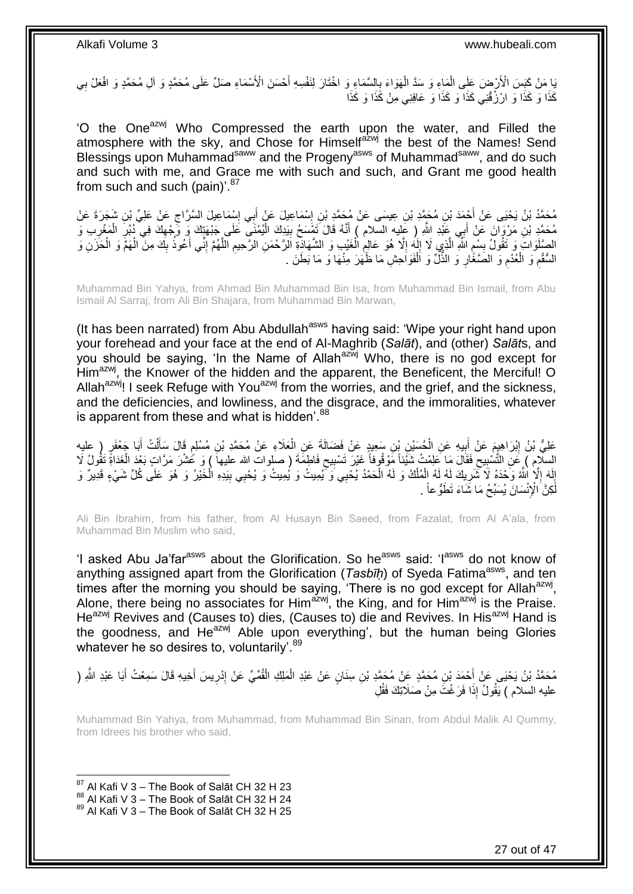يَا مَنْ كَبَسَ الْأَرْضَ عَلَى الْمَاءِ وَ سَدَّ الْهَوَاءَ بِالسَّمَاءِ وَ اخْتَارَ لِنَفْسِهِ أَحْسَنَ الْأَسْمَاءِ صَلِّ عَلَى مُحَمَّدٍ وَ آلِ مُحَمَّدٍ وَ افْعَلْ بِي كَذَا وَ كَذَا وَ ارْزُقْنِي كَذَا وَ كَذَا وَ عَافِنِي مِنْ كَذَا وَ كَذَا

'O the One[azwj] Who Compressed the earth upon the water, and Filled the atmosphere with the sky, and Chose for Himself[azwj] the best of the Names! Send Blessings upon Muhammad[saww] and the Progeny[asws] of Muhammad[saww], and do such and such with me, and Grace me with such and such, and Grant me good health from such and such (pain)'.[87]

مُحَمَّدُ بْنُ يَحْيَى عَنْ أَحْمَدَ بْنِ مُحَمَّدِ بْنِ عِيسَى عَنْ مُحَمَّدِ بْنِ إِسْمَاعِيلَ عَنْ أَبِي إِسْمَاعِيلَ السَّرَّاجِ عَنْ عَلِيِّ بْنِ شَجَرَةَ عَنْ مُحَمَّدِ بْنِ مَرْوَانَ عَنْ أَبِي عَبْدِ اللَّهِ ( عليه السلام ) أَنَّهُ قَالَ تَمْسَحُ بِيَدِكَ الْيُمْنَى عَلَى جَبْهَتِكَ وَ وَجْهِكَ فِي دُبُرِ الْمَغْرِبِ وَ الصَّلَوَاتِ وَ تَقُولُ بِسْمِ اللَّهِ الَّذِي لَا إِلَهَ إِلَّا هُوَ عَالِمِ الْغَيْبِ وَ الشَّهَادَةِ الرَّحْمَنِ الرَّحِيمِ اللَّهُمَّ إِنِّي أَعُوذُ بِكَ مِنَ الْهَمِّ وَ الْحَزَنِ وَ السُّقْمِ وَ الْعُدْمِ وَ الصَّغَارِ وَ الذُّلِّ وَ الْفَوَاحِشِ مَا ظَهَرَ مِنْهَا وَ مَا بَطَنَ .

Muhammad Bin Yahya, from Ahmad Bin Muhammad Bin Isa, from Muhammad Bin Ismail, from Abu Ismail Al Sarraj, from Ali Bin Shajara, from Muhammad Bin Marwan,

(It has been narrated) from Abu Abdullah[asws] having said: 'Wipe your right hand upon your forehead and your face at the end of Al-Maghrib (*Salāt*), and (other) *Salāt*s, and you should be saying, 'In the Name of Allah[azwj] Who, there is no god except for Him[azwj], the Knower of the hidden and the apparent, the Beneficent, the Merciful! O Allah[azwj]! I seek Refuge with You[azwj] from the worries, and the grief, and the sickness, and the deficiencies, and lowliness, and the disgrace, and the immoralities, whatever is apparent from these and what is hidden'.[88]

عَلِيُّ بْنُ إِبْرَاهِيمَ عَنْ أَبِيهِ عَنِ الْحُسَيْنِ بْنِ سَعِيدٍ عَنْ فَضَالَةَ عَنِ الْعَلَاءِ عَنْ مُحَمَّدِ بْنِ مُسْلِمٍ قَالَ سَأَلْتُ أَبَا جَعْفَرٍ ( عليه السلام ) عَنِ التَّسْبِيحِ فَقَالَ مَا عَلِمْتُ شَيْئاً مَوْقُوفاً غَيْرَ تَسْبِيحِ فَاطِمَةَ ( صلوات الله عليها ) وَ عَشْرَ مَرَّاتٍ بَعْدَ الْغَدَاةِ تَقُولُ لَا إِلَهَ إِلَّا اللَّهُ وَحْدَهُ لَا شَرِيكَ لَهُ لَهُ الْمُلْكُ وَ لَهُ الْحَمْدُ يُحْيِي وَ يُمِيتُ وَ يُمِيتُ وَ يُحْيِي بِيَدِهِ الْخَيْرُ وَ هُوَ عَلَى كُلِّ شَيْءٍ قَدِيرٌ وَ لَكِنَّ الْإِنْسَانَ يُسَبِّحُ مَا شَاءَ تَطَوُّعاً .

Ali Bin Ibrahim, from his father, from Al Husayn Bin Saeed, from Fazalat, from Al A'ala, from Muhammad Bin Muslim who said,

'I asked Abu Ja'far[asws] about the Glorification. So he[asws] said: 'I[asws] do not know of anything assigned apart from the Glorification (*Tasbīḥ*) of Syeda Fatima[asws], and ten times after the morning you should be saying, 'There is no god except for Allah[azwj], Alone, there being no associates for Him[azwj], the King, and for Him[azwj] is the Praise. He[azwj] Revives and (Causes to) dies, (Causes to) die and Revives. In His[azwj] Hand is the goodness, and He[azwj] Able upon everything', but the human being Glories whatever he so desires to, voluntarily'.[89]

مُحَمَّدُ بْنُ يَحْيَى عَنْ أَحْمَدَ بْنِ مُحَمَّدٍ عَنْ مُحَمَّدِ بْنِ سِنَانٍ عَنْ عَبْدِ الْمَلِكِ الْقُمِّيِّ عَنْ إِدْرِيسَ أَخِيهِ قَالَ سَمِعْتُ أَبَا عَبْدِ اللَّهِ ( عليه السلام ) يَقُولُ إِذَا فَرَغْتَ مِنْ صَلَاتِكَ فَقُلِ

Muhammad Bin Yahya, from Muhammad, from Muhammad Bin Sinan, from Abdul Malik Al Qummy, from Idrees his brother who said,

[87] Al Kafi V 3 – The Book of Salāt CH 32 H 23
[88] Al Kafi V 3 – The Book of Salāt CH 32 H 24
[89] Al Kafi V 3 – The Book of Salāt CH 32 H 25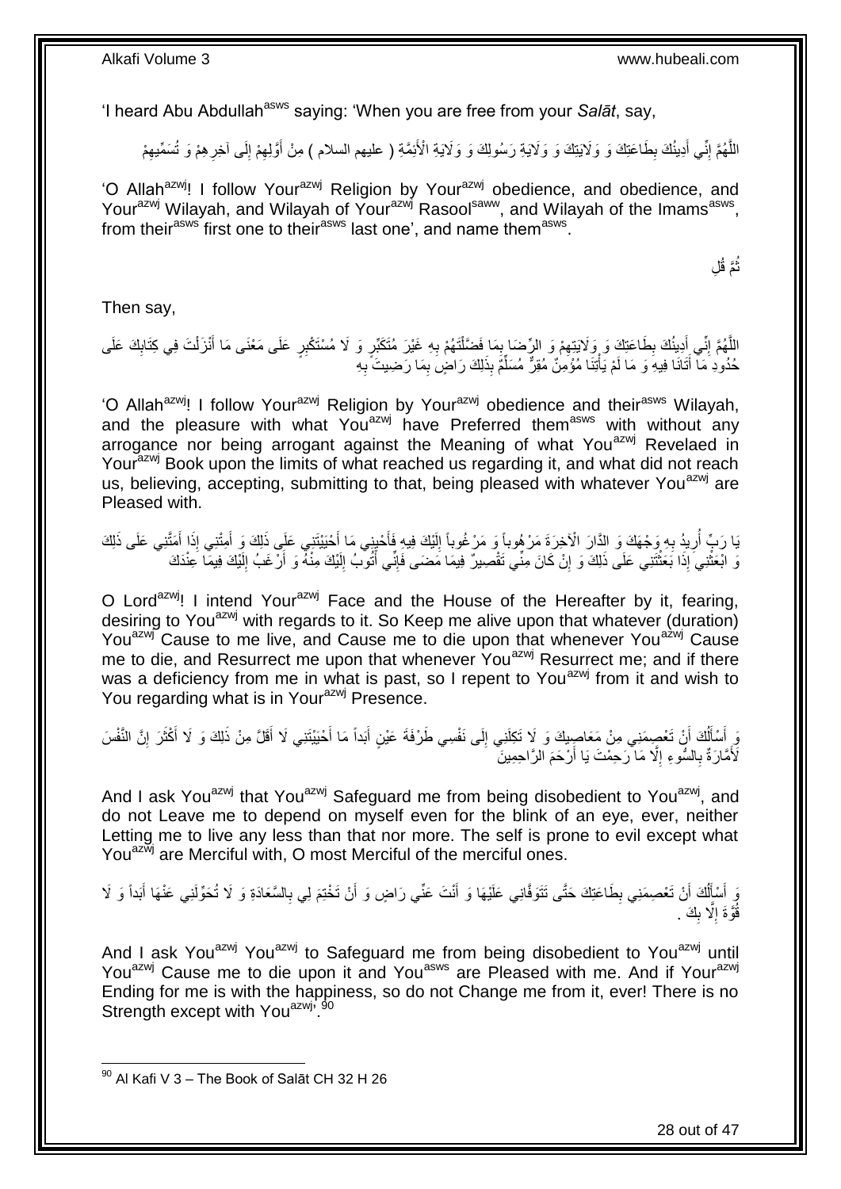'I heard Abu Abdullah[asws] saying: 'When you are free from your *Salāt*, say,

اللَّهُمَّ إِنِّي أَدِينُكَ بِطَاعَتِكَ وَ وَلَايَتِكَ وَ وَلَايَةِ رَسُولِكَ وَ وَلَايَةِ الْأَئِمَّةِ ( عليهم السلام ) مِنْ أَوَّلِهِمْ إِلَى آخِرِهِمْ وَ تُسَمِّيهِمْ

'O Allah[azwj]! I follow Your[azwj] Religion by Your[azwj] obedience, and obedience, and Your[azwj] Wilayah, and Wilayah of Your[azwj] Rasool[saww], and Wilayah of the Imams[asws], from their[asws] first one to their[asws] last one', and name them[asws].

ثُمَّ قُلِ

Then say,

اللَّهُمَّ إِنِّي أَدِينُكَ بِطَاعَتِكَ وَ وَلَايَتِهِمْ وَ الرِّضَا بِمَا فَضَّلْتَهُمْ بِهِ غَيْرَ مُتَكَبِّرٍ وَ لَا مُسْتَكْبِرٍ عَلَى مَعْنَى مَا أَنْزَلْتَ فِي كِتَابِكَ عَلَى حُدُودِ مَا أَتَانَا فِيهِ وَ مَا لَمْ يَأْتِنَا مُؤْمِنٌ مُقِرٌّ مُسَلِّمٌ بِذَلِكَ رَاضٍ بِمَا رَضِيتَ بِهِ

'O Allah[azwj]! I follow Your[azwj] Religion by Your[azwj] obedience and their[asws] Wilayah, and the pleasure with what You[azwj] have Preferred them[asws] with without any arrogance nor being arrogant against the Meaning of what You[azwj] Revelaed in Your[azwj] Book upon the limits of what reached us regarding it, and what did not reach us, believing, accepting, submitting to that, being pleased with whatever You[azwj] are Pleased with.

يَا رَبِّ أُرِيدُ بِهِ وَجْهَكَ وَ الدَّارَ الْآخِرَةَ مَرْهُوباً وَ مَرْغُوباً إِلَيْكَ فِيهِ فَأَحْيِنِي مَا أَحْيَيْتَنِي عَلَى ذَلِكَ وَ أَمِتْنِي إِذَا أَمَتَّنِي عَلَى ذَلِكَ وَ ابْعَثْنِي إِذَا بَعَثْتَنِي عَلَى ذَلِكَ وَ إِنْ كَانَ مِنِّي تَقْصِيرٌ فِيمَا مَضَى فَإِنِّي أَتُوبُ إِلَيْكَ مِنْهُ وَ أَرْغَبُ إِلَيْكَ فِيمَا عِنْدَكَ

O Lord[azwj]! I intend Your[azwj] Face and the House of the Hereafter by it, fearing, desiring to You[azwj] with regards to it. So Keep me alive upon that whatever (duration) You[azwj] Cause to me live, and Cause me to die upon that whenever You[azwj] Cause me to die, and Resurrect me upon that whenever You[azwj] Resurrect me; and if there was a deficiency from me in what is past, so I repent to You[azwj] from it and wish to You regarding what is in Your[azwj] Presence.

وَ أَسْأَلُكَ أَنْ تَعْصِمَنِي مِنْ مَعَاصِيكَ وَ لَا تَكِلَنِي إِلَى نَفْسِي طَرْفَةَ عَيْنٍ أَبَداً مَا أَحْيَيْتَنِي لَا أَقَلَّ مِنْ ذَلِكَ وَ لَا أَكْثَرَ إِنَّ النَّفْسَ لَأَمَّارَةٌ بِالسُّوءِ إِلَّا مَا رَحِمْتَ يَا أَرْحَمَ الرَّاحِمِينَ

And I ask You[azwj] that You[azwj] Safeguard me from being disobedient to You[azwj], and do not Leave me to depend on myself even for the blink of an eye, ever, neither Letting me to live any less than that nor more. The self is prone to evil except what You[azwj] are Merciful with, O most Merciful of the merciful ones.

وَ أَسْأَلُكَ أَنْ تَعْصِمَنِي بِطَاعَتِكَ حَتَّى تَتَوَفَّانِي عَلَيْهَا وَ أَنْتَ عَنِّي رَاضٍ وَ أَنْ تَخْتِمَ لِي بِالسَّعَادَةِ وَ لَا تُحَوِّلَنِي عَنْهَا أَبَداً وَ لَا قُوَّةَ إِلَّا بِكَ .

And I ask You[azwj] You[azwj] to Safeguard me from being disobedient to You[azwj] until You[azwj] Cause me to die upon it and You[asws] are Pleased with me. And if Your[azwj] Ending for me is with the happiness, so do not Change me from it, ever! There is no Strength except with You[azwj]'.[90]

[90] Al Kafi V 3 – The Book of Salāt CH 32 H 26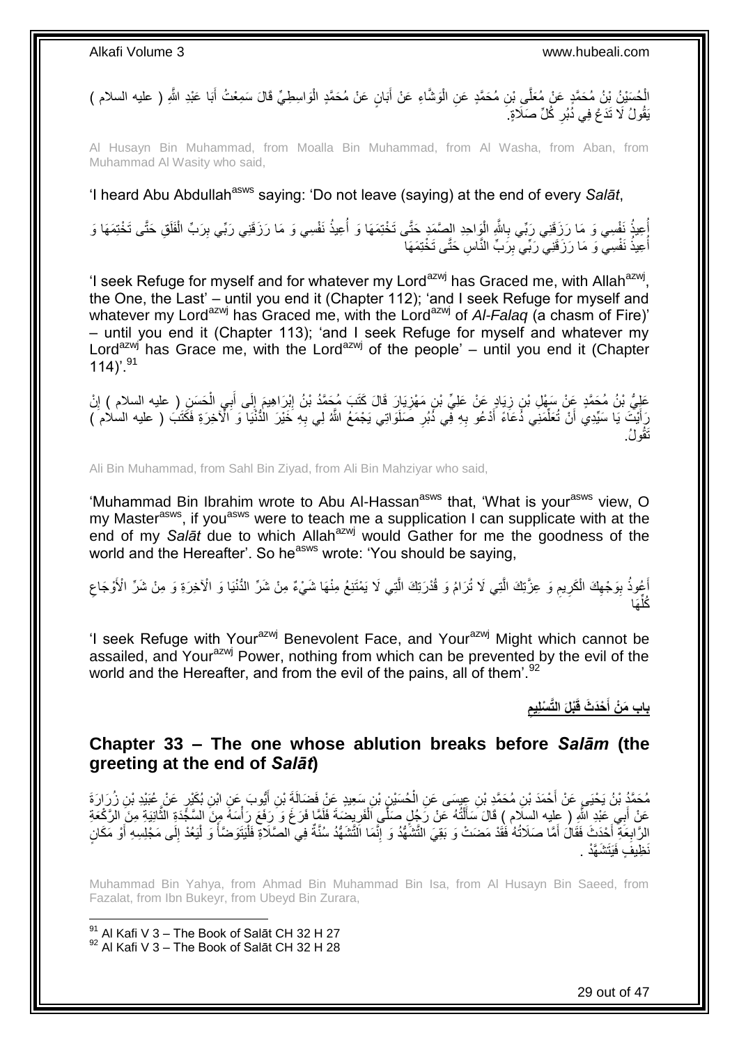الْحُسَيْنُ بْنُ مُحَمَّدٍ عَنْ مُعَلَّى بْنِ مُحَمَّدٍ عَنِ الْوَشَّاءِ عَنْ أَبَانٍ عَنْ مُحَمَّدٍ الْوَاسِطِيِّ قَالَ سَمِعْتُ أَبَا عَبْدِ اللَّهِ ( عليه السلام ) يَقُولُ لَا تَدَعْ فِي دُبُرِ كُلِّ صَلَاةٍ.

Al Husayn Bin Muhammad, from Moalla Bin Muhammad, from Al Washa, from Aban, from Muhammad Al Wasity who said,

'I heard Abu Abdullah[asws] saying: 'Do not leave (saying) at the end of every *Salāt*,

أُعِيذُ نَفْسِي وَ مَا رَزَقَنِي رَبِّي بِاللَّهِ الْوَاحِدِ الصَّمَدِ حَتَّى تَخْتِمَهَا وَ أُعِيذُ نَفْسِي وَ مَا رَزَقَنِي رَبِّي بِرَبِّ الْفَلَقِ حَتَّى تَخْتِمَهَا وَ أُعِيذُ نَفْسِي وَ مَا رَزَقَنِي رَبِّي بِرَبِّ النَّاسِ حَتَّى تَخْتِمَهَا

'I seek Refuge for myself and for whatever my Lord[azwj] has Graced me, with Allah[azwj], the One, the Last' – until you end it (Chapter 112); 'and I seek Refuge for myself and whatever my Lord[azwj] has Graced me, with the Lord[azwj] of *Al-Falaq* (a chasm of Fire)' – until you end it (Chapter 113); 'and I seek Refuge for myself and whatever my Lord[azwj] has Grace me, with the Lord[azwj] of the people' – until you end it (Chapter 114)'.[91]

عَلِيُّ بْنُ مُحَمَّدٍ عَنْ سَهْلِ بْنِ زِيَادٍ عَنْ عَلِيِّ بْنِ مَهْزِيَارَ قَالَ كَتَبَ مُحَمَّدُ بْنُ إِبْرَاهِيمَ إِلَى أَبِي الْحَسَنِ ( عليه السلام ) إِنْ رَأَيْتَ يَا سَيِّدِي أَنْ تُعَلِّمَنِي دُعَاءً أَدْعُو بِهِ فِي دُبُرِ صَلَوَاتِي يَجْمَعُ اللَّهُ لِي بِهِ خَيْرَ الدُّنْيَا وَ الْآخِرَةِ فَكَتَبَ ( عليه السلام ) تَقُولُ

Ali Bin Muhammad, from Sahl Bin Ziyad, from Ali Bin Mahziyar who said,

'Muhammad Bin Ibrahim wrote to Abu Al-Hassan[asws] that, 'What is your[asws] view, O my Master[asws], if you[asws] were to teach me a supplication I can supplicate with at the end of my *Salāt* due to which Allah[azwj] would Gather for me the goodness of the world and the Hereafter'. So he[asws] wrote: 'You should be saying,

أَعُوذُ بِوَجْهِكَ الْكَرِيمِ وَ عِزَّتِكَ الَّتِي لَا تُرَامُ وَ قُدْرَتِكَ الَّتِي لَا يَمْتَنِعُ مِنْهَا شَيْءٌ مِنْ شَرِّ الدُّنْيَا وَ الْآخِرَةِ وَ مِنْ شَرِّ الْأَوْجَاعِ كُلِّهَا

'I seek Refuge with Your[azwj] Benevolent Face, and Your[azwj] Might which cannot be assailed, and Your[azwj] Power, nothing from which can be prevented by the evil of the world and the Hereafter, and from the evil of the pains, all of them'.[92]

## باب مَنْ أَحْدَثَ قَبْلَ التَّسْلِيمِ

## Chapter 33 – The one whose ablution breaks before *Salām* (the greeting at the end of *Salāt*)

مُحَمَّدُ بْنُ يَحْيَى عَنْ أَحْمَدَ بْنِ مُحَمَّدِ بْنِ عِيسَى عَنِ الْحُسَيْنِ بْنِ سَعِيدٍ عَنْ فَضَالَةَ بْنِ أَيُّوبَ عَنِ ابْنِ بُكَيْرٍ عَنْ عُبَيْدِ بْنِ زُرَارَةَ عَنْ أَبِي عَبْدِ اللَّهِ ( عليه السلام ) قَالَ سَأَلْتُهُ عَنْ رَجُلٍ صَلَّى الْفَرِيضَةَ فَلَمَّا فَرَغَ وَ رَفَعَ رَأْسَهُ مِنَ السَّجْدَةِ الثَّانِيَةِ مِنَ الرَّكْعَةِ الرَّابِعَةِ أَحْدَثَ فَقَالَ أَمَّا صَلَاتُهُ فَقَدْ مَضَتْ وَ بَقِيَ التَّشَهُّدُ وَ إِنَّمَا التَّشَهُّدُ سُنَّةٌ فِي الصَّلَاةِ فَلْيَتَوَضَّأْ وَ لْيَعُدْ إِلَى مَجْلِسِهِ أَوْ مَكَانٍ نَظِيفٍ فَيَتَشَهَّدْ .

Muhammad Bin Yahya, from Ahmad Bin Muhammad Bin Isa, from Al Husayn Bin Saeed, from Fazalat, from Ibn Bukeyr, from Ubeyd Bin Zurara,

[91] Al Kafi V 3 – The Book of Salāt CH 32 H 27
[92] Al Kafi V 3 – The Book of Salāt CH 32 H 28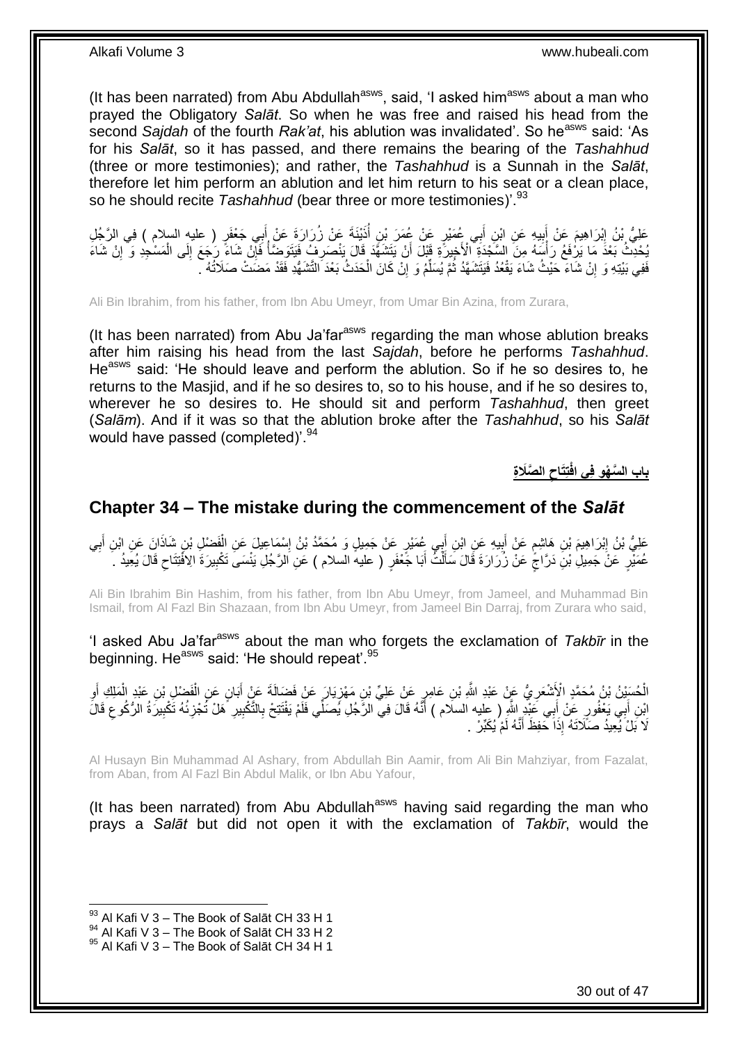(It has been narrated) from Abu Abdullah[asws], said, 'I asked him[asws] about a man who prayed the Obligatory *Salāt*. So when he was free and raised his head from the second *Sajdah* of the fourth *Rak'at*, his ablution was invalidated'. So he[asws] said: 'As for his *Salāt*, so it has passed, and there remains the bearing of the *Tashahhud* (three or more testimonies); and rather, the *Tashahhud* is a Sunnah in the *Salāt*, therefore let him perform an ablution and let him return to his seat or a clean place, so he should recite *Tashahhud* (bear three or more testimonies)'.[93]

عَلِيُّ بْنُ إِبْرَاهِيمَ عَنْ أَبِيهِ عَنِ ابْنِ أَبِي عُمَيْرٍ عَنْ عُمَرَ بْنِ أُذَيْنَةَ عَنْ زُرَارَةَ عَنْ أَبِي جَعْفَرٍ ( عليه السلام ) فِي الرَّجُلِ يُحْدِثُ بَعْدَ مَا يَرْفَعُ رَأْسَهُ مِنَ السَّجْدَةِ الْأَخِيرَةِ قَبْلَ أَنْ يَتَشَهَّدَ قَالَ يَنْصَرِفُ فَيَتَوَضَّأُ فَإِنْ شَاءَ رَجَعَ إِلَى الْمَسْجِدِ وَ إِنْ شَاءَ فَفِي بَيْتِهِ وَ إِنْ شَاءَ حَيْثُ شَاءَ يَقْعُدُ فَيَتَشَهَّدُ ثُمَّ يُسَلِّمُ وَ إِنْ كَانَ الْحَدَثُ بَعْدَ التَّشَهُّدِ فَقَدْ مَضَتْ صَلَاتُهُ .

Ali Bin Ibrahim, from his father, from Ibn Abu Umeyr, from Umar Bin Azina, from Zurara,

(It has been narrated) from Abu Ja'far[asws] regarding the man whose ablution breaks after him raising his head from the last *Sajdah*, before he performs *Tashahhud*. He[asws] said: 'He should leave and perform the ablution. So if he so desires to, he returns to the Masjid, and if he so desires to, so to his house, and if he so desires to, wherever he so desires to. He should sit and perform *Tashahhud*, then greet (*Salām*). And if it was so that the ablution broke after the *Tashahhud*, so his *Salāt* would have passed (completed)'.[94]

## باب السَّهْوِ فِي افْتِتَاحِ الصَّلَاةِ

## Chapter 34 – The mistake during the commencement of the *Salāt*

عَلِيُّ بْنُ إِبْرَاهِيمَ بْنِ هَاشِمٍ عَنْ أَبِيهِ عَنِ ابْنِ أَبِي عُمَيْرٍ عَنْ جَمِيلٍ وَ مُحَمَّدُ بْنُ إِسْمَاعِيلَ عَنِ الْفَضْلِ بْنِ شَاذَانَ عَنِ ابْنِ أَبِي عُمَيْرٍ عَنْ جَمِيلِ بْنِ دَرَّاجٍ عَنْ زُرَارَةَ قَالَ سَأَلْتُ أَبَا جَعْفَرٍ ( عليه السلام ) عَنِ الرَّجُلِ يَنْسَى تَكْبِيرَةَ الِافْتِتَاحِ قَالَ يُعِيدُ .

Ali Bin Ibrahim Bin Hashim, from his father, from Ibn Abu Umeyr, from Jameel, and Muhammad Bin Ismail, from Al Fazl Bin Shazaan, from Ibn Abu Umeyr, from Jameel Bin Darraj, from Zurara who said,

'I asked Abu Ja'far[asws] about the man who forgets the exclamation of *Takbīr* in the beginning. He[asws] said: 'He should repeat'.[95]

الْحُسَيْنُ بْنُ مُحَمَّدٍ الْأَشْعَرِيُّ عَنْ عَبْدِ اللَّهِ بْنِ عَامِرٍ عَنْ عَلِيِّ بْنِ مَهْزِيَارَ عَنْ فَضَالَةَ عَنْ أَبَانٍ عَنِ الْفَضْلِ بْنِ عَبْدِ الْمَلِكِ أَوِ ابْنِ أَبِي يَعْفُورٍ عَنْ أَبِي عَبْدِ اللَّهِ ( عليه السلام ) أَنَّهُ قَالَ فِي الرَّجُلِ يُصَلِّي فَلَمْ يَفْتَتِحْ بِالتَّكْبِيرِ هَلْ تُجْزِئُهُ تَكْبِيرَةُ الرُّكُوعِ قَالَ لَا بَلْ يُعِيدُ صَلَاتَهُ إِذَا حَفِظَ أَنَّهُ لَمْ يُكَبِّرْ .

Al Husayn Bin Muhammad Al Ashary, from Abdullah Bin Aamir, from Ali Bin Mahziyar, from Fazalat, from Aban, from Al Fazl Bin Abdul Malik, or Ibn Abu Yafour,

(It has been narrated) from Abu Abdullah[asws] having said regarding the man who prays a *Salāt* but did not open it with the exclamation of *Takbīr*, would the

---

[93] Al Kafi V 3 – The Book of Salāt CH 33 H 1
[94] Al Kafi V 3 – The Book of Salāt CH 33 H 2
[95] Al Kafi V 3 – The Book of Salāt CH 34 H 1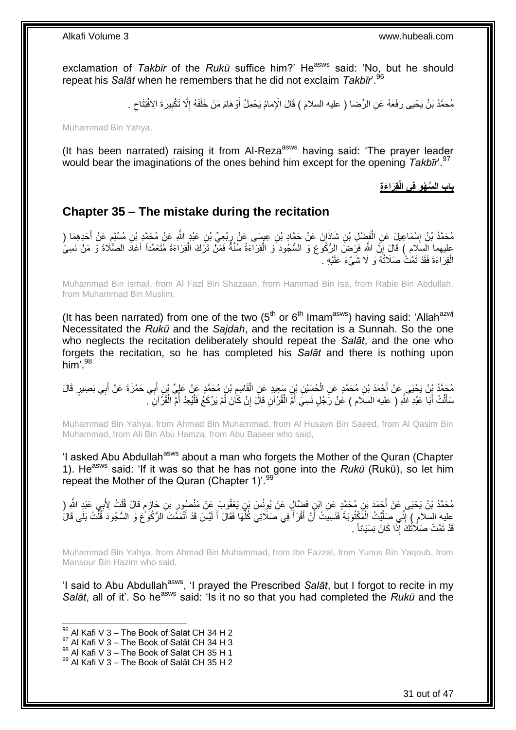exclamation of *Takbīr* of the *Rukū* suffice him?' He[asws] said: 'No, but he should repeat his *Salāt* when he remembers that he did not exclaim *Takbīr*'.[96]

مُحَمَّدُ بْنُ يَحْيَى رَفَعَهُ عَنِ الرِّضَا ( عليه السلام ) قَالَ الْإِمَامُ يَحْمِلُ أَوْهَامَ مَنْ خَلْفَهُ إِلَّا تَكْبِيرَةَ الِافْتِتَاحِ .

Muhammad Bin Yahya,

(It has been narrated) raising it from Al-Reza[asws] having said: 'The prayer leader would bear the imaginations of the ones behind him except for the opening *Takbīr*'.[97]

**باب السَّهْوِ فِي الْقِرَاءَةِ**

## Chapter 35 – The mistake during the recitation

مُحَمَّدُ بْنُ إِسْمَاعِيلَ عَنِ الْفَضْلِ بْنِ شَاذَانَ عَنْ حَمَّادِ بْنِ عِيسَى عَنْ رِبْعِيِّ بْنِ عَبْدِ اللَّهِ عَنْ مُحَمَّدِ بْنِ مُسْلِمٍ عَنْ أَحَدِهِمَا ( عليهما السلام ) قَالَ إِنَّ اللَّهَ فَرَضَ الرُّكُوعَ وَ السُّجُودَ وَ الْقِرَاءَةُ سُنَّةٌ فَمَنْ تَرَكَ الْقِرَاءَةَ مُتَعَمِّداً أَعَادَ الصَّلَاةَ وَ مَنْ نَسِيَ الْقِرَاءَةَ فَقَدْ تَمَّتْ صَلَاتُهُ وَ لَا شَيْءَ عَلَيْهِ .

Muhammad Bin Ismail, from Al Fazl Bin Shazaan, from Hammad Bin Isa, from Rabie Bin Abdullah, from Muhammad Bin Muslim,

(It has been narrated) from one of the two (5th or 6th Imam[asws]) having said: 'Allah[azwj] Necessitated the *Rukū* and the *Sajdah*, and the recitation is a Sunnah. So the one who neglects the recitation deliberately should repeat the *Salāt*, and the one who forgets the recitation, so he has completed his *Salāt* and there is nothing upon him'.[98]

مُحَمَّدُ بْنُ يَحْيَى عَنْ أَحْمَدَ بْنِ مُحَمَّدٍ عَنِ الْحُسَيْنِ بْنِ سَعِيدٍ عَنِ الْقَاسِمِ بْنِ مُحَمَّدٍ عَنْ عَلِيِّ بْنِ أَبِي حَمْزَةَ عَنْ أَبِي بَصِيرٍ قَالَ سَأَلْتُ أَبَا عَبْدِ اللَّهِ ( عليه السلام ) عَنْ رَجُلٍ نَسِيَ أُمَّ الْقُرْآنِ قَالَ إِنْ كَانَ لَمْ يَرْكَعْ فَلْيُعِدْ أُمَّ الْقُرْآنِ .

Muhammad Bin Yahya, from Ahmad Bin Muhammad, from Al Husayn Bin Saeed, from Al Qasim Bin Muhammad, from Ali Bin Abu Hamza, from Abu Baseer who said,

'I asked Abu Abdullah[asws] about a man who forgets the Mother of the Quran (Chapter 1). He[asws] said: 'If it was so that he has not gone into the *Rukū* (Rukū), so let him repeat the Mother of the Quran (Chapter 1)'.[99]

مُحَمَّدُ بْنُ يَحْيَى عَنْ أَحْمَدَ بْنِ مُحَمَّدٍ عَنِ ابْنِ فَضَّالٍ عَنْ يُونُسَ بْنِ يَعْقُوبَ عَنْ مَنْصُورِ بْنِ حَازِمٍ قَالَ قُلْتُ لِأَبِي عَبْدِ اللَّهِ ( عليه السلام ) إِنِّي صَلَّيْتُ الْمَكْتُوبَةَ فَنَسِيتُ أَنْ أَقْرَأَ فِي صَلَاتِي كُلِّهَا فَقَالَ أَ لَيْسَ قَدْ أَتْمَمْتَ الرُّكُوعَ وَ السُّجُودَ قُلْتُ بَلَى قَالَ قَدْ تَمَّتْ صَلَاتُكَ إِذَا كَانَ نِسْيَاناً .

Muhammad Bin Yahya, from Ahmad Bin Muhammad, from Ibn Fazzal, from Yunus Bin Yaqoub, from Mansour Bin Hazim who said,

'I said to Abu Abdullah[asws], 'I prayed the Prescribed *Salāt*, but I forgot to recite in my *Salāt*, all of it'. So he[asws] said: 'Is it no so that you had completed the *Rukū* and the

[96] Al Kafi V 3 – The Book of Salāt CH 34 H 2
[97] Al Kafi V 3 – The Book of Salāt CH 34 H 3
[98] Al Kafi V 3 – The Book of Salāt CH 35 H 1
[99] Al Kafi V 3 – The Book of Salāt CH 35 H 2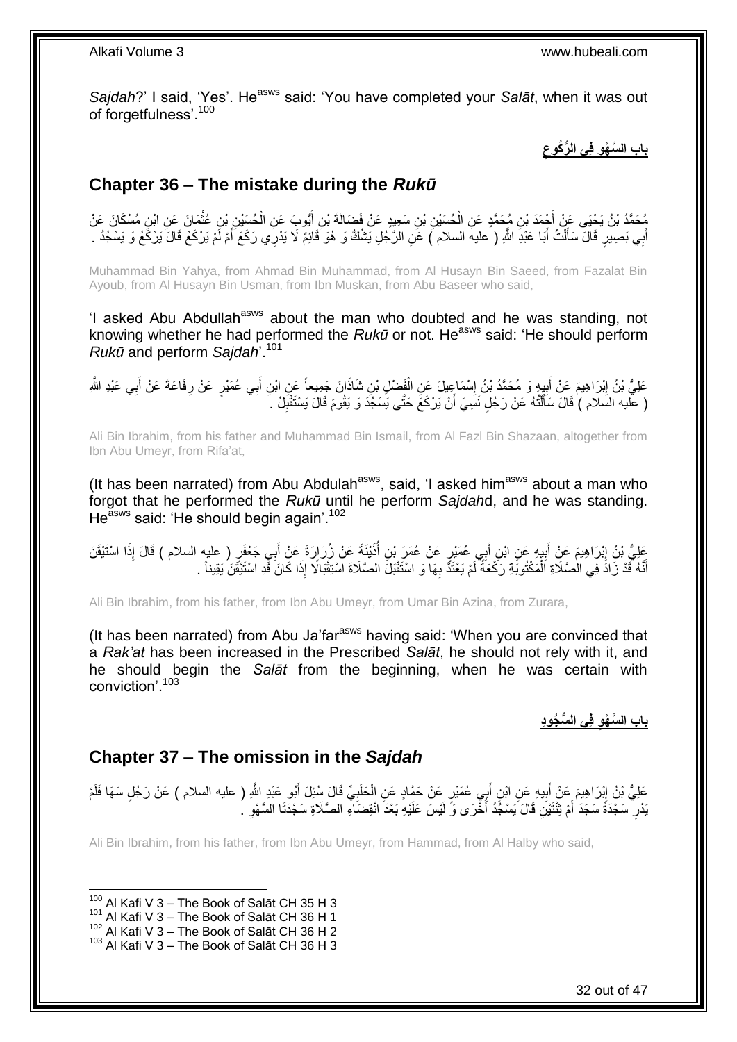*Sajdah*?' I said, 'Yes'. He[asws] said: 'You have completed your *Salāt*, when it was out of forgetfulness'.[100]

**باب السَّهْوِ فِي الرُّكُوعِ**

## Chapter 36 – The mistake during the *Rukū*

مُحَمَّدُ بْنُ يَحْيَى عَنْ أَحْمَدَ بْنِ مُحَمَّدٍ عَنِ الْحُسَيْنِ بْنِ سَعِيدٍ عَنْ فَضَالَةَ بْنِ أَيُّوبَ عَنِ الْحُسَيْنِ بْنِ عُثْمَانَ عَنِ ابْنِ مُسْكَانَ عَنْ أَبِي بَصِيرٍ قَالَ سَأَلْتُ أَبَا عَبْدِ اللَّهِ ( عليه السلام ) عَنِ الرَّجُلِ يَشُكُّ وَ هُوَ قَائِمٌ لَا يَدْرِي رَكَعَ أَمْ لَمْ يَرْكَعْ قَالَ يَرْكَعُ وَ يَسْجُدُ .

Muhammad Bin Yahya, from Ahmad Bin Muhammad, from Al Husayn Bin Saeed, from Fazalat Bin Ayoub, from Al Husayn Bin Usman, from Ibn Muskan, from Abu Baseer who said,

'I asked Abu Abdullah[asws] about the man who doubted and he was standing, not knowing whether he had performed the *Rukū* or not. He[asws] said: 'He should perform *Rukū* and perform *Sajdah*'.[101]

عَلِيُّ بْنُ إِبْرَاهِيمَ عَنْ أَبِيهِ وَ مُحَمَّدُ بْنُ إِسْمَاعِيلَ عَنِ الْفَضْلِ بْنِ شَاذَانَ جَمِيعاً عَنِ ابْنِ أَبِي عُمَيْرٍ عَنْ رِفَاعَةَ عَنْ أَبِي عَبْدِ اللَّهِ ( عليه السلام ) قَالَ سَأَلْتُهُ عَنْ رَجُلٍ نَسِيَ أَنْ يَرْكَعَ حَتَّى يَسْجُدَ وَ يَقُومَ قَالَ يَسْتَقْبِلُ .

Ali Bin Ibrahim, from his father and Muhammad Bin Ismail, from Al Fazl Bin Shazaan, altogether from Ibn Abu Umeyr, from Rifa'at,

(It has been narrated) from Abu Abdulah[asws], said, 'I asked him[asws] about a man who forgot that he performed the *Rukū* until he perform *Sajdah*d, and he was standing. He[asws] said: 'He should begin again'.[102]

عَلِيُّ بْنُ إِبْرَاهِيمَ عَنْ أَبِيهِ عَنِ ابْنِ أَبِي عُمَيْرٍ عَنْ عُمَرَ بْنِ أُذَيْنَةَ عَنْ زُرَارَةَ عَنْ أَبِي جَعْفَرٍ ( عليه السلام ) قَالَ إِذَا اسْتَيْقَنَ أَنَّهُ قَدْ زَادَ فِي الصَّلَاةِ الْمَكْتُوبَةِ رَكْعَةً لَمْ يَعْتَدَّ بِهَا وَ اسْتَقْبَلَ الصَّلَاةَ اسْتِقْبَالًا إِذَا كَانَ قَدِ اسْتَيْقَنَ يَقِيناً .

Ali Bin Ibrahim, from his father, from Ibn Abu Umeyr, from Umar Bin Azina, from Zurara,

(It has been narrated) from Abu Ja'far[asws] having said: 'When you are convinced that a *Rak'at* has been increased in the Prescribed *Salāt*, he should not rely with it, and he should begin the *Salāt* from the beginning, when he was certain with conviction'.[103]

**باب السَّهْوِ فِي السُّجُودِ**

## Chapter 37 – The omission in the *Sajdah*

عَلِيُّ بْنُ إِبْرَاهِيمَ عَنْ أَبِيهِ عَنِ ابْنِ أَبِي عُمَيْرٍ عَنْ حَمَّادٍ عَنِ الْحَلَبِيِّ قَالَ سُئِلَ أَبُو عَبْدِ اللَّهِ ( عليه السلام ) عَنْ رَجُلٍ سَهَا فَلَمْ يَدْرِ سَجْدَةً سَجَدَ أَمْ ثِنْتَيْنِ قَالَ يَسْجُدُ أُخْرَى وَ لَيْسَ عَلَيْهِ بَعْدَ انْقِضَاءِ الصَّلَاةِ سَجْدَتَا السَّهْوِ .

Ali Bin Ibrahim, from his father, from Ibn Abu Umeyr, from Hammad, from Al Halby who said,

---

[100] Al Kafi V 3 – The Book of Salāt CH 35 H 3
[101] Al Kafi V 3 – The Book of Salāt CH 36 H 1
[102] Al Kafi V 3 – The Book of Salāt CH 36 H 2
[103] Al Kafi V 3 – The Book of Salāt CH 36 H 3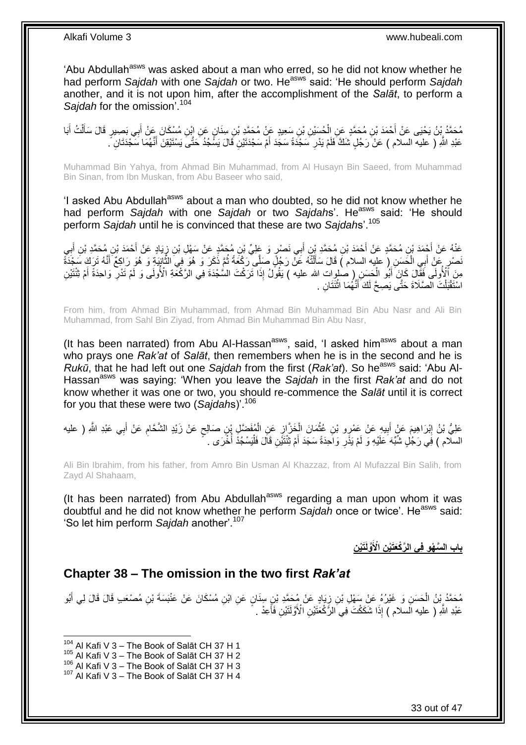'Abu Abdullah[asws] was asked about a man who erred, so he did not know whether he had perform *Sajdah* with one *Sajdah* or two. He[asws] said: 'He should perform *Sajdah* another, and it is not upon him, after the accomplishment of the *Salāt*, to perform a *Sajdah* for the omission'.[104]

مُحَمَّدُ بْنُ يَحْيَى عَنْ أَحْمَدَ بْنِ مُحَمَّدٍ عَنِ الْحُسَيْنِ بْنِ سَعِيدٍ عَنْ مُحَمَّدِ بْنِ سِنَانٍ عَنِ ابْنِ مُسْكَانَ عَنْ أَبِي بَصِيرٍ قَالَ سَأَلْتُ أَبَا عَبْدِ اللَّهِ ( عليه السلام ) عَنْ رَجُلٍ شَكَّ فَلَمْ يَدْرِ سَجْدَةً سَجَدَ أَمْ سَجْدَتَيْنِ قَالَ يَسْجُدُ حَتَّى يَسْتَيْقِنَ أَنَّهُمَا سَجْدَتَانِ .

Muhammad Bin Yahya, from Ahmad Bin Muhammad, from Al Husayn Bin Saeed, from Muhammad Bin Sinan, from Ibn Muskan, from Abu Baseer who said,

'I asked Abu Abdullah[asws] about a man who doubted, so he did not know whether he had perform *Sajdah* with one *Sajdah* or two *Sajdah*s'. He[asws] said: 'He should perform *Sajdah* until he is convinced that these are two *Sajdah*s'.[105]

عَنْهُ عَنْ أَحْمَدَ بْنِ مُحَمَّدٍ عَنْ أَحْمَدَ بْنِ مُحَمَّدِ بْنِ أَبِي نَصْرٍ وَ عَلِيِّ بْنِ مُحَمَّدٍ عَنْ سَهْلِ بْنِ زِيَادٍ عَنْ أَحْمَدَ بْنِ مُحَمَّدِ بْنِ أَبِي نَصْرٍ عَنْ أَبِي الْحَسَنِ ( عليه السلام ) قَالَ سَأَلْتُهُ عَنْ رَجُلٍ صَلَّى رَكْعَةً ثُمَّ ذَكَرَ وَ هُوَ فِي الثَّانِيَةِ وَ هُوَ رَاكِعٌ أَنَّهُ تَرَكَ سَجْدَةً مِنَ الْأُولَى فَقَالَ كَانَ أَبُو الْحَسَنِ ( صلوات الله عليه ) يَقُولُ إِذَا تَرَكْتَ السَّجْدَةَ فِي الرَّكْعَةِ الْأُولَى وَ لَمْ تَدْرِ وَاحِدَةً أَمْ ثِنْتَيْنِ اسْتَقْبَلْتَ الصَّلَاةَ حَتَّى يَصِحَّ لَكَ أَنَّهُمَا اثْنَتَانِ .

From him, from Ahmad Bin Muhammad, from Ahmad Bin Muhammad Bin Abu Nasr and Ali Bin Muhammad, from Sahl Bin Ziyad, from Ahmad Bin Muhammad Bin Abu Nasr,

(It has been narrated) from Abu Al-Hassan[asws], said, 'I asked him[asws] about a man who prays one *Rak'at* of *Salāt*, then remembers when he is in the second and he is *Rukū*, that he had left out one *Sajdah* from the first (*Rak'at*). So he[asws] said: 'Abu Al-Hassan[asws] was saying: 'When you leave the *Sajdah* in the first *Rak'at* and do not know whether it was one or two, you should re-commence the *Salāt* until it is correct for you that these were two (*Sajdah*s)'.[106]

عَلِيُّ بْنُ إِبْرَاهِيمَ عَنْ أَبِيهِ عَنْ عَمْرِو بْنِ عُثْمَانَ الْخَزَّازِ عَنِ الْمُفَضَّلِ بْنِ صَالِحٍ عَنْ زَيْدٍ الشَّحَّامِ عَنْ أَبِي عَبْدِ اللَّهِ ( عليه السلام ) فِي رَجُلٍ شُبِّهَ عَلَيْهِ وَ لَمْ يَدْرِ وَاحِدَةً سَجَدَ أَمْ ثِنْتَيْنِ قَالَ فَلْيَسْجُدْ أُخْرَى .

Ali Bin Ibrahim, from his father, from Amro Bin Usman Al Khazzaz, from Al Mufazzal Bin Salih, from Zayd Al Shahaam,

(It has been narrated) from Abu Abdullah[asws] regarding a man upon whom it was doubtful and he did not know whether he perform *Sajdah* once or twice'. He[asws] said: 'So let him perform *Sajdah* another'.[107]

## باب السَّهْوِ فِي الرَّكْعَتَيْنِ الْأَوَّلَتَيْنِ

## Chapter 38 – The omission in the two first *Rak'at*

مُحَمَّدُ بْنُ الْحَسَنِ وَ غَيْرُهُ عَنْ سَهْلِ بْنِ زِيَادٍ عَنْ مُحَمَّدِ بْنِ سِنَانٍ عَنِ ابْنِ مُسْكَانَ عَنْ عَنْبَسَةَ بْنِ مُصْعَبٍ قَالَ قَالَ لِي أَبُو عَبْدِ اللَّهِ ( عليه السلام ) إِذَا شَكَكْتَ فِي الرَّكْعَتَيْنِ الْأَوَّلَتَيْنِ فَأَعِدْ .

[104] Al Kafi V 3 – The Book of Salāt CH 37 H 1
[105] Al Kafi V 3 – The Book of Salāt CH 37 H 2
[106] Al Kafi V 3 – The Book of Salāt CH 37 H 3
[107] Al Kafi V 3 – The Book of Salāt CH 37 H 4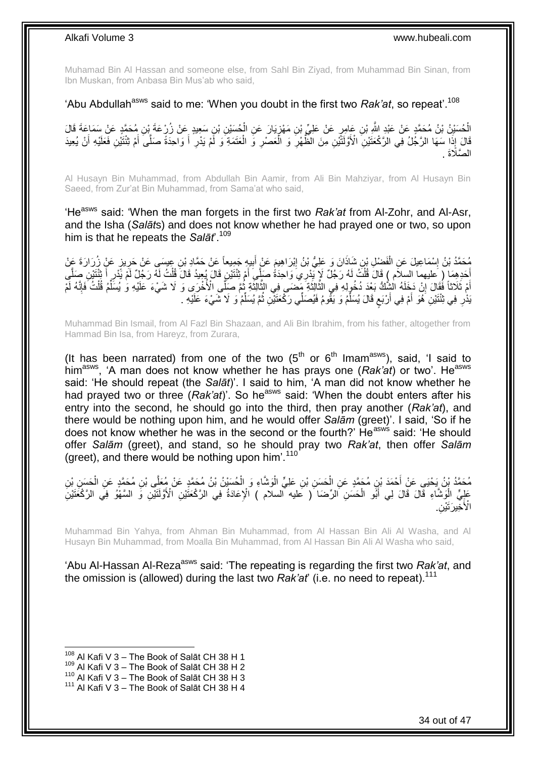Muhamad Bin Al Hassan and someone else, from Sahl Bin Ziyad, from Muhammad Bin Sinan, from Ibn Muskan, from Anbasa Bin Mus'ab who said,

'Abu Abdullah[asws] said to me: 'When you doubt in the first two *Rak'at*, so repeat'.[108]

الْحُسَيْنُ بْنُ مُحَمَّدٍ عَنْ عَبْدِ اللَّهِ بْنِ عَامِرٍ عَنْ عَلِيِّ بْنِ مَهْزِيَارَ عَنِ الْحُسَيْنِ بْنِ سَعِيدٍ عَنْ زُرْعَةَ بْنِ مُحَمَّدٍ عَنْ سَمَاعَةَ قَالَ قَالَ إِذَا سَهَا الرَّجُلُ فِي الرَّكْعَتَيْنِ الْأَوَّلَتَيْنِ مِنَ الظُّهْرِ وَ الْعَصْرِ وَ الْعَتَمَةِ وَ لَمْ يَدْرِ أَ وَاحِدَةً صَلَّى أَمْ ثِنْتَيْنِ فَعَلَيْهِ أَنْ يُعِيدَ الصَّلَاةَ .

Al Husayn Bin Muhammad, from Abdullah Bin Aamir, from Ali Bin Mahziyar, from Al Husayn Bin Saeed, from Zur'at Bin Muhammad, from Sama'at who said,

'He[asws] said: 'When the man forgets in the first two *Rak'at* from Al-Zohr, and Al-Asr, and the Isha (*Salāt*s) and does not know whether he had prayed one or two, so upon him is that he repeats the *Salāt*'.[109]

مُحَمَّدُ بْنُ إِسْمَاعِيلَ عَنِ الْفَضْلِ بْنِ شَاذَانَ وَ عَلِيُّ بْنُ إِبْرَاهِيمَ عَنْ أَبِيهِ جَمِيعاً عَنْ حَمَّادِ بْنِ عِيسَى عَنْ حَرِيزٍ عَنْ زُرَارَةَ عَنْ أَحَدِهِمَا ( عليهما السلام ) قَالَ قُلْتُ لَهُ رَجُلٌ لَا يَدْرِي وَاحِدَةً صَلَّى أَمْ ثِنْتَيْنِ قَالَ يُعِيدُ قَالَ قُلْتُ لَهُ رَجُلٌ لَمْ يَدْرِ أَ ثِنْتَيْنِ صَلَّى أَمْ ثَلَاثاً فَقَالَ إِنْ دَخَلَهُ الشَّكُّ بَعْدَ دُخُولِهِ فِي الثَّالِثَةِ مَضَى فِي الثَّالِثَةِ ثُمَّ صَلَّى الْأُخْرَى وَ لَا شَيْءَ عَلَيْهِ وَ يُسَلِّمُ قُلْتُ فَإِنَّهُ لَمْ يَدْرِ فِي ثِنْتَيْنِ هُوَ أَمْ فِي أَرْبَعٍ قَالَ يُسَلِّمُ وَ يَقُومُ فَيُصَلِّي رَكْعَتَيْنِ ثُمَّ يُسَلِّمُ وَ لَا شَيْءَ عَلَيْهِ .

Muhammad Bin Ismail, from Al Fazl Bin Shazaan, and Ali Bin Ibrahim, from his father, altogether from Hammad Bin Isa, from Hareyz, from Zurara,

(It has been narrated) from one of the two (5th or 6th Imam[asws]), said, 'I said to him[asws], 'A man does not know whether he has prays one (*Rak'at*) or two'. He[asws] said: 'He should repeat (the *Salāt*)'. I said to him, 'A man did not know whether he had prayed two or three (*Rak'at*)'. So he[asws] said: 'When the doubt enters after his entry into the second, he should go into the third, then pray another (*Rak'at*), and there would be nothing upon him, and he would offer *Salām* (greet)'. I said, 'So if he does not know whether he was in the second or the fourth?' He[asws] said: 'He should offer *Salām* (greet), and stand, so he should pray two *Rak'at*, then offer *Salām* (greet), and there would be nothing upon him'.[110]

مُحَمَّدُ بْنُ يَحْيَى عَنْ أَحْمَدَ بْنِ مُحَمَّدٍ عَنِ الْحَسَنِ بْنِ عَلِيٍّ الْوَشَّاءِ وَ الْحُسَيْنُ بْنُ مُحَمَّدٍ عَنْ مُعَلَّى بْنِ مُحَمَّدٍ عَنِ الْحَسَنِ بْنِ عَلِيٍّ الْوَشَّاءِ قَالَ قَالَ لِي أَبُو الْحَسَنِ الرِّضَا ( عليه السلام ) الْإِعَادَةُ فِي الرَّكْعَتَيْنِ الْأَوَّلَتَيْنِ وَ السَّهْوُ فِي الرَّكْعَتَيْنِ الْأَخِيرَتَيْنِ.

Muhammad Bin Yahya, from Ahman Bin Muhammad, from Al Hassan Bin Ali Al Washa, and Al Husayn Bin Muhammad, from Moalla Bin Muhammad, from Al Hassan Bin Ali Al Washa who said,

'Abu Al-Hassan Al-Reza[asws] said: 'The repeating is regarding the first two *Rak'at*, and the omission is (allowed) during the last two *Rak'at*' (i.e. no need to repeat).[111]

[108] Al Kafi V 3 – The Book of Salāt CH 38 H 1
[109] Al Kafi V 3 – The Book of Salāt CH 38 H 2
[110] Al Kafi V 3 – The Book of Salāt CH 38 H 3
[111] Al Kafi V 3 – The Book of Salāt CH 38 H 4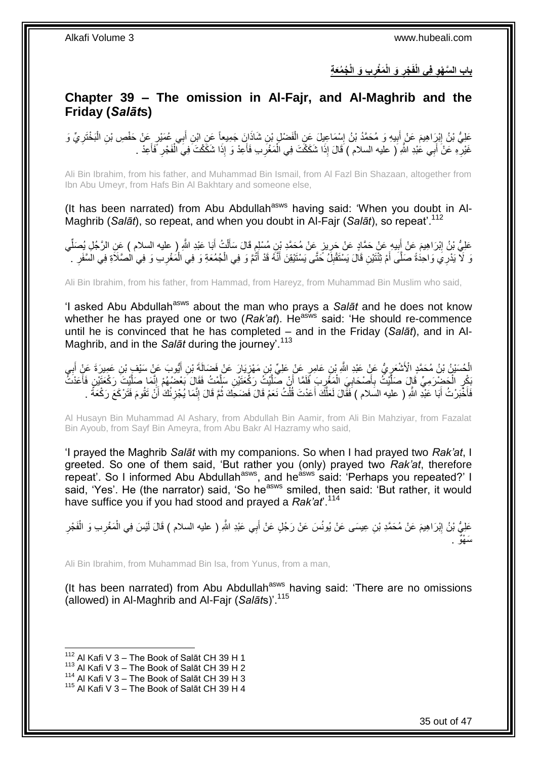## باب السَّهْوِ فِي الْفَجْرِ وَ الْمَغْرِبِ وَ الْجُمُعَةِ

## Chapter 39 – The omission in Al-Fajr, and Al-Maghrib and the Friday (*Salāt*s)

عَلِيُّ بْنُ إِبْرَاهِيمَ عَنْ أَبِيهِ وَ مُحَمَّدُ بْنُ إِسْمَاعِيلَ عَنِ الْفَضْلِ بْنِ شَاذَانَ جَمِيعاً عَنِ ابْنِ أَبِي عُمَيْرٍ عَنْ حَفْصِ بْنِ الْبَخْتَرِيِّ وَ غَيْرِهِ عَنْ أَبِي عَبْدِ اللَّهِ ( عليه السلام ) قَالَ إِذَا شَكَكْتَ فِي الْمَغْرِبِ فَأَعِدْ وَ إِذَا شَكَكْتَ فِي الْفَجْرِ فَأَعِدْ .

Ali Bin Ibrahim, from his father, and Muhammad Bin Ismail, from Al Fazl Bin Shazaan, altogether from Ibn Abu Umeyr, from Hafs Bin Al Bakhtary and someone else,

(It has been narrated) from Abu Abdullah[asws] having said: 'When you doubt in Al-Maghrib (*Salāt*), so repeat, and when you doubt in Al-Fajr (*Salāt*), so repeat'.[112]

عَلِيُّ بْنُ إِبْرَاهِيمَ عَنْ أَبِيهِ عَنْ حَمَّادٍ عَنْ حَرِيزٍ عَنْ مُحَمَّدِ بْنِ مُسْلِمٍ قَالَ سَأَلْتُ أَبَا عَبْدِ اللَّهِ ( عليه السلام ) عَنِ الرَّجُلِ يُصَلِّي وَ لَا يَدْرِي وَاحِدَةً صَلَّى أَمْ ثِنْتَيْنِ قَالَ يَسْتَقْبِلُ حَتَّى يَسْتَيْقِنَ أَنَّهُ قَدْ أَتَمَّ وَ فِي الْجُمُعَةِ وَ فِي الْمَغْرِبِ وَ فِي الصَّلَاةِ فِي السَّفَرِ .

Ali Bin Ibrahim, from his father, from Hammad, from Hareyz, from Muhammad Bin Muslim who said,

'I asked Abu Abdullah[asws] about the man who prays a *Salāt* and he does not know whether he has prayed one or two (*Rak'at*). He[asws] said: 'He should re-commence until he is convinced that he has completed – and in the Friday (*Salāt*), and in Al-Maghrib, and in the *Salāt* during the journey'.[113]

الْحُسَيْنُ بْنُ مُحَمَّدٍ الْأَشْعَرِيُّ عَنْ عَبْدِ اللَّهِ بْنِ عَامِرٍ عَنْ عَلِيِّ بْنِ مَهْزِيَارَ عَنْ فَضَالَةَ بْنِ أَيُّوبَ عَنْ سَيْفِ بْنِ عَمِيرَةَ عَنْ أَبِي بَكْرٍ الْحَضْرَمِيِّ قَالَ صَلَّيْتُ بِأَصْحَابِيَ الْمَغْرِبَ فَلَمَّا أَنْ صَلَّيْتُ رَكْعَتَيْنِ سَلَّمْتُ فَقَالَ بَعْضُهُمْ إِنَّمَا صَلَّيْتَ رَكْعَتَيْنِ فَأَعَدْتُ فَأَخْبَرْتُ أَبَا عَبْدِ اللَّهِ ( عليه السلام ) فَقَالَ لَعَلَّكَ أَعَدْتَ قُلْتُ نَعَمْ قَالَ فَضَحِكَ ثُمَّ قَالَ إِنَّمَا يُجْزِئُكَ أَنْ تَقُومَ فَتَرْكَعَ رَكْعَةً .

Al Husayn Bin Muhammad Al Ashary, from Abdullah Bin Aamir, from Ali Bin Mahziyar, from Fazalat Bin Ayoub, from Sayf Bin Ameyra, from Abu Bakr Al Hazramy who said,

'I prayed the Maghrib *Salāt* with my companions. So when I had prayed two *Rak'at*, I greeted. So one of them said, 'But rather you (only) prayed two *Rak'at*, therefore repeat'. So I informed Abu Abdullah[asws], and he[asws] said: 'Perhaps you repeated?' I said, 'Yes'. He (the narrator) said, 'So he[asws] smiled, then said: 'But rather, it would have suffice you if you had stood and prayed a *Rak'at*'.[114]

عَلِيُّ بْنُ إِبْرَاهِيمَ عَنْ مُحَمَّدِ بْنِ عِيسَى عَنْ يُونُسَ عَنْ رَجُلٍ عَنْ أَبِي عَبْدِ اللَّهِ ( عليه السلام ) قَالَ لَيْسَ فِي الْمَغْرِبِ وَ الْفَجْرِ سَهْوٌ .

Ali Bin Ibrahim, from Muhammad Bin Isa, from Yunus, from a man,

(It has been narrated) from Abu Abdullah[asws] having said: 'There are no omissions (allowed) in Al-Maghrib and Al-Fajr (*Salāt*s)'.[115]

---

[112] Al Kafi V 3 – The Book of Salāt CH 39 H 1
[113] Al Kafi V 3 – The Book of Salāt CH 39 H 2
[114] Al Kafi V 3 – The Book of Salāt CH 39 H 3
[115] Al Kafi V 3 – The Book of Salāt CH 39 H 4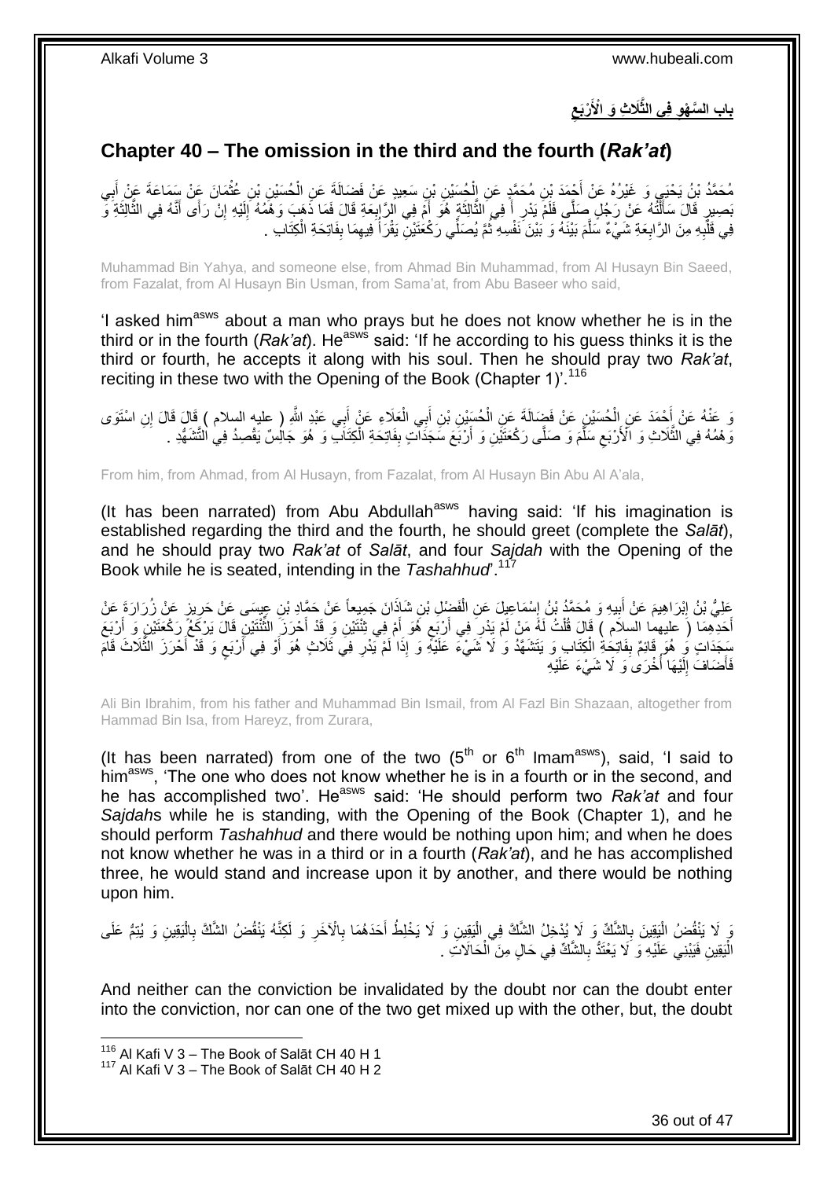## باب السَّهْوِ فِي الثَّلَاثِ وَ الْأَرْبَعِ

## Chapter 40 – The omission in the third and the fourth (*Rak'at*)

مُحَمَّدُ بْنُ يَحْيَى وَ غَيْرُهُ عَنْ أَحْمَدَ بْنِ مُحَمَّدٍ عَنِ الْحُسَيْنِ بْنِ سَعِيدٍ عَنْ فَضَالَةَ عَنِ الْحُسَيْنِ بْنِ عُثْمَانَ عَنْ سَمَاعَةَ عَنْ أَبِي بَصِيرٍ قَالَ سَأَلْتُهُ عَنْ رَجُلٍ صَلَّى فَلَمْ يَدْرِ أَ فِي الثَّالِثَةِ هُوَ أَمْ فِي الرَّابِعَةِ قَالَ فَمَا ذَهَبَ وَهْمُهُ إِلَيْهِ إِنْ رَأَى أَنَّهُ فِي الثَّالِثَةِ وَ فِي قَلْبِهِ مِنَ الرَّابِعَةِ شَيْءٌ سَلَّمَ بَيْنَهُ وَ بَيْنَ نَفْسِهِ ثُمَّ يُصَلِّي رَكْعَتَيْنِ يَقْرَأُ فِيهِمَا بِفَاتِحَةِ الْكِتَابِ .

Muhammad Bin Yahya, and someone else, from Ahmad Bin Muhammad, from Al Husayn Bin Saeed, from Fazalat, from Al Husayn Bin Usman, from Sama'at, from Abu Baseer who said,

'I asked him[asws] about a man who prays but he does not know whether he is in the third or in the fourth (*Rak'at*). He[asws] said: 'If he according to his guess thinks it is the third or fourth, he accepts it along with his soul. Then he should pray two *Rak'at*, reciting in these two with the Opening of the Book (Chapter 1)'.[116]

وَ عَنْهُ عَنْ أَحْمَدَ عَنِ الْحُسَيْنِ عَنْ فَضَالَةَ عَنِ الْحُسَيْنِ بْنِ أَبِي الْعَلَاءِ عَنْ أَبِي عَبْدِ اللَّهِ ( عليه السلام ) قَالَ قَالَ إِنِ اسْتَوَى وَهْمُهُ فِي الثَّلَاثِ وَ الْأَرْبَعِ سَلَّمَ وَ صَلَّى رَكْعَتَيْنِ وَ أَرْبَعَ سَجَدَاتٍ بِفَاتِحَةِ الْكِتَابِ وَ هُوَ جَالِسٌ يَقْصِدُ فِي التَّشَهُّدِ .

From him, from Ahmad, from Al Husayn, from Fazalat, from Al Husayn Bin Abu Al A'ala,

(It has been narrated) from Abu Abdullah[asws] having said: 'If his imagination is established regarding the third and the fourth, he should greet (complete the *Salāt*), and he should pray two *Rak'at* of *Salāt*, and four *Sajdah* with the Opening of the Book while he is seated, intending in the *Tashahhud*'.[117]

عَلِيُّ بْنُ إِبْرَاهِيمَ عَنْ أَبِيهِ وَ مُحَمَّدُ بْنُ إِسْمَاعِيلَ عَنِ الْفَضْلِ بْنِ شَاذَانَ جَمِيعاً عَنْ حَمَّادِ بْنِ عِيسَى عَنْ حَرِيزٍ عَنْ زُرَارَةَ عَنْ أَحَدِهِمَا ( عليهما السلام ) قَالَ قُلْتُ لَهُ مَنْ لَمْ يَدْرِ فِي أَرْبَعٍ هُوَ أَمْ فِي ثِنْتَيْنِ وَ قَدْ أَحْرَزَ الثِّنْتَيْنِ قَالَ يَرْكَعُ رَكْعَتَيْنِ وَ أَرْبَعَ سَجَدَاتٍ وَ هُوَ قَائِمٌ بِفَاتِحَةِ الْكِتَابِ وَ يَتَشَهَّدُ وَ لَا شَيْءَ عَلَيْهِ وَ إِذَا لَمْ يَدْرِ فِي ثَلَاثٍ هُوَ أَوْ فِي أَرْبَعٍ وَ قَدْ أَحْرَزَ الثَّلَاثَ قَامَ فَأَضَافَ إِلَيْهَا أُخْرَى وَ لَا شَيْءَ عَلَيْهِ

Ali Bin Ibrahim, from his father and Muhammad Bin Ismail, from Al Fazl Bin Shazaan, altogether from Hammad Bin Isa, from Hareyz, from Zurara,

(It has been narrated) from one of the two ($5^{th}$ or $6^{th}$ Imam[asws]), said, 'I said to him[asws], 'The one who does not know whether he is in a fourth or in the second, and he has accomplished two'. He[asws] said: 'He should perform two *Rak'at* and four *Sajdah*s while he is standing, with the Opening of the Book (Chapter 1), and he should perform *Tashahhud* and there would be nothing upon him; and when he does not know whether he was in a third or in a fourth (*Rak'at*), and he has accomplished three, he would stand and increase upon it by another, and there would be nothing upon him.

وَ لَا يَنْقُضُ الْيَقِينَ بِالشَّكِّ وَ لَا يُدْخِلُ الشَّكَّ فِي الْيَقِينِ وَ لَا يَخْلِطُ أَحَدَهُمَا بِالْآخَرِ وَ لَكِنَّهُ يَنْقُضُ الشَّكَّ بِالْيَقِينِ وَ يُتِمُّ عَلَى الْيَقِينِ فَيَبْنِي عَلَيْهِ وَ لَا يَعْتَدُّ بِالشَّكِّ فِي حَالٍ مِنَ الْحَالَاتِ .

And neither can the conviction be invalidated by the doubt nor can the doubt enter into the conviction, nor can one of the two get mixed up with the other, but, the doubt

[116] Al Kafi V 3 – The Book of Salāt CH 40 H 1
[117] Al Kafi V 3 – The Book of Salāt CH 40 H 2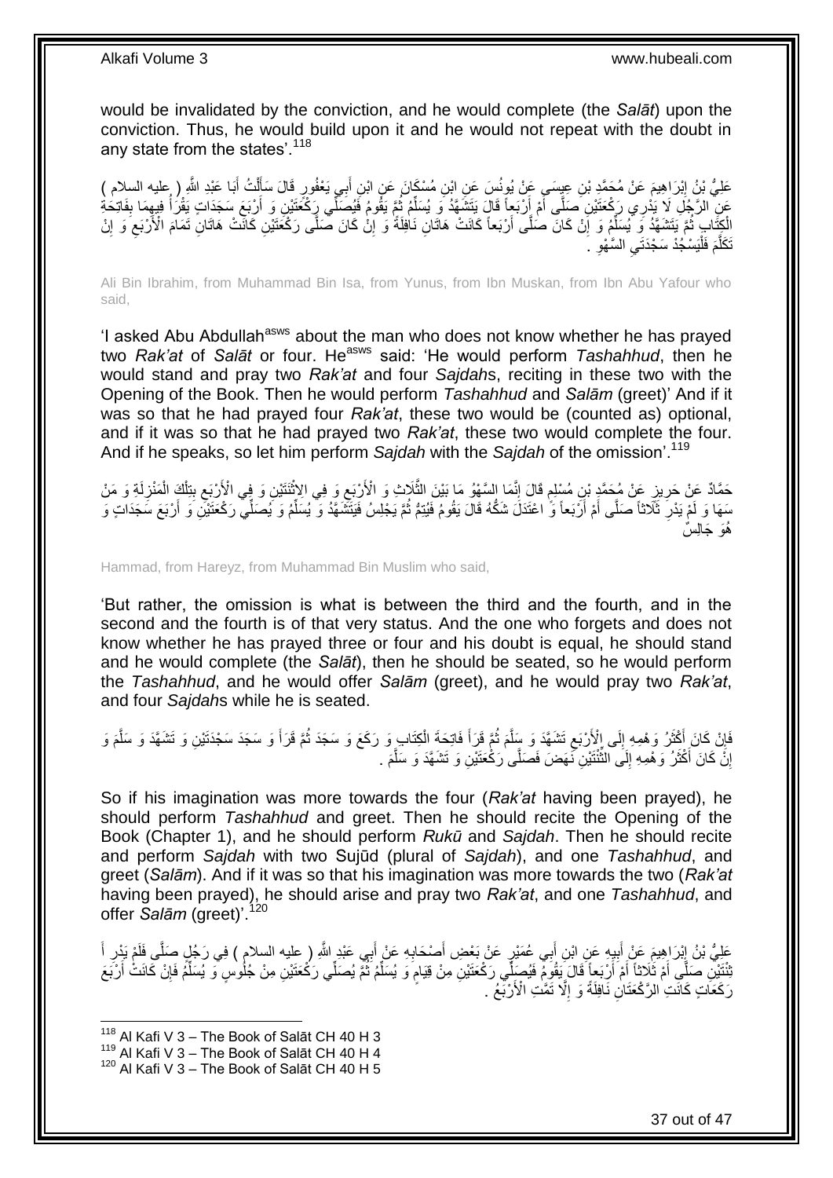would be invalidated by the conviction, and he would complete (the *Salāt*) upon the conviction. Thus, he would build upon it and he would not repeat with the doubt in any state from the states'.[118]

عَلِيُّ بْنُ إِبْرَاهِيمَ عَنْ مُحَمَّدِ بْنِ عِيسَى عَنْ يُونُسَ عَنِ ابْنِ مُسْكَانَ عَنِ ابْنِ أَبِي يَعْفُورٍ قَالَ سَأَلْتُ أَبَا عَبْدِ اللَّهِ ( عليه السلام ) عَنِ الرَّجُلِ لَا يَدْرِي رَكْعَتَيْنِ صَلَّى أَمْ أَرْبَعاً قَالَ يَتَشَهَّدُ وَ يُسَلِّمُ ثُمَّ يَقُومُ فَيُصَلِّي رَكْعَتَيْنِ وَ أَرْبَعَ سَجَدَاتٍ يَقْرَأُ فِيهِمَا بِفَاتِحَةِ الْكِتَابِ ثُمَّ يَتَشَهَّدُ وَ يُسَلِّمُ وَ إِنْ كَانَ صَلَّى أَرْبَعاً كَانَتْ هَاتَانِ نَافِلَةً وَ إِنْ كَانَ صَلَّى رَكْعَتَيْنِ كَانَتْ هَاتَانِ تَمَامَ الْأَرْبَعِ وَ إِنْ تَكَلَّمَ فَلْيَسْجُدْ سَجْدَتَيِ السَّهْوِ .

Ali Bin Ibrahim, from Muhammad Bin Isa, from Yunus, from Ibn Muskan, from Ibn Abu Yafour who said,

'I asked Abu Abdullah[asws] about the man who does not know whether he has prayed two *Rak'at* of *Salāt* or four. He[asws] said: 'He would perform *Tashahhud*, then he would stand and pray two *Rak'at* and four *Sajdah*s, reciting in these two with the Opening of the Book. Then he would perform *Tashahhud* and *Salām* (greet)' And if it was so that he had prayed four *Rak'at*, these two would be (counted as) optional, and if it was so that he had prayed two *Rak'at*, these two would complete the four. And if he speaks, so let him perform *Sajdah* with the *Sajdah* of the omission'.[119]

حَمَّادٌ عَنْ حَرِيزٍ عَنْ مُحَمَّدِ بْنِ مُسْلِمٍ قَالَ إِنَّمَا السَّهْوُ مَا بَيْنَ الثَّلَاثِ وَ الْأَرْبَعِ وَ فِي الِاثْنَتَيْنِ وَ فِي الْأَرْبَعِ بِتِلْكَ الْمَنْزِلَةِ وَ مَنْ سَهَا وَ لَمْ يَدْرِ ثَلَاثاً صَلَّى أَمْ أَرْبَعاً وَ اعْتَدَلَ شَكُّهُ قَالَ يَقُومُ فَيُتِمُّ ثُمَّ يَجْلِسُ فَيَتَشَهَّدُ وَ يُسَلِّمُ وَ يُصَلِّي رَكْعَتَيْنِ وَ أَرْبَعَ سَجَدَاتٍ وَ هُوَ جَالِسٌ

Hammad, from Hareyz, from Muhammad Bin Muslim who said,

'But rather, the omission is what is between the third and the fourth, and in the second and the fourth is of that very status. And the one who forgets and does not know whether he has prayed three or four and his doubt is equal, he should stand and he would complete (the *Salāt*), then he should be seated, so he would perform the *Tashahhud*, and he would offer *Salām* (greet), and he would pray two *Rak'at*, and four *Sajdah*s while he is seated.

فَإِنْ كَانَ أَكْثَرُ وَهْمِهِ إِلَى الْأَرْبَعِ تَشَهَّدَ وَ سَلَّمَ ثُمَّ قَرَأَ فَاتِحَةَ الْكِتَابِ وَ رَكَعَ وَ سَجَدَ ثُمَّ قَرَأَ وَ سَجَدَ سَجْدَتَيْنِ وَ تَشَهَّدَ وَ سَلَّمَ وَ إِنْ كَانَ أَكْثَرُ وَهْمِهِ إِلَى الثِّنْتَيْنِ نَهَضَ فَصَلَّى رَكْعَتَيْنِ وَ تَشَهَّدَ وَ سَلَّمَ .

So if his imagination was more towards the four (*Rak'at* having been prayed), he should perform *Tashahhud* and greet. Then he should recite the Opening of the Book (Chapter 1), and he should perform *Rukū* and *Sajdah*. Then he should recite and perform *Sajdah* with two Sujūd (plural of *Sajdah*), and one *Tashahhud*, and greet (*Salām*). And if it was so that his imagination was more towards the two (*Rak'at* having been prayed), he should arise and pray two *Rak'at*, and one *Tashahhud*, and offer *Salām* (greet)'.[120]

عَلِيُّ بْنُ إِبْرَاهِيمَ عَنْ أَبِيهِ عَنِ ابْنِ أَبِي عُمَيْرٍ عَنْ بَعْضِ أَصْحَابِهِ عَنْ أَبِي عَبْدِ اللَّهِ ( عليه السلام ) فِي رَجُلٍ صَلَّى فَلَمْ يَدْرِ أَ ثِنْتَيْنِ صَلَّى أَمْ ثَلَاثاً أَمْ أَرْبَعاً قَالَ يَقُومُ فَيُصَلِّي رَكْعَتَيْنِ مِنْ قِيَامٍ وَ يُسَلِّمُ ثُمَّ يُصَلِّي رَكْعَتَيْنِ مِنْ جُلُوسٍ وَ يُسَلِّمُ فَإِنْ كَانَتْ أَرْبَعَ رَكَعَاتٍ كَانَتِ الرَّكْعَتَانِ نَافِلَةً وَ إِلَّا تَمَّتِ الْأَرْبَعُ .

---

[118] Al Kafi V 3 – The Book of Salāt CH 40 H 3
[119] Al Kafi V 3 – The Book of Salāt CH 40 H 4
[120] Al Kafi V 3 – The Book of Salāt CH 40 H 5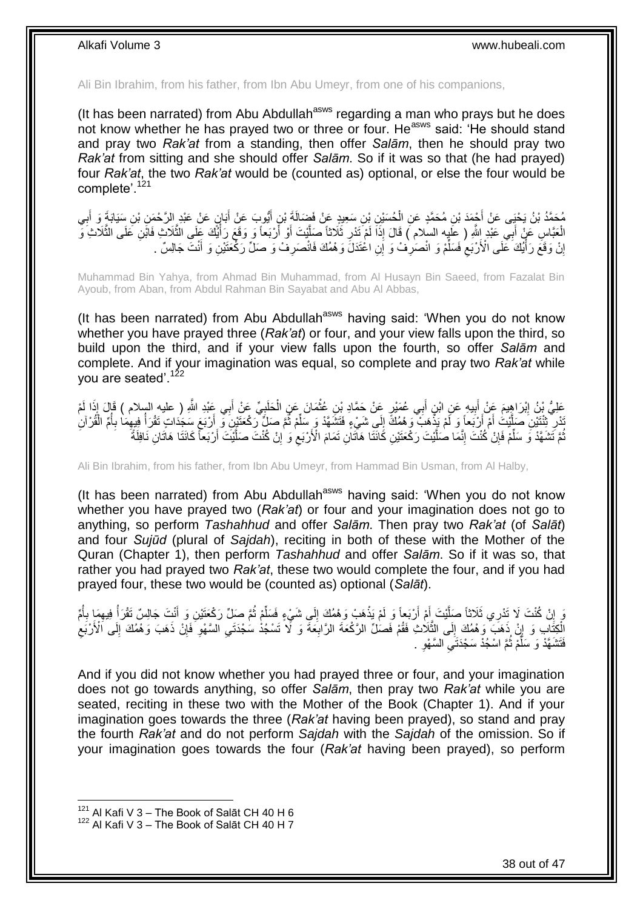Ali Bin Ibrahim, from his father, from Ibn Abu Umeyr, from one of his companions,

(It has been narrated) from Abu Abdullah[asws] regarding a man who prays but he does not know whether he has prayed two or three or four. He[asws] said: 'He should stand and pray two *Rak'at* from a standing, then offer *Salām*, then he should pray two *Rak'at* from sitting and she should offer *Salām*. So if it was so that (he had prayed) four *Rak'at*, the two *Rak'at* would be (counted as) optional, or else the four would be complete'.[121]

مُحَمَّدُ بْنُ يَحْيَى عَنْ أَحْمَدَ بْنِ مُحَمَّدٍ عَنِ الْحُسَيْنِ بْنِ سَعِيدٍ عَنْ فَضَالَةَ بْنِ أَيُّوبَ عَنْ أَبَانٍ عَنْ عَبْدِ الرَّحْمَنِ بْنِ سَيَابَةَ وَ أَبِي الْعَبَّاسِ عَنْ أَبِي عَبْدِ اللَّهِ ( عليه السلام ) قَالَ إِذَا لَمْ تَدْرِ ثَلَاثاً صَلَّيْتَ أَوْ أَرْبَعاً وَ وَقَعَ رَأْيُكَ عَلَى الثَّلَاثِ فَابْنِ عَلَى الثَّلَاثِ وَ إِنْ وَقَعَ رَأْيُكَ عَلَى الْأَرْبَعِ فَسَلِّمْ وَ انْصَرِفْ وَ إِنِ اعْتَدَلَ وَهْمُكَ فَانْصَرِفْ وَ صَلِّ رَكْعَتَيْنِ وَ أَنْتَ جَالِسٌ .

Muhammad Bin Yahya, from Ahmad Bin Muhammad, from Al Husayn Bin Saeed, from Fazalat Bin Ayoub, from Aban, from Abdul Rahman Bin Sayabat and Abu Al Abbas,

(It has been narrated) from Abu Abdullah[asws] having said: 'When you do not know whether you have prayed three (*Rak'at*) or four, and your view falls upon the third, so build upon the third, and if your view falls upon the fourth, so offer *Salām* and complete. And if your imagination was equal, so complete and pray two *Rak'at* while you are seated'.[122]

عَلِيُّ بْنُ إِبْرَاهِيمَ عَنْ أَبِيهِ عَنِ ابْنِ أَبِي عُمَيْرٍ عَنْ حَمَّادِ بْنِ عُثْمَانَ عَنِ الْحَلَبِيِّ عَنْ أَبِي عَبْدِ اللَّهِ ( عليه السلام ) قَالَ إِذَا لَمْ تَدْرِ اثْنَتَيْنِ صَلَّيْتَ أَمْ أَرْبَعاً وَ لَمْ يَذْهَبْ وَهْمُكَ إِلَى شَيْءٍ فَتَشَهَّدْ وَ سَلِّمْ ثُمَّ صَلِّ رَكْعَتَيْنِ وَ أَرْبَعَ سَجَدَاتٍ تَقْرَأُ فِيهِمَا بِأُمِّ الْقُرْآنِ ثُمَّ تَشَهَّدْ وَ سَلِّمْ فَإِنْ كُنْتَ إِنَّمَا صَلَّيْتَ رَكْعَتَيْنِ كَانَتَا هَاتَانِ تَمَامَ الْأَرْبَعِ وَ إِنْ كُنْتَ صَلَّيْتَ أَرْبَعاً كَانَتَا هَاتَانِ نَافِلَةً

Ali Bin Ibrahim, from his father, from Ibn Abu Umeyr, from Hammad Bin Usman, from Al Halby,

(It has been narrated) from Abu Abdullah[asws] having said: 'When you do not know whether you have prayed two (*Rak'at*) or four and your imagination does not go to anything, so perform *Tashahhud* and offer *Salām*. Then pray two *Rak'at* (of *Salāt*) and four *Sujūd* (plural of *Sajdah*), reciting in both of these with the Mother of the Quran (Chapter 1), then perform *Tashahhud* and offer *Salām*. So if it was so, that rather you had prayed two *Rak'at*, these two would complete the four, and if you had prayed four, these two would be (counted as) optional (*Salāt*).

وَ إِنْ كُنْتَ لَا تَدْرِي ثَلَاثاً صَلَّيْتَ أَمْ أَرْبَعاً وَ لَمْ يَذْهَبْ وَهْمُكَ إِلَى شَيْءٍ فَسَلِّمْ ثُمَّ صَلِّ رَكْعَتَيْنِ وَ أَنْتَ جَالِسٌ تَقْرَأُ فِيهِمَا بِأُمِّ الْكِتَابِ وَ إِنْ ذَهَبَ وَهْمُكَ إِلَى الثَّلَاثِ فَقُمْ فَصَلِّ الرَّكْعَةَ الرَّابِعَةَ وَ لَا تَسْجُدْ سَجْدَتَيِ السَّهْوِ فَإِنْ ذَهَبَ وَهْمُكَ إِلَى الْأَرْبَعِ فَتَشَهَّدْ وَ سَلِّمْ ثُمَّ اسْجُدْ سَجْدَتَيِ السَّهْوِ .

And if you did not know whether you had prayed three or four, and your imagination does not go towards anything, so offer *Salām*, then pray two *Rak'at* while you are seated, reciting in these two with the Mother of the Book (Chapter 1). And if your imagination goes towards the three (*Rak'at* having been prayed), so stand and pray the fourth *Rak'at* and do not perform *Sajdah* with the *Sajdah* of the omission. So if your imagination goes towards the four (*Rak'at* having been prayed), so perform

[121] Al Kafi V 3 – The Book of Salāt CH 40 H 6
[122] Al Kafi V 3 – The Book of Salāt CH 40 H 7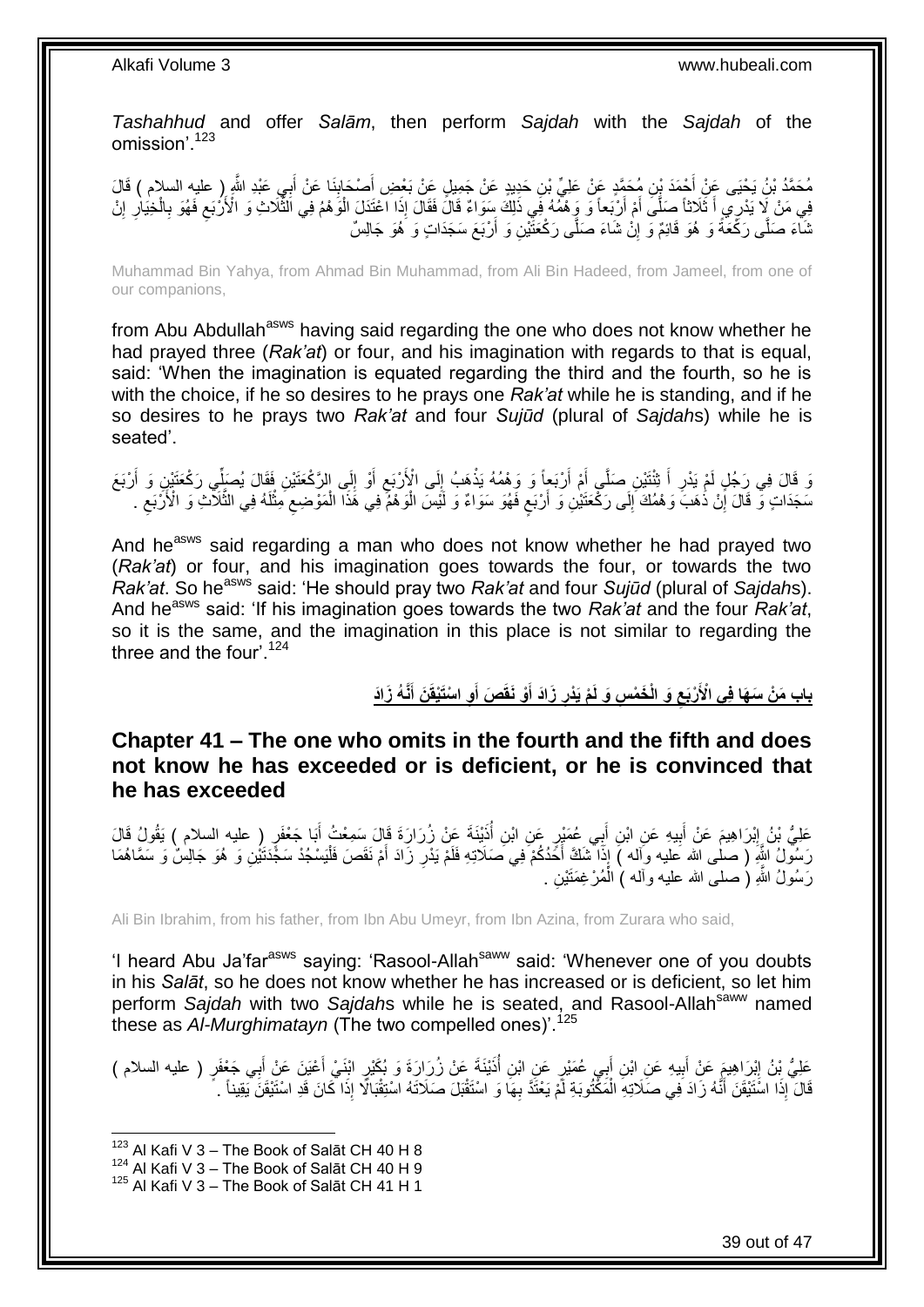*Tashahhud* and offer *Salām*, then perform *Sajdah* with the *Sajdah* of the omission'.[123]

مُحَمَّدُ بْنُ يَحْيَى عَنْ أَحْمَدَ بْنِ مُحَمَّدٍ عَنْ عَلِيِّ بْنِ حَدِيدٍ عَنْ جَمِيلٍ عَنْ بَعْضِ أَصْحَابِنَا عَنْ أَبِي عَبْدِ اللَّهِ ( عليه السلام ) قَالَ فِي مَنْ لَا يَدْرِي أَ ثَلَاثاً صَلَّى أَمْ أَرْبَعاً وَ وَهْمُهُ فِي ذَلِكَ سَوَاءٌ قَالَ فَقَالَ إِذَا اعْتَدَلَ الْوَهْمُ فِي الثَّلَاثِ وَ الْأَرْبَعِ فَهُوَ بِالْخِيَارِ إِنْ شَاءَ صَلَّى رَكْعَةً وَ هُوَ قَائِمٌ وَ إِنْ شَاءَ صَلَّى رَكْعَتَيْنِ وَ أَرْبَعَ سَجَدَاتٍ وَ هُوَ جَالِسٌ

Muhammad Bin Yahya, from Ahmad Bin Muhammad, from Ali Bin Hadeed, from Jameel, from one of our companions,

from Abu Abdullah[asws] having said regarding the one who does not know whether he had prayed three (*Rak'at*) or four, and his imagination with regards to that is equal, said: 'When the imagination is equated regarding the third and the fourth, so he is with the choice, if he so desires to he prays one *Rak'at* while he is standing, and if he so desires to he prays two *Rak'at* and four *Sujūd* (plural of *Sajdah*s) while he is seated'.

وَ قَالَ فِي رَجُلٍ لَمْ يَدْرِ أَ ثِنْتَيْنِ صَلَّى أَمْ أَرْبَعاً وَ وَهْمُهُ يَذْهَبُ إِلَى الْأَرْبَعِ أَوْ إِلَى الرَّكْعَتَيْنِ فَقَالَ يُصَلِّي رَكْعَتَيْنِ وَ أَرْبَعَ سَجَدَاتٍ وَ قَالَ إِنْ ذَهَبَ وَهْمُكَ إِلَى رَكْعَتَيْنِ وَ أَرْبَعٍ فَهُوَ سَوَاءٌ وَ لَيْسَ الْوَهْمُ فِي هَذَا الْمَوْضِعِ مِثْلَهُ فِي الثَّلَاثِ وَ الْأَرْبَعِ .

And he[asws] said regarding a man who does not know whether he had prayed two (*Rak'at*) or four, and his imagination goes towards the four, or towards the two *Rak'at*. So he[asws] said: 'He should pray two *Rak'at* and four *Sujūd* (plural of *Sajdah*s). And he[asws] said: 'If his imagination goes towards the two *Rak'at* and the four *Rak'at*, so it is the same, and the imagination in this place is not similar to regarding the three and the four'.[124]

## بَابُ مَنْ سَهَا فِي الْأَرْبَعِ وَ الْخَمْسِ وَ لَمْ يَدْرِ زَادَ أَوْ نَقَصَ أَوِ اسْتَيْقَنَ أَنَّهُ زَادَ

## Chapter 41 – The one who omits in the fourth and the fifth and does not know he has exceeded or is deficient, or he is convinced that he has exceeded

عَلِيُّ بْنُ إِبْرَاهِيمَ عَنْ أَبِيهِ عَنِ ابْنِ أَبِي عُمَيْرٍ عَنِ ابْنِ أُذَيْنَةَ عَنْ زُرَارَةَ قَالَ سَمِعْتُ أَبَا جَعْفَرٍ ( عليه السلام ) يَقُولُ قَالَ رَسُولُ اللَّهِ ( صلى الله عليه وآله ) إِذَا شَكَّ أَحَدُكُمْ فِي صَلَاتِهِ فَلَمْ يَدْرِ زَادَ أَمْ نَقَصَ فَلْيَسْجُدْ سَجْدَتَيْنِ وَ هُوَ جَالِسٌ وَ سَمَّاهُمَا رَسُولُ اللَّهِ ( صلى الله عليه وآله ) الْمُرْغِمَتَيْنِ .

Ali Bin Ibrahim, from his father, from Ibn Abu Umeyr, from Ibn Azina, from Zurara who said,

'I heard Abu Ja'far[asws] saying: 'Rasool-Allah[saww] said: 'Whenever one of you doubts in his *Salāt*, so he does not know whether he has increased or is deficient, so let him perform *Sajdah* with two *Sajdah*s while he is seated, and Rasool-Allah[saww] named these as *Al-Murghimatayn* (The two compelled ones)'.[125]

عَلِيُّ بْنُ إِبْرَاهِيمَ عَنْ أَبِيهِ عَنِ ابْنِ أَبِي عُمَيْرٍ عَنِ ابْنِ أُذَيْنَةَ عَنْ زُرَارَةَ وَ بُكَيْرٍ ابْنَيْ أَعْيَنَ عَنْ أَبِي جَعْفَرٍ ( عليه السلام ) قَالَ إِذَا اسْتَيْقَنَ أَنَّهُ زَادَ فِي صَلَاتِهِ الْمَكْتُوبَةِ لَمْ يَعْتَدَّ بِهَا وَ اسْتَقْبَلَ صَلَاتَهُ اسْتِقْبَالًا إِذَا كَانَ قَدِ اسْتَيْقَنَ يَقِيناً .

---
[123] Al Kafi V 3 – The Book of Salāt CH 40 H 8
[124] Al Kafi V 3 – The Book of Salāt CH 40 H 9
[125] Al Kafi V 3 – The Book of Salāt CH 41 H 1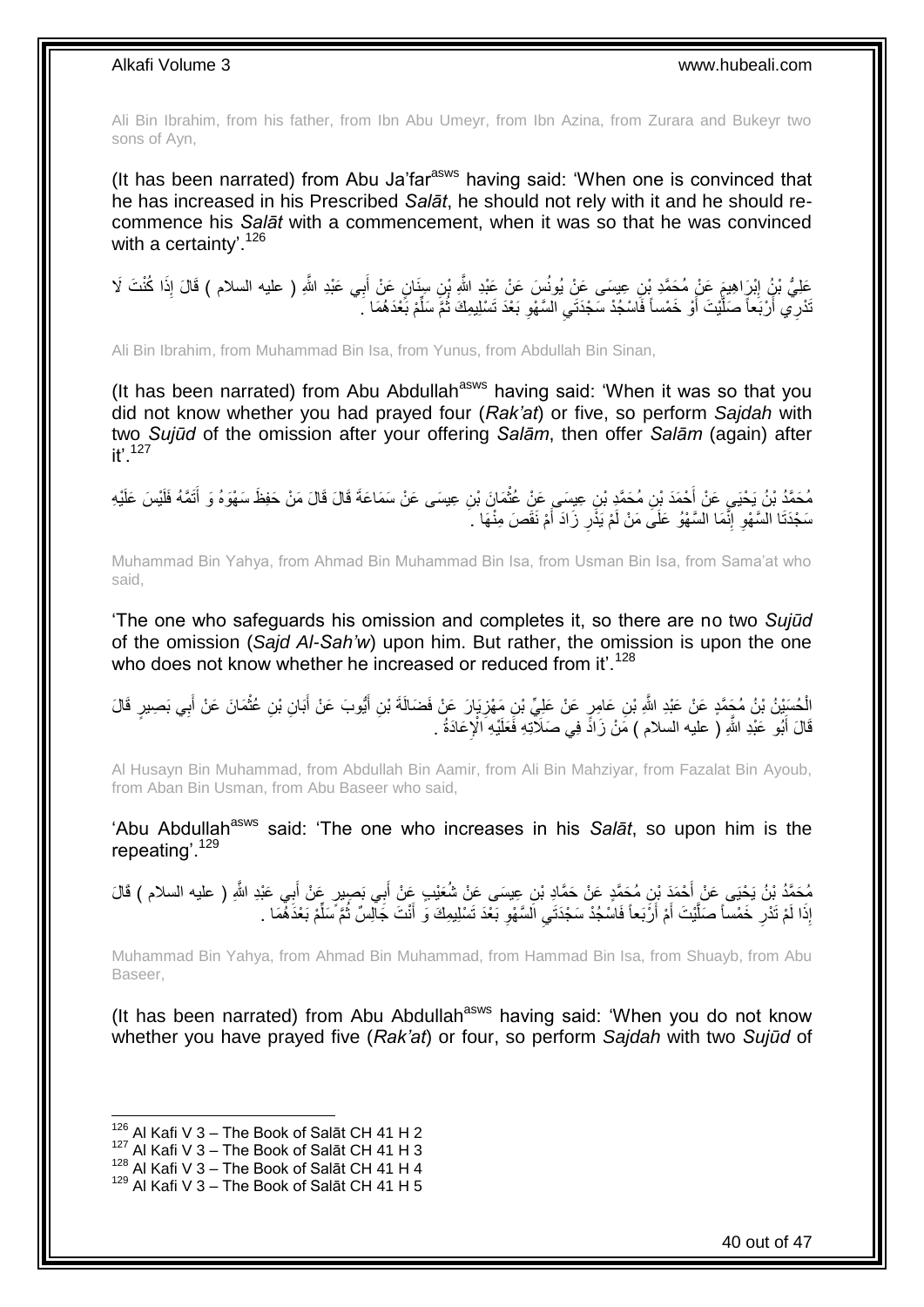Ali Bin Ibrahim, from his father, from Ibn Abu Umeyr, from Ibn Azina, from Zurara and Bukeyr two sons of Ayn,

(It has been narrated) from Abu Ja'far[asws] having said: 'When one is convinced that he has increased in his Prescribed *Salāt*, he should not rely with it and he should re-commence his *Salāt* with a commencement, when it was so that he was convinced with a certainty'.[126]

عَلِيُّ بْنُ إِبْرَاهِيمَ عَنْ مُحَمَّدِ بْنِ عِيسَى عَنْ يُونُسَ عَنْ عَبْدِ اللَّهِ بْنِ سِنَانٍ عَنْ أَبِي عَبْدِ اللَّهِ ( عليه السلام ) قَالَ إِذَا كُنْتَ لَا تَدْرِي أَرْبَعاً صَلَّيْتَ أَوْ خَمْساً فَاسْجُدْ سَجْدَتَيِ السَّهْوِ بَعْدَ تَسْلِيمِكَ ثُمَّ سَلِّمْ بَعْدَهُمَا .

Ali Bin Ibrahim, from Muhammad Bin Isa, from Yunus, from Abdullah Bin Sinan,

(It has been narrated) from Abu Abdullah[asws] having said: 'When it was so that you did not know whether you had prayed four (*Rak'at*) or five, so perform *Sajdah* with two *Sujūd* of the omission after your offering *Salām*, then offer *Salām* (again) after it'.[127]

مُحَمَّدُ بْنُ يَحْيَى عَنْ أَحْمَدَ بْنِ مُحَمَّدِ بْنِ عِيسَى عَنْ عُثْمَانَ بْنِ عِيسَى عَنْ سَمَاعَةَ قَالَ قَالَ مَنْ حَفِظَ سَهْوَهُ وَ أَتَمَّهُ فَلَيْسَ عَلَيْهِ سَجْدَتَا السَّهْوِ إِنَّمَا السَّهْوُ عَلَى مَنْ لَمْ يَدْرِ زَادَ أَمْ نَقَصَ مِنْهَا .

Muhammad Bin Yahya, from Ahmad Bin Muhammad Bin Isa, from Usman Bin Isa, from Sama'at who said,

'The one who safeguards his omission and completes it, so there are no two *Sujūd* of the omission (*Sajd Al-Sah'w*) upon him. But rather, the omission is upon the one who does not know whether he increased or reduced from it'.[128]

الْحُسَيْنُ بْنُ مُحَمَّدٍ عَنْ عَبْدِ اللَّهِ بْنِ عَامِرٍ عَنْ عَلِيِّ بْنِ مَهْزِيَارَ عَنْ فَضَالَةَ بْنِ أَيُّوبَ عَنْ أَبَانِ بْنِ عُثْمَانَ عَنْ أَبِي بَصِيرٍ قَالَ قَالَ أَبُو عَبْدِ اللَّهِ ( عليه السلام ) مَنْ زَادَ فِي صَلَاتِهِ فَعَلَيْهِ الْإِعَادَةُ .

Al Husayn Bin Muhammad, from Abdullah Bin Aamir, from Ali Bin Mahziyar, from Fazalat Bin Ayoub, from Aban Bin Usman, from Abu Baseer who said,

'Abu Abdullah[asws] said: 'The one who increases in his *Salāt*, so upon him is the repeating'.[129]

مُحَمَّدُ بْنُ يَحْيَى عَنْ أَحْمَدَ بْنِ مُحَمَّدٍ عَنْ حَمَّادِ بْنِ عِيسَى عَنْ شُعَيْبٍ عَنْ أَبِي بَصِيرٍ عَنْ أَبِي عَبْدِ اللَّهِ ( عليه السلام ) قَالَ إِذَا لَمْ تَدْرِ خَمْساً صَلَّيْتَ أَمْ أَرْبَعاً فَاسْجُدْ سَجْدَتَيِ السَّهْوِ بَعْدَ تَسْلِيمِكَ وَ أَنْتَ جَالِسٌ ثُمَّ سَلِّمْ بَعْدَهُمَا .

Muhammad Bin Yahya, from Ahmad Bin Muhammad, from Hammad Bin Isa, from Shuayb, from Abu Baseer,

(It has been narrated) from Abu Abdullah[asws] having said: 'When you do not know whether you have prayed five (*Rak'at*) or four, so perform *Sajdah* with two *Sujūd* of

[126] Al Kafi V 3 – The Book of Salāt CH 41 H 2
[127] Al Kafi V 3 – The Book of Salāt CH 41 H 3
[128] Al Kafi V 3 – The Book of Salāt CH 41 H 4
[129] Al Kafi V 3 – The Book of Salāt CH 41 H 5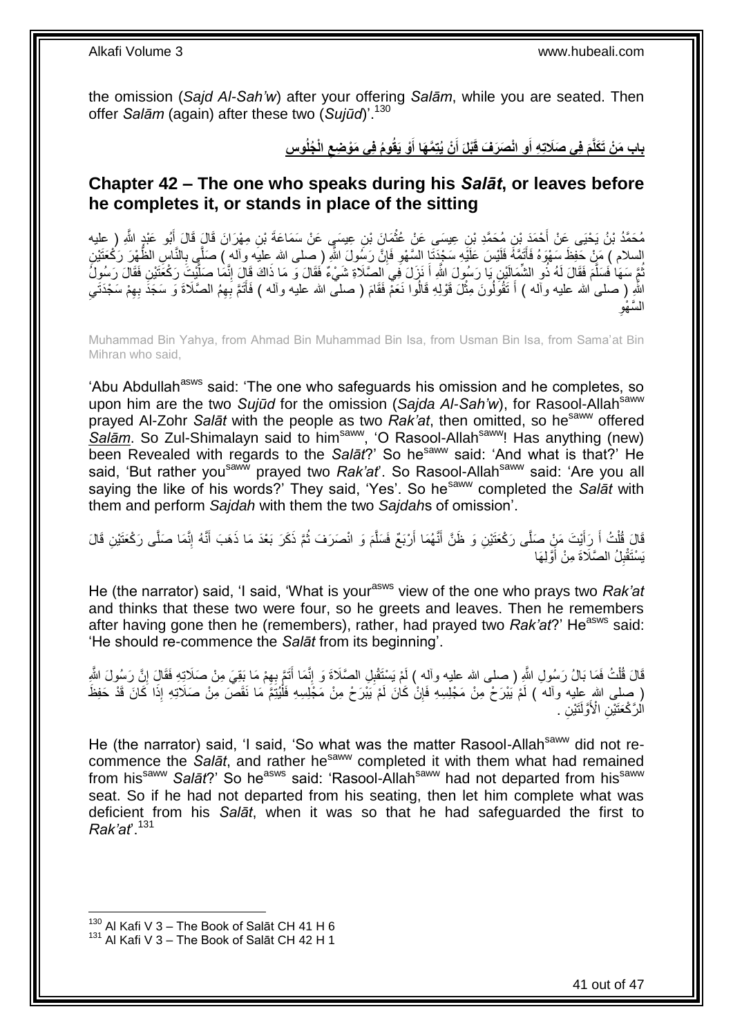the omission (*Sajd Al-Sah'w*) after your offering *Salām*, while you are seated. Then offer *Salām* (again) after these two (*Sujūd*)'.[130]

**باب مَنْ تَكَلَّمَ فِي صَلَاتِهِ أَوِ انْصَرَفَ قَبْلَ أَنْ يُتِمَّهَا أَوْ يَقُومُ فِي مَوْضِعِ الْجُلُوسِ**

## Chapter 42 – The one who speaks during his *Salāt*, or leaves before he completes it, or stands in place of the sitting

مُحَمَّدُ بْنُ يَحْيَى عَنْ أَحْمَدَ بْنِ مُحَمَّدِ بْنِ عِيسَى عَنْ عُثْمَانَ بْنِ عِيسَى عَنْ سَمَاعَةَ بْنِ مِهْرَانَ قَالَ قَالَ أَبُو عَبْدِ اللَّهِ ( عليه السلام ) مَنْ حَفِظَ سَهْوَهُ فَأَتَمَّهُ فَلَيْسَ عَلَيْهِ سَجْدَتَا السَّهْوِ فَإِنَّ رَسُولَ اللَّهِ ( صلى الله عليه وآله ) صَلَّى بِالنَّاسِ الظُّهْرَ رَكْعَتَيْنِ ثُمَّ سَهَا فَسَلَّمَ فَقَالَ لَهُ ذُو الشِّمَالَيْنِ يَا رَسُولَ اللَّهِ أَ نَزَلَ فِي الصَّلَاةِ شَيْءٌ فَقَالَ وَ مَا ذَاكَ قَالَ إِنَّمَا صَلَّيْتَ رَكْعَتَيْنِ فَقَالَ رَسُولُ اللَّهِ ( صلى الله عليه وآله ) أَ تَقُولُونَ مِثْلَ قَوْلِهِ قَالُوا نَعَمْ فَقَامَ ( صلى الله عليه وآله ) فَأَتَمَّ بِهِمُ الصَّلَاةَ وَ سَجَدَ بِهِمْ سَجْدَتَيِ السَّهْوِ

Muhammad Bin Yahya, from Ahmad Bin Muhammad Bin Isa, from Usman Bin Isa, from Sama'at Bin Mihran who said,

'Abu Abdullah[asws] said: 'The one who safeguards his omission and he completes, so upon him are the two *Sujūd* for the omission (*Sajda Al-Sah'w*), for Rasool-Allah[saww] prayed Al-Zohr *Salāt* with the people as two *Rak'at*, then omitted, so he[saww] offered *Salām*. So Zul-Shimalayn said to him[saww], 'O Rasool-Allah[saww]! Has anything (new) been Revealed with regards to the *Salāt*?' So he[saww] said: 'And what is that?' He said, 'But rather you[saww] prayed two *Rak'at*'. So Rasool-Allah[saww] said: 'Are you all saying the like of his words?' They said, 'Yes'. So he[saww] completed the *Salāt* with them and perform *Sajdah* with them the two *Sajdah*s of omission'.

قَالَ قُلْتُ أَ رَأَيْتَ مَنْ صَلَّى رَكْعَتَيْنِ وَ ظَنَّ أَنَّهُمَا أَرْبَعٌ فَسَلَّمَ وَ انْصَرَفَ ثُمَّ ذَكَرَ بَعْدَ مَا ذَهَبَ أَنَّهُ إِنَّمَا صَلَّى رَكْعَتَيْنِ قَالَ يَسْتَقْبِلُ الصَّلَاةَ مِنْ أَوَّلِهَا

He (the narrator) said, 'I said, 'What is your[asws] view of the one who prays two *Rak'at* and thinks that these two were four, so he greets and leaves. Then he remembers after having gone then he (remembers), rather, had prayed two *Rak'at*?' He[asws] said: 'He should re-commence the *Salāt* from its beginning'.

قَالَ قُلْتُ فَمَا بَالُ رَسُولِ اللَّهِ ( صلى الله عليه وآله ) لَمْ يَسْتَقْبِلِ الصَّلَاةَ وَ إِنَّمَا أَتَمَّ بِهِمْ مَا بَقِيَ مِنْ صَلَاتِهِ فَقَالَ إِنَّ رَسُولَ اللَّهِ ( صلى الله عليه وآله ) لَمْ يَبْرَحْ مِنْ مَجْلِسِهِ فَإِنْ كَانَ لَمْ يَبْرَحْ مِنْ مَجْلِسِهِ فَلْيُتِمَّ مَا نَقَصَ مِنْ صَلَاتِهِ إِذَا كَانَ قَدْ حَفِظَ الرَّكْعَتَيْنِ الْأَوَّلَتَيْنِ .

He (the narrator) said, 'I said, 'So what was the matter Rasool-Allah[saww] did not re-commence the *Salāt*, and rather he[saww] completed it with them what had remained from his[saww] *Salāt*?' So he[asws] said: 'Rasool-Allah[saww] had not departed from his[saww] seat. So if he had not departed from his seating, then let him complete what was deficient from his *Salāt*, when it was so that he had safeguarded the first to *Rak'at*'.[131]

---

[130] Al Kafi V 3 – The Book of Salāt CH 41 H 6
[131] Al Kafi V 3 – The Book of Salāt CH 42 H 1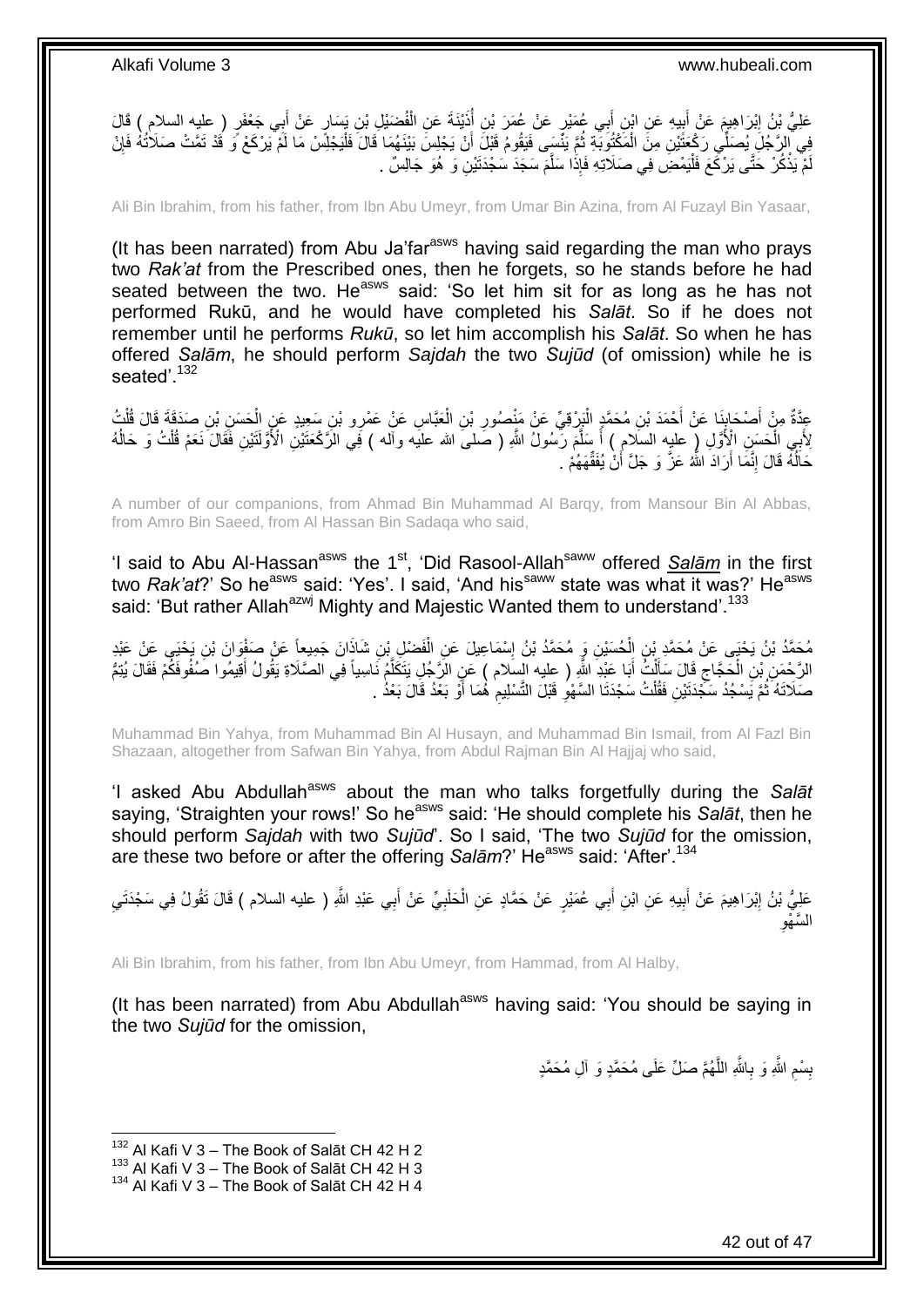عَلِيُّ بْنُ إِبْرَاهِيمَ عَنْ أَبِيهِ عَنِ ابْنِ أَبِي عُمَيْرٍ عَنْ عُمَرَ بْنِ أُذَيْنَةَ عَنِ الْفُضَيْلِ بْنِ يَسَارٍ عَنْ أَبِي جَعْفَرٍ ( عليه السلام ) قَالَ فِي الرَّجُلِ يُصَلِّي رَكْعَتَيْنِ مِنَ الْمَكْتُوبَةِ ثُمَّ يَنْسَى فَيَقُومُ قَبْلَ أَنْ يَجْلِسَ بَيْنَهُمَا قَالَ فَلْيَجْلِسْ مَا لَمْ يَرْكَعْ وَ قَدْ تَمَّتْ صَلَاتُهُ فَإِنْ لَمْ يَذْكُرْ حَتَّى يَرْكَعَ فَلْيَمْضِ فِي صَلَاتِهِ فَإِذَا سَلَّمَ سَجَدَ سَجْدَتَيْنِ وَ هُوَ جَالِسٌ .

Ali Bin Ibrahim, from his father, from Ibn Abu Umeyr, from Umar Bin Azina, from Al Fuzayl Bin Yasaar,

(It has been narrated) from Abu Ja'far[asws] having said regarding the man who prays two *Rak'at* from the Prescribed ones, then he forgets, so he stands before he had seated between the two. He[asws] said: 'So let him sit for as long as he has not performed Rukū, and he would have completed his *Salāt*. So if he does not remember until he performs *Rukū*, so let him accomplish his *Salāt*. So when he has offered *Salām*, he should perform *Sajdah* the two *Sujūd* (of omission) while he is seated'.[132]

عِدَّةٌ مِنْ أَصْحَابِنَا عَنْ أَحْمَدَ بْنِ مُحَمَّدٍ الْبَرْقِيِّ عَنْ مَنْصُورِ بْنِ الْعَبَّاسِ عَنْ عَمْرِو بْنِ سَعِيدٍ عَنِ الْحَسَنِ بْنِ صَدَقَةَ قَالَ قُلْتُ لِأَبِي الْحَسَنِ الْأَوَّلِ ( عليه السلام ) أَ سَلَّمَ رَسُولُ اللَّهِ ( صلى الله عليه وآله ) فِي الرَّكْعَتَيْنِ الْأَوَّلَتَيْنِ فَقَالَ نَعَمْ قُلْتُ وَ حَالُهُ حَالُهُ قَالَ إِنَّمَا أَرَادَ اللَّهُ عَزَّ وَ جَلَّ أَنْ يُفَقِّهَهُمْ .

A number of our companions, from Ahmad Bin Muhammad Al Barqy, from Mansour Bin Al Abbas, from Amro Bin Saeed, from Al Hassan Bin Sadaqa who said,

'I said to Abu Al-Hassan[asws] the 1st, 'Did Rasool-Allah[saww] offered *Salām* in the first two *Rak'at*?' So he[asws] said: 'Yes'. I said, 'And his[saww] state was what it was?' He[asws] said: 'But rather Allah[azwj] Mighty and Majestic Wanted them to understand'.[133]

مُحَمَّدُ بْنُ يَحْيَى عَنْ مُحَمَّدِ بْنِ الْحُسَيْنِ وَ مُحَمَّدُ بْنُ إِسْمَاعِيلَ عَنِ الْفَضْلِ بْنِ شَاذَانَ جَمِيعاً عَنْ صَفْوَانَ بْنِ يَحْيَى عَنْ عَبْدِ الرَّحْمَنِ بْنِ الْحَجَّاجِ قَالَ سَأَلْتُ أَبَا عَبْدِ اللَّهِ ( عليه السلام ) عَنِ الرَّجُلِ يَتَكَلَّمُ نَاسِياً فِي الصَّلَاةِ يَقُولُ أَقِيمُوا صُفُوفَكُمْ فَقَالَ يُتِمُّ صَلَاتَهُ ثُمَّ يَسْجُدُ سَجْدَتَيْنِ فَقُلْتُ سَجْدَتَا السَّهْوِ قَبْلَ التَّسْلِيمِ هُمَا أَوْ بَعْدُ قَالَ بَعْدُ .

Muhammad Bin Yahya, from Muhammad Bin Al Husayn, and Muhammad Bin Ismail, from Al Fazl Bin Shazaan, altogether from Safwan Bin Yahya, from Abdul Rajman Bin Al Hajjaj who said,

'I asked Abu Abdullah[asws] about the man who talks forgetfully during the *Salāt* saying, 'Straighten your rows!' So he[asws] said: 'He should complete his *Salāt*, then he should perform *Sajdah* with two *Sujūd*'. So I said, 'The two *Sujūd* for the omission, are these two before or after the offering *Salām*?' He[asws] said: 'After'.[134]

عَلِيُّ بْنُ إِبْرَاهِيمَ عَنْ أَبِيهِ عَنِ ابْنِ أَبِي عُمَيْرٍ عَنْ حَمَّادٍ عَنِ الْحَلَبِيِّ عَنْ أَبِي عَبْدِ اللَّهِ ( عليه السلام ) قَالَ تَقُولُ فِي سَجْدَتَيِ السَّهْوِ

Ali Bin Ibrahim, from his father, from Ibn Abu Umeyr, from Hammad, from Al Halby,

(It has been narrated) from Abu Abdullah[asws] having said: 'You should be saying in the two *Sujūd* for the omission,

بِسْمِ اللَّهِ وَ بِاللَّهِ اللَّهُمَّ صَلِّ عَلَى مُحَمَّدٍ وَ آلِ مُحَمَّدٍ

[132] Al Kafi V 3 – The Book of Salāt CH 42 H 2
[133] Al Kafi V 3 – The Book of Salāt CH 42 H 3
[134] Al Kafi V 3 – The Book of Salāt CH 42 H 4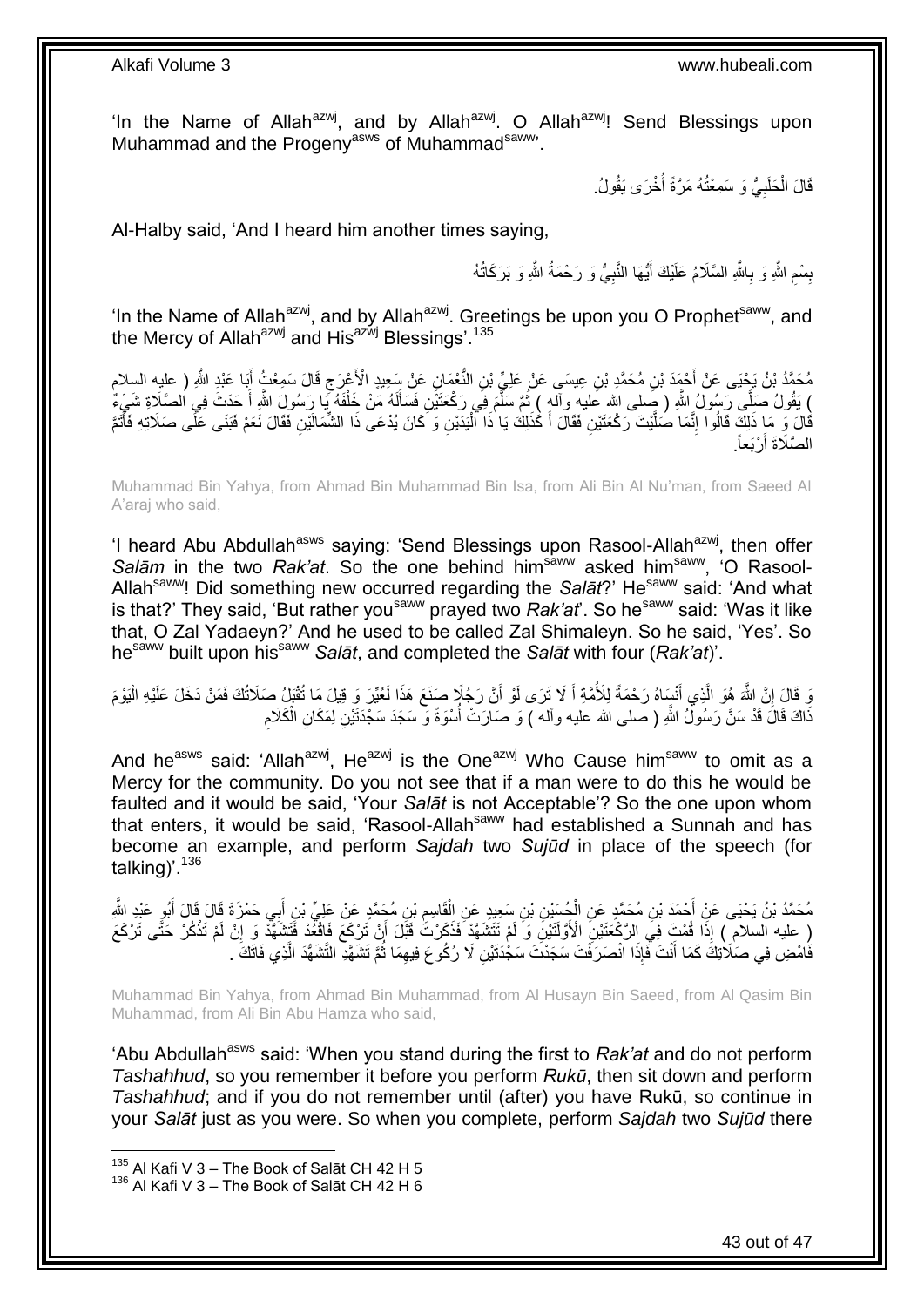'In the Name of Allah[azwj], and by Allah[azwj]. O Allah[azwj]! Send Blessings upon Muhammad and the Progeny[asws] of Muhammad[saww]'.

قَالَ الْحَلَبِيُّ وَ سَمِعْتُهُ مَرَّةً أُخْرَى يَقُولُ

Al-Halby said, 'And I heard him another times saying,

بِسْمِ اللَّهِ وَ بِاللَّهِ السَّلَامُ عَلَيْكَ أَيُّهَا النَّبِيُّ وَ رَحْمَةُ اللَّهِ وَ بَرَكَاتُهُ

'In the Name of Allah[azwj], and by Allah[azwj]. Greetings be upon you O Prophet[saww], and the Mercy of Allah[azwj] and His[azwj] Blessings'.[135]

مُحَمَّدُ بْنُ يَحْيَى عَنْ أَحْمَدَ بْنِ مُحَمَّدِ بْنِ عِيسَى عَنْ عَلِيِّ بْنِ النُّعْمَانِ عَنْ سَعِيدٍ الْأَعْرَجِ قَالَ سَمِعْتُ أَبَا عَبْدِ اللَّهِ ( عليه السلام ) يَقُولُ صَلَّى رَسُولُ اللَّهِ ( صلى الله عليه وآله ) ثُمَّ سَلَّمَ فِي رَكْعَتَيْنِ فَسَأَلَهُ مَنْ خَلْفَهُ يَا رَسُولَ اللَّهِ أَ حَدَثَ فِي الصَّلَاةِ شَيْءٌ قَالَ وَ مَا ذَلِكَ قَالُوا إِنَّمَا صَلَّيْتَ رَكْعَتَيْنِ فَقَالَ أَ كَذَلِكَ يَا ذَا الْيَدَيْنِ وَ كَانَ يُدْعَى ذَا الشِّمَالَيْنِ فَقَالَ نَعَمْ فَبَنَى عَلَى صَلَاتِهِ فَأَتَمَّ الصَّلَاةَ أَرْبَعاً.

Muhammad Bin Yahya, from Ahmad Bin Muhammad Bin Isa, from Ali Bin Al Nu'man, from Saeed Al A'araj who said,

'I heard Abu Abdullah[asws] saying: 'Send Blessings upon Rasool-Allah[azwj], then offer *Salām* in the two *Rak'at*. So the one behind him[saww] asked him[saww], 'O Rasool-Allah[saww]! Did something new occurred regarding the *Salāt*?' He[saww] said: 'And what is that?' They said, 'But rather you[saww] prayed two *Rak'at*'. So he[saww] said: 'Was it like that, O Zal Yadaeyn?' And he used to be called Zal Shimaleyn. So he said, 'Yes'. So he[saww] built upon his[saww] *Salāt*, and completed the *Salāt* with four (*Rak'at*)'.

وَ قَالَ إِنَّ اللَّهَ هُوَ الَّذِي أَنْسَاهُ رَحْمَةً لِلْأُمَّةِ أَ لَا تَرَى لَوْ أَنَّ رَجُلًا صَنَعَ هَذَا لَعُيِّرَ وَ قِيلَ مَا تُقْبَلُ صَلَاتُكَ فَمَنْ دَخَلَ عَلَيْهِ الْيَوْمَ ذَاكَ قَالَ قَدْ سَنَّ رَسُولُ اللَّهِ ( صلى الله عليه وآله ) وَ صَارَتْ أُسْوَةً وَ سَجَدَ سَجْدَتَيْنِ لِمَكَانِ الْكَلَامِ

And he[asws] said: 'Allah[azwj], He[azwj] is the One[azwj] Who Cause him[saww] to omit as a Mercy for the community. Do you not see that if a man were to do this he would be faulted and it would be said, 'Your *Salāt* is not Acceptable'? So the one upon whom that enters, it would be said, 'Rasool-Allah[saww] had established a Sunnah and has become an example, and perform *Sajdah* two *Sujūd* in place of the speech (for talking)'.[136]

مُحَمَّدُ بْنُ يَحْيَى عَنْ أَحْمَدَ بْنِ مُحَمَّدٍ عَنِ الْحُسَيْنِ بْنِ سَعِيدٍ عَنِ الْقَاسِمِ بْنِ مُحَمَّدٍ عَنْ عَلِيِّ بْنِ أَبِي حَمْزَةَ قَالَ قَالَ أَبُو عَبْدِ اللَّهِ ( عليه السلام ) إِذَا قُمْتَ فِي الرَّكْعَتَيْنِ الْأُولَتَيْنِ وَ لَمْ تَتَشَهَّدْ فَذَكَرْتَ قَبْلَ أَنْ تَرْكَعَ فَاقْعُدْ فَتَشَهَّدْ وَ إِنْ لَمْ تَذْكُرْ حَتَّى تَرْكَعَ فَامْضِ فِي صَلَاتِكَ كَمَا أَنْتَ فَإِذَا انْصَرَفْتَ سَجَدْتَ سَجْدَتَيْنِ لَا رُكُوعَ فِيهِمَا ثُمَّ تَشَهَّدِ التَّشَهُّدَ الَّذِي فَاتَكَ .

Muhammad Bin Yahya, from Ahmad Bin Muhammad, from Al Husayn Bin Saeed, from Al Qasim Bin Muhammad, from Ali Bin Abu Hamza who said,

'Abu Abdullah[asws] said: 'When you stand during the first to *Rak'at* and do not perform *Tashahhud*, so you remember it before you perform *Rukū*, then sit down and perform *Tashahhud*; and if you do not remember until (after) you have Rukū, so continue in your *Salāt* just as you were. So when you complete, perform *Sajdah* two *Sujūd* there

---

[135] Al Kafi V 3 – The Book of Salāt CH 42 H 5

[136] Al Kafi V 3 – The Book of Salāt CH 42 H 6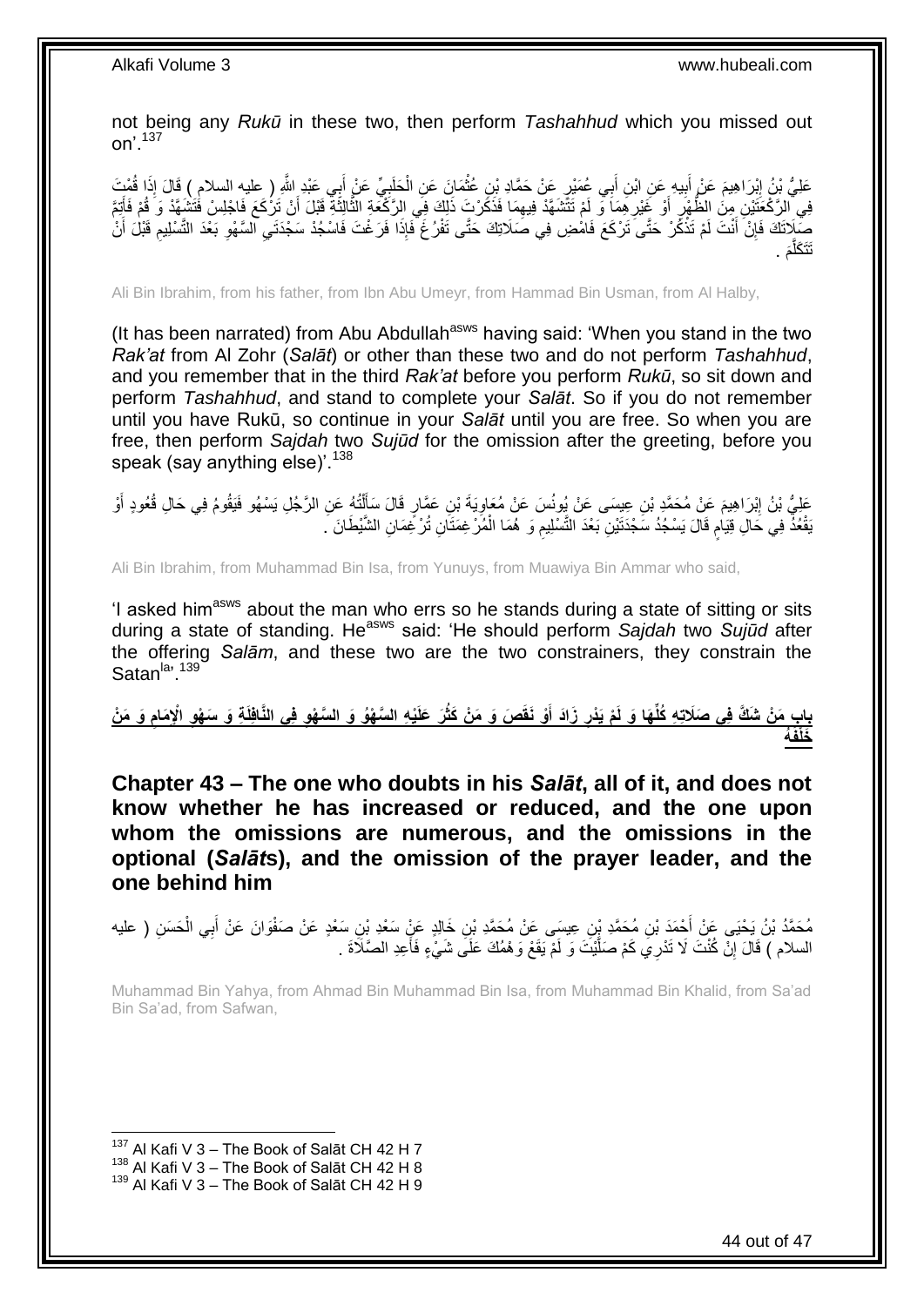not being any *Rukū* in these two, then perform *Tashahhud* which you missed out on'.[137]

عَلِيُّ بْنُ إِبْرَاهِيمَ عَنْ أَبِيهِ عَنِ ابْنِ أَبِي عُمَيْرٍ عَنْ حَمَّادِ بْنِ عُثْمَانَ عَنِ الْحَلَبِيِّ عَنْ أَبِي عَبْدِ اللَّهِ ( عليه السلام ) قَالَ إِذَا قُمْتَ فِي الرَّكْعَتَيْنِ مِنَ الظُّهْرِ أَوْ غَيْرِهِمَا وَ لَمْ تَتَشَهَّدْ فِيهِمَا فَذَكَرْتَ ذَلِكَ فِي الرَّكْعَةِ الثَّالِثَةِ قَبْلَ أَنْ تَرْكَعَ فَاجْلِسْ فَتَشَهَّدْ وَ قُمْ فَأَتِمَّ صَلَاتَكَ فَإِنْ أَنْتَ لَمْ تَذْكُرْ حَتَّى تَرْكَعَ فَامْضِ فِي صَلَاتِكَ حَتَّى تَفْرُغَ فَإِذَا فَرَغْتَ فَاسْجُدْ سَجْدَتَيِ السَّهْوِ بَعْدَ التَّسْلِيمِ قَبْلَ أَنْ تَتَكَلَّمَ .

Ali Bin Ibrahim, from his father, from Ibn Abu Umeyr, from Hammad Bin Usman, from Al Halby,

(It has been narrated) from Abu Abdullah[asws] having said: 'When you stand in the two *Rak'at* from Al Zohr (*Salāt*) or other than these two and do not perform *Tashahhud*, and you remember that in the third *Rak'at* before you perform *Rukū*, so sit down and perform *Tashahhud*, and stand to complete your *Salāt*. So if you do not remember until you have Rukū, so continue in your *Salāt* until you are free. So when you are free, then perform *Sajdah* two *Sujūd* for the omission after the greeting, before you speak (say anything else)'.[138]

عَلِيُّ بْنُ إِبْرَاهِيمَ عَنْ مُحَمَّدِ بْنِ عِيسَى عَنْ يُونُسَ عَنْ مُعَاوِيَةَ بْنِ عَمَّارٍ قَالَ سَأَلْتُهُ عَنِ الرَّجُلِ يَسْهُو فَيَقُومُ فِي حَالِ قُعُودٍ أَوْ يَقْعُدُ فِي حَالِ قِيَامٍ قَالَ يَسْجُدُ سَجْدَتَيْنِ بَعْدَ التَّسْلِيمِ وَ هُمَا الْمُرْغِمَتَانِ تُرْغِمَانِ الشَّيْطَانَ .

Ali Bin Ibrahim, from Muhammad Bin Isa, from Yunuys, from Muawiya Bin Ammar who said,

'I asked him[asws] about the man who errs so he stands during a state of sitting or sits during a state of standing. He[asws] said: 'He should perform *Sajdah* two *Sujūd* after the offering *Salām*, and these two are the two constrainers, they constrain the Satan[la]'.[139]

## بَابُ مَنْ شَكَّ فِي صَلَاتِهِ كُلِّهَا وَ لَمْ يَدْرِ زَادَ أَوْ نَقَصَ وَ مَنْ كَثُرَ عَلَيْهِ السَّهْوُ وَ السَّهْوِ فِي النَّافِلَةِ وَ سَهْوِ الْإِمَامِ وَ مَنْ خَلْفَهُ

## Chapter 43 – The one who doubts in his *Salāt*, all of it, and does not know whether he has increased or reduced, and the one upon whom the omissions are numerous, and the omissions in the optional (*Salāt*s), and the omission of the prayer leader, and the one behind him

مُحَمَّدُ بْنُ يَحْيَى عَنْ أَحْمَدَ بْنِ مُحَمَّدِ بْنِ عِيسَى عَنْ مُحَمَّدِ بْنِ خَالِدٍ عَنْ سَعْدِ بْنِ سَعْدٍ عَنْ صَفْوَانَ عَنْ أَبِي الْحَسَنِ ( عليه السلام ) قَالَ إِنْ كُنْتَ لَا تَدْرِي كَمْ صَلَّيْتَ وَ لَمْ يَقَعْ وَهْمُكَ عَلَى شَيْءٍ فَأَعِدِ الصَّلَاةَ .

Muhammad Bin Yahya, from Ahmad Bin Muhammad Bin Isa, from Muhammad Bin Khalid, from Sa'ad Bin Sa'ad, from Safwan,

[137] Al Kafi V 3 – The Book of Salāt CH 42 H 7
[138] Al Kafi V 3 – The Book of Salāt CH 42 H 8
[139] Al Kafi V 3 – The Book of Salāt CH 42 H 9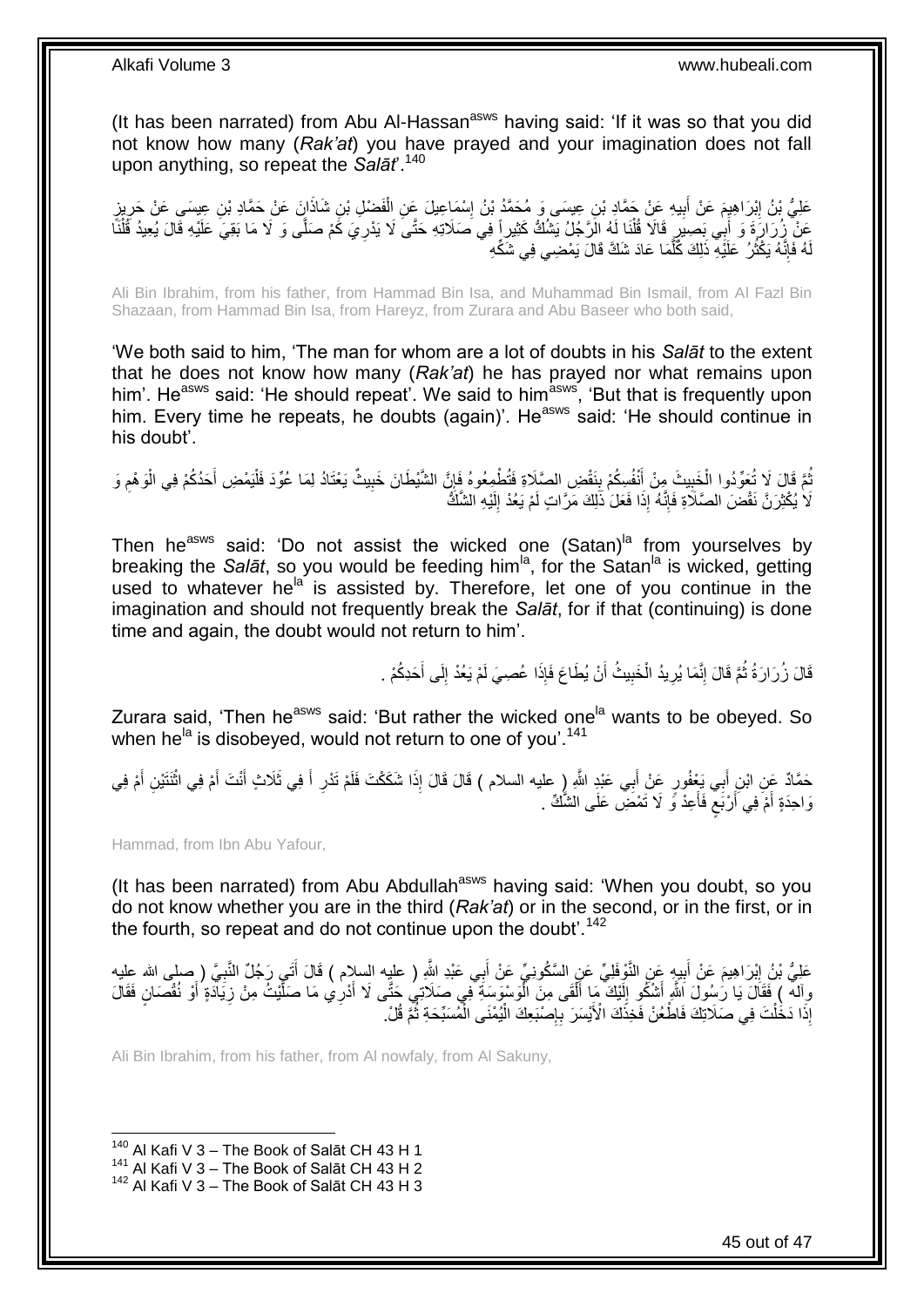(It has been narrated) from Abu Al-Hassan[asws] having said: 'If it was so that you did not know how many (*Rak'at*) you have prayed and your imagination does not fall upon anything, so repeat the *Salāt*'.[140]

عَلِيُّ بْنُ إِبْرَاهِيمَ عَنْ أَبِيهِ عَنْ حَمَّادِ بْنِ عِيسَى وَ مُحَمَّدُ بْنُ إِسْمَاعِيلَ عَنِ الْفَضْلِ بْنِ شَاذَانَ عَنْ حَمَّادِ بْنِ عِيسَى عَنْ حَرِيزٍ عَنْ زُرَارَةَ وَ أَبِي بَصِيرٍ قَالا قُلْنَا لَهُ الرَّجُلُ يَشُكُّ كَثِيراً فِي صَلَاتِهِ حَتَّى لَا يَدْرِيَ كَمْ صَلَّى وَ لَا مَا بَقِيَ عَلَيْهِ قَالَ يُعِيدُ قُلْنَا لَهُ فَإِنَّهُ يَكْثُرُ عَلَيْهِ ذَلِكَ كُلَّمَا عَادَ شَكَّ قَالَ يَمْضِي فِي شَكِّهِ

Ali Bin Ibrahim, from his father, from Hammad Bin Isa, and Muhammad Bin Ismail, from Al Fazl Bin Shazaan, from Hammad Bin Isa, from Hareyz, from Zurara and Abu Baseer who both said,

'We both said to him, 'The man for whom are a lot of doubts in his *Salāt* to the extent that he does not know how many (*Rak'at*) he has prayed nor what remains upon him'. He[asws] said: 'He should repeat'. We said to him[asws], 'But that is frequently upon him. Every time he repeats, he doubts (again)'. He[asws] said: 'He should continue in his doubt'.

ثُمَّ قَالَ لَا تُعَوِّدُوا الْخَبِيثَ مِنْ أَنْفُسِكُمْ بِنَقْضِ الصَّلَاةِ فَتُطْمِعُوهُ فَإِنَّ الشَّيْطَانَ خَبِيثٌ يَعْتَادُ لِمَا عُوِّدَ فَلْيَمْضِ أَحَدُكُمْ فِي الْوَهْمِ وَ لَا يُكْثِرَنَّ نَقْضَ الصَّلَاةِ فَإِنَّهُ إِذَا فَعَلَ ذَلِكَ مَرَّاتٍ لَمْ يَعُدْ إِلَيْهِ الشَّكُّ

Then he[asws] said: 'Do not assist the wicked one (Satan)[la] from yourselves by breaking the *Salāt*, so you would be feeding him[la], for the Satan[la] is wicked, getting used to whatever he[la] is assisted by. Therefore, let one of you continue in the imagination and should not frequently break the *Salāt*, for if that (continuing) is done time and again, the doubt would not return to him'.

قَالَ زُرَارَةُ ثُمَّ قَالَ إِنَّمَا يُرِيدُ الْخَبِيثُ أَنْ يُطَاعَ فَإِذَا عُصِيَ لَمْ يَعُدْ إِلَى أَحَدِكُمْ .

Zurara said, 'Then he[asws] said: 'But rather the wicked one[la] wants to be obeyed. So when he[la] is disobeyed, would not return to one of you'.[141]

حَمَّادٌ عَنِ ابْنِ أَبِي يَعْفُورٍ عَنْ أَبِي عَبْدِ اللَّهِ ( عليه السلام ) قَالَ إِذَا شَكَكْتَ فَلَمْ تَدْرِ أَ فِي ثَلَاثٍ أَنْتَ أَمْ فِي اثْنَتَيْنِ أَمْ فِي وَاحِدَةٍ أَمْ فِي أَرْبَعٍ فَأَعِدْ وَ لَا تَمْضِ عَلَى الشَّكِّ .

Hammad, from Ibn Abu Yafour,

(It has been narrated) from Abu Abdullah[asws] having said: 'When you doubt, so you do not know whether you are in the third (*Rak'at*) or in the second, or in the first, or in the fourth, so repeat and do not continue upon the doubt'.[142]

عَلِيُّ بْنُ إِبْرَاهِيمَ عَنْ أَبِيهِ عَنِ النَّوْفَلِيِّ عَنِ السَّكُونِيِّ عَنْ أَبِي عَبْدِ اللَّهِ ( عليه السلام ) قَالَ أَتَى رَجُلٌ النَّبِيَّ ( صلى الله عليه وآله ) فَقَالَ يَا رَسُولَ اللَّهِ أَشْكُو إِلَيْكَ مَا أَلْقَى مِنَ الْوَسْوَسَةِ فِي صَلَاتِي حَتَّى لَا أَدْرِي مَا صَلَّيْتُ مِنْ زِيَادَةٍ أَوْ نُقْصَانٍ فَقَالَ إِذَا دَخَلْتَ فِي صَلَاتِكَ فَاطْعُنْ فَخِذَكَ الْأَيْسَرَ بِإِصْبَعِكَ الْيُمْنَى الْمُسَبِّحَةِ ثُمَّ قُلْ

Ali Bin Ibrahim, from his father, from Al nowfaly, from Al Sakuny,

---

[140] Al Kafi V 3 – The Book of Salāt CH 43 H 1
[141] Al Kafi V 3 – The Book of Salāt CH 43 H 2
[142] Al Kafi V 3 – The Book of Salāt CH 43 H 3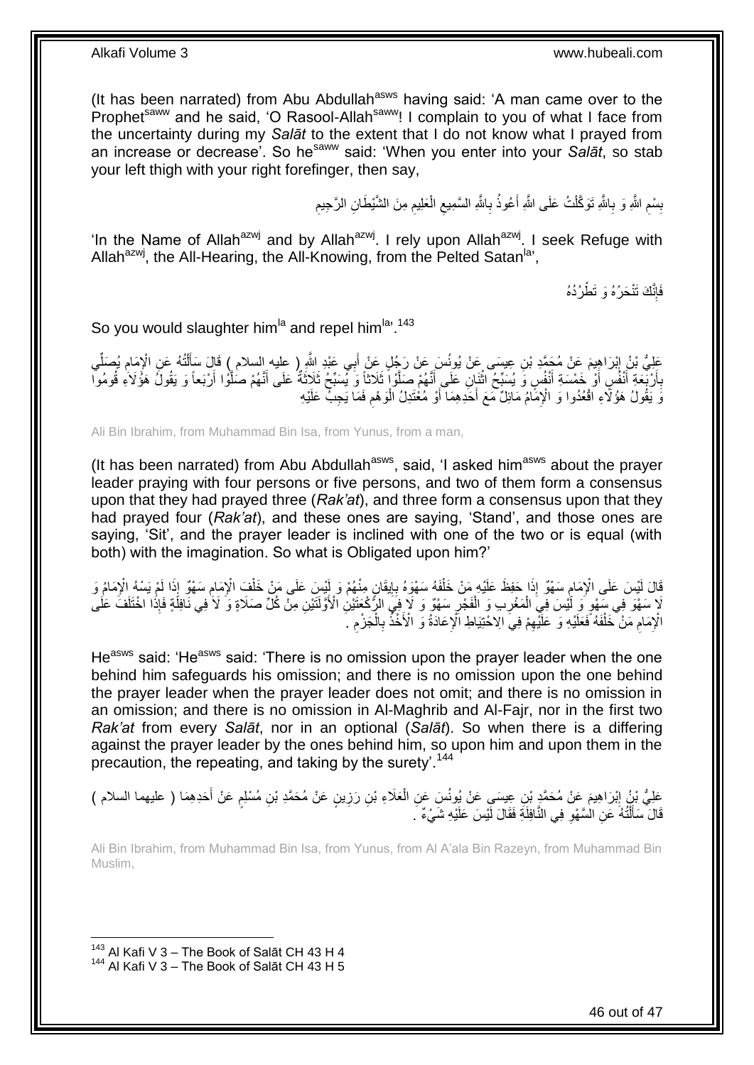(It has been narrated) from Abu Abdullah[asws] having said: 'A man came over to the Prophet[saww] and he said, 'O Rasool-Allah[saww]! I complain to you of what I face from the uncertainty during my *Salāt* to the extent that I do not know what I prayed from an increase or decrease'. So he[saww] said: 'When you enter into your *Salāt*, so stab your left thigh with your right forefinger, then say,

بِسْمِ اللَّهِ وَ بِاللَّهِ تَوَكَّلْتُ عَلَى اللَّهِ أَعُوذُ بِاللَّهِ السَّمِيعِ الْعَلِيمِ مِنَ الشَّيْطَانِ الرَّجِيمِ

'In the Name of Allah[azwj] and by Allah[azwj]. I rely upon Allah[azwj]. I seek Refuge with Allah[azwj], the All-Hearing, the All-Knowing, from the Pelted Satan[la]',

فَإِنَّكَ تَنْحَرُهُ وَ تَطْرُدُهُ

So you would slaughter him[la] and repel him[la]'.[143]

عَلِيُّ بْنُ إِبْرَاهِيمَ عَنْ مُحَمَّدِ بْنِ عِيسَى عَنْ يُونُسَ عَنْ رَجُلٍ عَنْ أَبِي عَبْدِ اللَّهِ ( عليه السلام ) قَالَ سَأَلْتُهُ عَنِ الْإِمَامِ يُصَلِّي بِأَرْبَعَةِ أَنْفُسٍ أَوْ خَمْسَةِ أَنْفُسٍ وَ يُسَبِّحُ اثْنَانِ عَلَى أَنَّهُمْ صَلَّوْا ثَلَاثاً وَ يُسَبِّحُ ثَلَاثَةٌ عَلَى أَنَّهُمْ صَلَّوْا أَرْبَعاً وَ يَقُولُ هَؤُلَاءِ قُومُوا وَ يَقُولُ هَؤُلَاءِ اقْعُدُوا وَ الْإِمَامُ مَائِلٌ مَعَ أَحَدِهِمَا أَوْ مُعْتَدِلُ الْوَهْمِ فَمَا يَجِبُ عَلَيْهِ

Ali Bin Ibrahim, from Muhammad Bin Isa, from Yunus, from a man,

(It has been narrated) from Abu Abdullah[asws], said, 'I asked him[asws] about the prayer leader praying with four persons or five persons, and two of them form a consensus upon that they had prayed three (*Rak'at*), and three form a consensus upon that they had prayed four (*Rak'at*), and these ones are saying, 'Stand', and those ones are saying, 'Sit', and the prayer leader is inclined with one of the two or is equal (with both) with the imagination. So what is Obligated upon him?'

قَالَ لَيْسَ عَلَى الْإِمَامِ سَهْوٌ إِذَا حَفِظَ عَلَيْهِ مَنْ خَلْفَهُ سَهْوَهُ بِإِيقَانٍ مِنْهُمْ وَ لَيْسَ عَلَى مَنْ خَلْفَ الْإِمَامِ سَهْوٌ إِذَا لَمْ يَسْهُ الْإِمَامُ وَ لَا سَهْوَ فِي سَهْوٍ وَ لَيْسَ فِي الْمَغْرِبِ وَ الْفَجْرِ سَهْوٌ وَ لَا فِي الرَّكْعَتَيْنِ الْأَوَّلَتَيْنِ مِنْ كُلِّ صَلَاةٍ وَ لَا فِي نَافِلَةٍ فَإِذَا اخْتَلَفَ عَلَى الْإِمَامِ مَنْ خَلْفَهُ فَعَلَيْهِ وَ عَلَيْهِمْ فِي الِاحْتِيَاطِ الْإِعَادَةُ وَ الْأَخْذُ بِالْجَزْمِ .

He[asws] said: 'He[asws] said: 'There is no omission upon the prayer leader when the one behind him safeguards his omission; and there is no omission upon the one behind the prayer leader when the prayer leader does not omit; and there is no omission in an omission; and there is no omission in Al-Maghrib and Al-Fajr, nor in the first two *Rak'at* from every *Salāt*, nor in an optional (*Salāt*). So when there is a differing against the prayer leader by the ones behind him, so upon him and upon them in the precaution, the repeating, and taking by the surety'.[144]

عَلِيُّ بْنُ إِبْرَاهِيمَ عَنْ مُحَمَّدِ بْنِ عِيسَى عَنْ يُونُسَ عَنِ الْعَلَاءِ بْنِ رَزِينٍ عَنْ مُحَمَّدِ بْنِ مُسْلِمٍ عَنْ أَحَدِهِمَا ( عليهما السلام ) قَالَ سَأَلْتُهُ عَنِ السَّهْوِ فِي النَّافِلَةِ فَقَالَ لَيْسَ عَلَيْهِ شَيْءٌ .

Ali Bin Ibrahim, from Muhammad Bin Isa, from Yunus, from Al A'ala Bin Razeyn, from Muhammad Bin Muslim,

---

[143] Al Kafi V 3 – The Book of Salāt CH 43 H 4
[144] Al Kafi V 3 – The Book of Salāt CH 43 H 5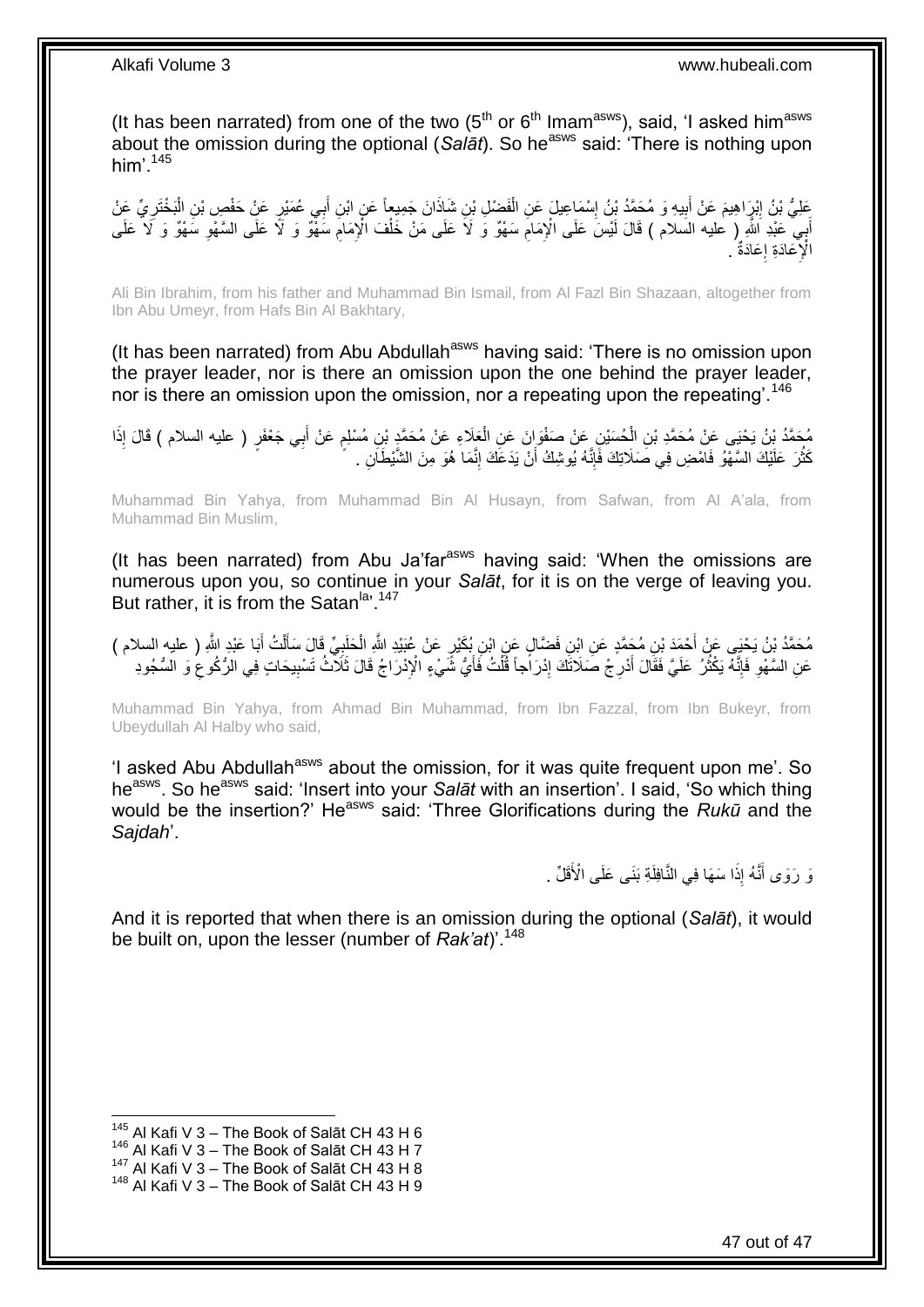(It has been narrated) from one of the two (5th or 6th Imam[asws]), said, 'I asked him[asws] about the omission during the optional (*Salāt*). So he[asws] said: 'There is nothing upon him'.[145]

عَلِيُّ بْنُ إِبْرَاهِيمَ عَنْ أَبِيهِ وَ مُحَمَّدُ بْنُ إِسْمَاعِيلَ عَنِ الْفَضْلِ بْنِ شَاذَانَ جَمِيعاً عَنِ ابْنِ أَبِي عُمَيْرٍ عَنْ حَفْصِ بْنِ الْبَخْتَرِيِّ عَنْ أَبِي عَبْدِ اللَّهِ ( عليه السلام ) قَالَ لَيْسَ عَلَى الْإِمَامِ سَهْوٌ وَ لَا عَلَى مَنْ خَلْفَ الْإِمَامِ سَهْوٌ وَ لَا عَلَى السَّهْوِ سَهْوٌ وَ لَا عَلَى الْإِعَادَةِ إِعَادَةٌ .

Ali Bin Ibrahim, from his father and Muhammad Bin Ismail, from Al Fazl Bin Shazaan, altogether from Ibn Abu Umeyr, from Hafs Bin Al Bakhtary,

(It has been narrated) from Abu Abdullah[asws] having said: 'There is no omission upon the prayer leader, nor is there an omission upon the one behind the prayer leader, nor is there an omission upon the omission, nor a repeating upon the repeating'.[146]

مُحَمَّدُ بْنُ يَحْيَى عَنْ مُحَمَّدِ بْنِ الْحُسَيْنِ عَنْ صَفْوَانَ عَنِ الْعَلَاءِ عَنْ مُحَمَّدِ بْنِ مُسْلِمٍ عَنْ أَبِي جَعْفَرٍ ( عليه السلام ) قَالَ إِذَا كَثُرَ عَلَيْكَ السَّهْوُ فَامْضِ فِي صَلَاتِكَ فَإِنَّهُ يُوشِكُ أَنْ يَدَعَكَ إِنَّمَا هُوَ مِنَ الشَّيْطَانِ .

Muhammad Bin Yahya, from Muhammad Bin Al Husayn, from Safwan, from Al A'ala, from Muhammad Bin Muslim,

(It has been narrated) from Abu Ja'far[asws] having said: 'When the omissions are numerous upon you, so continue in your *Salāt*, for it is on the verge of leaving you. But rather, it is from the Satan[la]'.[147]

مُحَمَّدُ بْنُ يَحْيَى عَنْ أَحْمَدَ بْنِ مُحَمَّدٍ عَنِ ابْنِ فَضَّالٍ عَنِ ابْنِ بُكَيْرٍ عَنْ عُبَيْدِ اللَّهِ الْحَلَبِيِّ قَالَ سَأَلْتُ أَبَا عَبْدِ اللَّهِ ( عليه السلام ) عَنِ السَّهْوِ فَإِنَّهُ يَكْثُرُ عَلَيَّ فَقَالَ أَدْرِجْ صَلَاتَكَ إِدْرَاجاً قُلْتُ فَأَيُّ شَيْءٍ الْإِدْرَاجُ قَالَ ثَلَاثُ تَسْبِيحَاتٍ فِي الرُّكُوعِ وَ السُّجُودِ

Muhammad Bin Yahya, from Ahmad Bin Muhammad, from Ibn Fazzal, from Ibn Bukeyr, from Ubeydullah Al Halby who said,

'I asked Abu Abdullah[asws] about the omission, for it was quite frequent upon me'. So he[asws]. So he[asws] said: 'Insert into your *Salāt* with an insertion'. I said, 'So which thing would be the insertion?' He[asws] said: 'Three Glorifications during the *Rukū* and the *Sajdah*'.

وَ رَوَى أَنَّهُ إِذَا سَهَا فِي النَّافِلَةِ بَنَى عَلَى الْأَقَلِّ .

And it is reported that when there is an omission during the optional (*Salāt*), it would be built on, upon the lesser (number of *Rak'at*)'.[148]

---

[145] Al Kafi V 3 – The Book of Salāt CH 43 H 6
[146] Al Kafi V 3 – The Book of Salāt CH 43 H 7
[147] Al Kafi V 3 – The Book of Salāt CH 43 H 8
[148] Al Kafi V 3 – The Book of Salāt CH 43 H 9